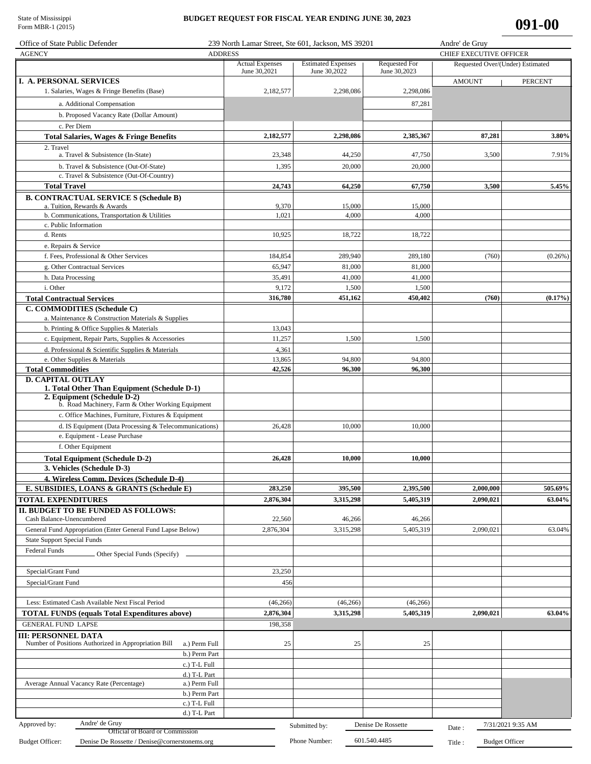State of Mississippi
Form MBR-1 (2015)

**BUDGET REQUEST FOR FISCAL YEAR ENDING JUNE 30, 2023**

# 091-00

| Office of State Public Defender | 239 North Lamar Street, Ste 601, Jackson, MS 39201 | Andre' de Gruy |
|---|---|---|
| AGENCY | ADDRESS | CHIEF EXECUTIVE OFFICER |

| | Actual Expenses June 30,2021 | Estimated Expenses June 30,2022 | Requested For June 30,2023 | Requested Over/(Under) Estimated AMOUNT | PERCENT |
|---|---|---|---|---|---|
| **I. A. PERSONAL SERVICES** | | | | | |
| 1. Salaries, Wages & Fringe Benefits (Base) | 2,182,577 | 2,298,086 | 2,298,086 | | |
| a. Additional Compensation | | | 87,281 | | |
| b. Proposed Vacancy Rate (Dollar Amount) | | | | | |
| c. Per Diem | | | | | |
| **Total Salaries, Wages & Fringe Benefits** | **2,182,577** | **2,298,086** | **2,385,367** | **87,281** | **3.80%** |
| 2. Travel a. Travel & Subsistence (In-State) | 23,348 | 44,250 | 47,750 | 3,500 | 7.91% |
| b. Travel & Subsistence (Out-Of-State) | 1,395 | 20,000 | 20,000 | | |
| c. Travel & Subsistence (Out-Of-Country) | | | | | |
| **Total Travel** | **24,743** | **64,250** | **67,750** | **3,500** | **5.45%** |
| **B. CONTRACTUAL SERVICE S (Schedule B)** | | | | | |
| a. Tuition, Rewards & Awards | 9,370 | 15,000 | 15,000 | | |
| b. Communications, Transportation & Utilities | 1,021 | 4,000 | 4,000 | | |
| c. Public Information | | | | | |
| d. Rents | 10,925 | 18,722 | 18,722 | | |
| e. Repairs & Service | | | | | |
| f. Fees, Professional & Other Services | 184,854 | 289,940 | 289,180 | (760) | (0.26%) |
| g. Other Contractual Services | 65,947 | 81,000 | 81,000 | | |
| h. Data Processing | 35,491 | 41,000 | 41,000 | | |
| i. Other | 9,172 | 1,500 | 1,500 | | |
| **Total Contractual Services** | **316,780** | **451,162** | **450,402** | **(760)** | **(0.17%)** |
| **C. COMMODITIES (Schedule C)** | | | | | |
| a. Maintenance & Construction Materials & Supplies | | | | | |
| b. Printing & Office Supplies & Materials | 13,043 | | | | |
| c. Equipment, Repair Parts, Supplies & Accessories | 11,257 | 1,500 | 1,500 | | |
| d. Professional & Scientific Supplies & Materials | 4,361 | | | | |
| e. Other Supplies & Materials | 13,865 | 94,800 | 94,800 | | |
| **Total Commodities** | **42,526** | **96,300** | **96,300** | | |
| **D. CAPITAL OUTLAY** | | | | | |
| **1. Total Other Than Equipment (Schedule D-1)** | | | | | |
| **2. Equipment (Schedule D-2)** b. Road Machinery, Farm & Other Working Equipment | | | | | |
| c. Office Machines, Furniture, Fixtures & Equipment | | | | | |
| d. IS Equipment (Data Processing & Telecommunications) | 26,428 | 10,000 | 10,000 | | |
| e. Equipment - Lease Purchase | | | | | |
| f. Other Equipment | | | | | |
| **Total Equipment (Schedule D-2)** | **26,428** | **10,000** | **10,000** | | |
| **3. Vehicles (Schedule D-3)** | | | | | |
| **4. Wireless Comm. Devices (Schedule D-4)** | | | | | |
| **E. SUBSIDIES, LOANS & GRANTS (Schedule E)** | **283,250** | **395,500** | **2,395,500** | **2,000,000** | **505.69%** |
| **TOTAL EXPENDITURES** | **2,876,304** | **3,315,298** | **5,405,319** | **2,090,021** | **63.04%** |
| **II. BUDGET TO BE FUNDED AS FOLLOWS:** | | | | | |
| Cash Balance-Unencumbered | 22,560 | 46,266 | 46,266 | | |
| General Fund Appropriation (Enter General Fund Lapse Below) | 2,876,304 | 3,315,298 | 5,405,319 | 2,090,021 | 63.04% |
| State Support Special Funds | | | | | |
| Federal Funds — Other Special Funds (Specify) | | | | | |
| Special/Grant Fund | 23,250 | | | | |
| Special/Grant Fund | 456 | | | | |
| Less: Estimated Cash Available Next Fiscal Period | (46,266) | (46,266) | (46,266) | | |
| **TOTAL FUNDS (equals Total Expenditures above)** | **2,876,304** | **3,315,298** | **5,405,319** | **2,090,021** | **63.04%** |
| GENERAL FUND LAPSE | 198,358 | | | | |
| **III: PERSONNEL DATA** | | | | | |
| Number of Positions Authorized in Appropriation Bill a.) Perm Full | 25 | 25 | 25 | | |
| b.) Perm Part | | | | | |
| c.) T-L Full | | | | | |
| d.) T-L Part | | | | | |
| Average Annual Vacancy Rate (Percentage) a.) Perm Full | | | | | |
| b.) Perm Part | | | | | |
| c.) T-L Full | | | | | |
| d.) T-L Part | | | | | |

Approved by: Andre' de Gruy
Official of Board or Commission

Submitted by: Denise De Rossette

Date : 7/31/2021 9:35 AM

Budget Officer: Denise De Rossette / Denise@cornerstonems.org

Phone Number: 601.540.4485

Title : Budget Officer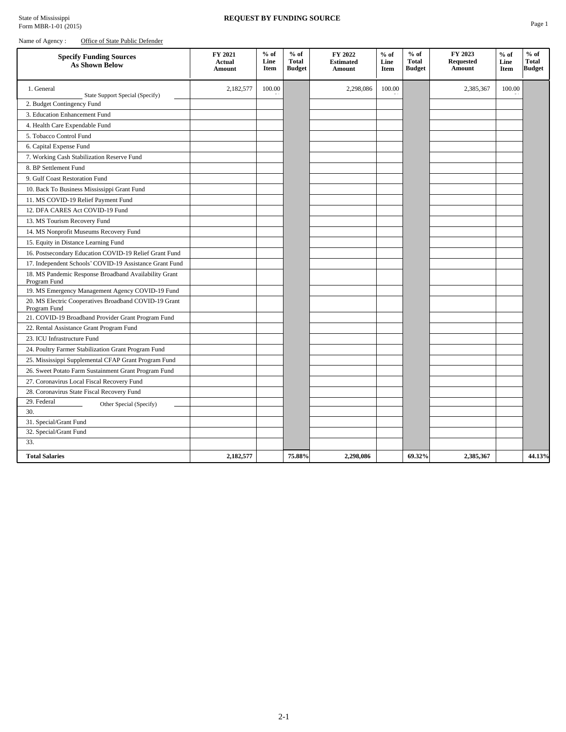State of Mississippi
Form MBR-1-01 (2015)

# REQUEST BY FUNDING SOURCE

Name of Agency : Office of State Public Defender

| Specify Funding Sources As Shown Below | FY 2021 Actual Amount | % of Line Item | % of Total Budget | FY 2022 Estimated Amount | % of Line Item | % of Total Budget | FY 2023 Requested Amount | % of Line Item | % of Total Budget |
|---|---|---|---|---|---|---|---|---|---|
| 1. General State Support Special (Specify) | 2,182,577 | 100.00 | | 2,298,086 | 100.00 | | 2,385,367 | 100.00 | |
| 2. Budget Contingency Fund | | | | | | | | | |
| 3. Education Enhancement Fund | | | | | | | | | |
| 4. Health Care Expendable Fund | | | | | | | | | |
| 5. Tobacco Control Fund | | | | | | | | | |
| 6. Capital Expense Fund | | | | | | | | | |
| 7. Working Cash Stabilization Reserve Fund | | | | | | | | | |
| 8. BP Settlement Fund | | | | | | | | | |
| 9. Gulf Coast Restoration Fund | | | | | | | | | |
| 10. Back To Business Mississippi Grant Fund | | | | | | | | | |
| 11. MS COVID-19 Relief Payment Fund | | | | | | | | | |
| 12. DFA CARES Act COVID-19 Fund | | | | | | | | | |
| 13. MS Tourism Recovery Fund | | | | | | | | | |
| 14. MS Nonprofit Museums Recovery Fund | | | | | | | | | |
| 15. Equity in Distance Learning Fund | | | | | | | | | |
| 16. Postsecondary Education COVID-19 Relief Grant Fund | | | | | | | | | |
| 17. Independent Schools' COVID-19 Assistance Grant Fund | | | | | | | | | |
| 18. MS Pandemic Response Broadband Availability Grant Program Fund | | | | | | | | | |
| 19. MS Emergency Management Agency COVID-19 Fund | | | | | | | | | |
| 20. MS Electric Cooperatives Broadband COVID-19 Grant Program Fund | | | | | | | | | |
| 21. COVID-19 Broadband Provider Grant Program Fund | | | | | | | | | |
| 22. Rental Assistance Grant Program Fund | | | | | | | | | |
| 23. ICU Infrastructure Fund | | | | | | | | | |
| 24. Poultry Farmer Stabilization Grant Program Fund | | | | | | | | | |
| 25. Mississippi Supplemental CFAP Grant Program Fund | | | | | | | | | |
| 26. Sweet Potato Farm Sustainment Grant Program Fund | | | | | | | | | |
| 27. Coronavirus Local Fiscal Recovery Fund | | | | | | | | | |
| 28. Coronavirus State Fiscal Recovery Fund | | | | | | | | | |
| 29. Federal Other Special (Specify) | | | | | | | | | |
| 30. | | | | | | | | | |
| 31. Special/Grant Fund | | | | | | | | | |
| 32. Special/Grant Fund | | | | | | | | | |
| 33. | | | | | | | | | |
| **Total Salaries** | **2,182,577** | | **75.88%** | **2,298,086** | | **69.32%** | **2,385,367** | | **44.13%** |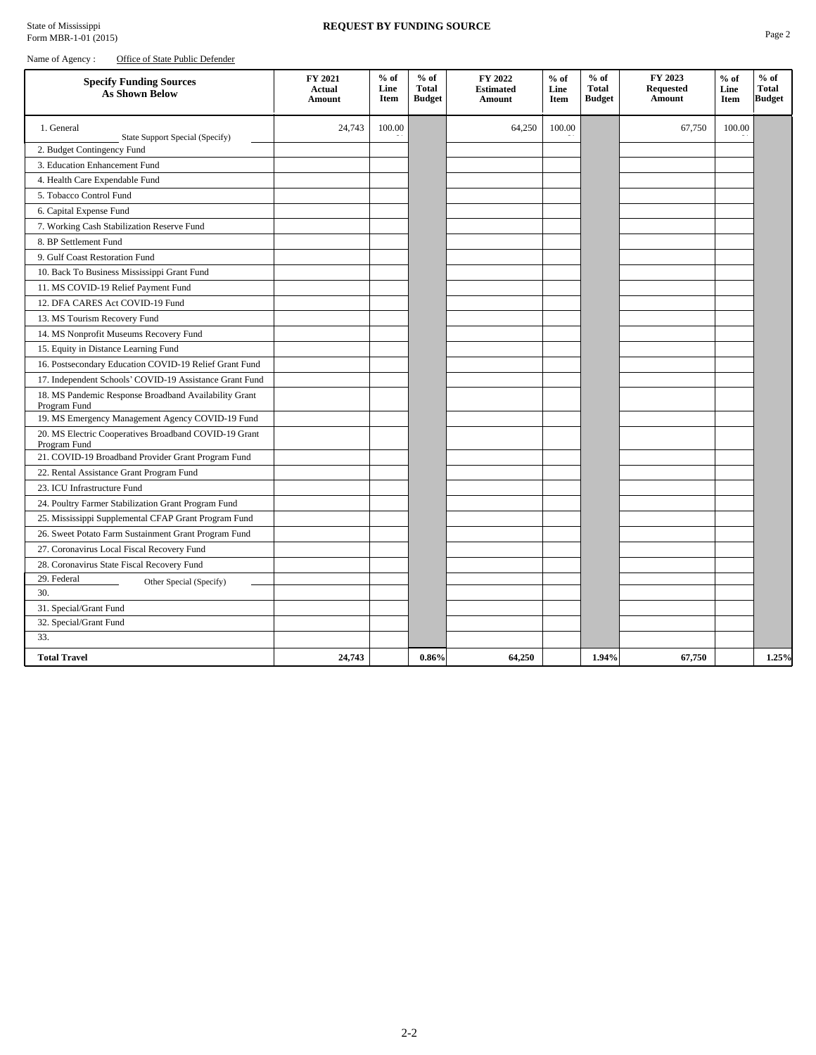State of Mississippi
Form MBR-1-01 (2015)

# REQUEST BY FUNDING SOURCE

Name of Agency : Office of State Public Defender

| Specify Funding Sources As Shown Below | FY 2021 Actual Amount | % of Line Item | % of Total Budget | FY 2022 Estimated Amount | % of Line Item | % of Total Budget | FY 2023 Requested Amount | % of Line Item | % of Total Budget |
|---|---|---|---|---|---|---|---|---|---|
| 1. General — State Support Special (Specify) | 24,743 | 100.00 | | 64,250 | 100.00 | | 67,750 | 100.00 | |
| 2. Budget Contingency Fund | | | | | | | | | |
| 3. Education Enhancement Fund | | | | | | | | | |
| 4. Health Care Expendable Fund | | | | | | | | | |
| 5. Tobacco Control Fund | | | | | | | | | |
| 6. Capital Expense Fund | | | | | | | | | |
| 7. Working Cash Stabilization Reserve Fund | | | | | | | | | |
| 8. BP Settlement Fund | | | | | | | | | |
| 9. Gulf Coast Restoration Fund | | | | | | | | | |
| 10. Back To Business Mississippi Grant Fund | | | | | | | | | |
| 11. MS COVID-19 Relief Payment Fund | | | | | | | | | |
| 12. DFA CARES Act COVID-19 Fund | | | | | | | | | |
| 13. MS Tourism Recovery Fund | | | | | | | | | |
| 14. MS Nonprofit Museums Recovery Fund | | | | | | | | | |
| 15. Equity in Distance Learning Fund | | | | | | | | | |
| 16. Postsecondary Education COVID-19 Relief Grant Fund | | | | | | | | | |
| 17. Independent Schools' COVID-19 Assistance Grant Fund | | | | | | | | | |
| 18. MS Pandemic Response Broadband Availability Grant Program Fund | | | | | | | | | |
| 19. MS Emergency Management Agency COVID-19 Fund | | | | | | | | | |
| 20. MS Electric Cooperatives Broadband COVID-19 Grant Program Fund | | | | | | | | | |
| 21. COVID-19 Broadband Provider Grant Program Fund | | | | | | | | | |
| 22. Rental Assistance Grant Program Fund | | | | | | | | | |
| 23. ICU Infrastructure Fund | | | | | | | | | |
| 24. Poultry Farmer Stabilization Grant Program Fund | | | | | | | | | |
| 25. Mississippi Supplemental CFAP Grant Program Fund | | | | | | | | | |
| 26. Sweet Potato Farm Sustainment Grant Program Fund | | | | | | | | | |
| 27. Coronavirus Local Fiscal Recovery Fund | | | | | | | | | |
| 28. Coronavirus State Fiscal Recovery Fund | | | | | | | | | |
| 29. Federal — Other Special (Specify) | | | | | | | | | |
| 30. | | | | | | | | | |
| 31. Special/Grant Fund | | | | | | | | | |
| 32. Special/Grant Fund | | | | | | | | | |
| 33. | | | | | | | | | |
| **Total Travel** | **24,743** | | **0.86%** | **64,250** | | **1.94%** | **67,750** | | **1.25%** |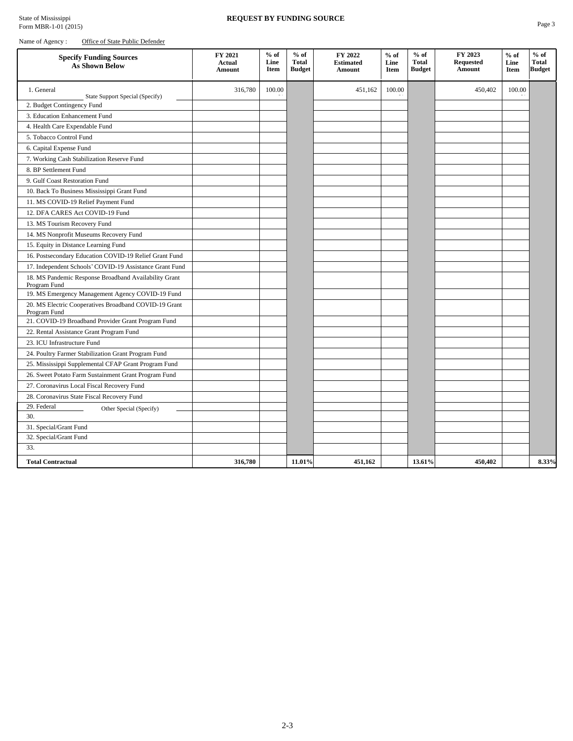State of Mississippi
Form MBR-1-01 (2015)

**REQUEST BY FUNDING SOURCE**

Name of Agency : Office of State Public Defender

| Specify Funding Sources As Shown Below | FY 2021 Actual Amount | % of Line Item | % of Total Budget | FY 2022 Estimated Amount | % of Line Item | % of Total Budget | FY 2023 Requested Amount | % of Line Item | % of Total Budget |
|---|---|---|---|---|---|---|---|---|---|
| 1. General — State Support Special (Specify) | 316,780 | 100.00 | | 451,162 | 100.00 | | 450,402 | 100.00 | |
| 2. Budget Contingency Fund | | | | | | | | | |
| 3. Education Enhancement Fund | | | | | | | | | |
| 4. Health Care Expendable Fund | | | | | | | | | |
| 5. Tobacco Control Fund | | | | | | | | | |
| 6. Capital Expense Fund | | | | | | | | | |
| 7. Working Cash Stabilization Reserve Fund | | | | | | | | | |
| 8. BP Settlement Fund | | | | | | | | | |
| 9. Gulf Coast Restoration Fund | | | | | | | | | |
| 10. Back To Business Mississippi Grant Fund | | | | | | | | | |
| 11. MS COVID-19 Relief Payment Fund | | | | | | | | | |
| 12. DFA CARES Act COVID-19 Fund | | | | | | | | | |
| 13. MS Tourism Recovery Fund | | | | | | | | | |
| 14. MS Nonprofit Museums Recovery Fund | | | | | | | | | |
| 15. Equity in Distance Learning Fund | | | | | | | | | |
| 16. Postsecondary Education COVID-19 Relief Grant Fund | | | | | | | | | |
| 17. Independent Schools' COVID-19 Assistance Grant Fund | | | | | | | | | |
| 18. MS Pandemic Response Broadband Availability Grant Program Fund | | | | | | | | | |
| 19. MS Emergency Management Agency COVID-19 Fund | | | | | | | | | |
| 20. MS Electric Cooperatives Broadband COVID-19 Grant Program Fund | | | | | | | | | |
| 21. COVID-19 Broadband Provider Grant Program Fund | | | | | | | | | |
| 22. Rental Assistance Grant Program Fund | | | | | | | | | |
| 23. ICU Infrastructure Fund | | | | | | | | | |
| 24. Poultry Farmer Stabilization Grant Program Fund | | | | | | | | | |
| 25. Mississippi Supplemental CFAP Grant Program Fund | | | | | | | | | |
| 26. Sweet Potato Farm Sustainment Grant Program Fund | | | | | | | | | |
| 27. Coronavirus Local Fiscal Recovery Fund | | | | | | | | | |
| 28. Coronavirus State Fiscal Recovery Fund | | | | | | | | | |
| 29. Federal — Other Special (Specify) | | | | | | | | | |
| 30. | | | | | | | | | |
| 31. Special/Grant Fund | | | | | | | | | |
| 32. Special/Grant Fund | | | | | | | | | |
| 33. | | | | | | | | | |
| **Total Contractual** | **316,780** | | **11.01%** | **451,162** | | **13.61%** | **450,402** | | **8.33%** |

2-3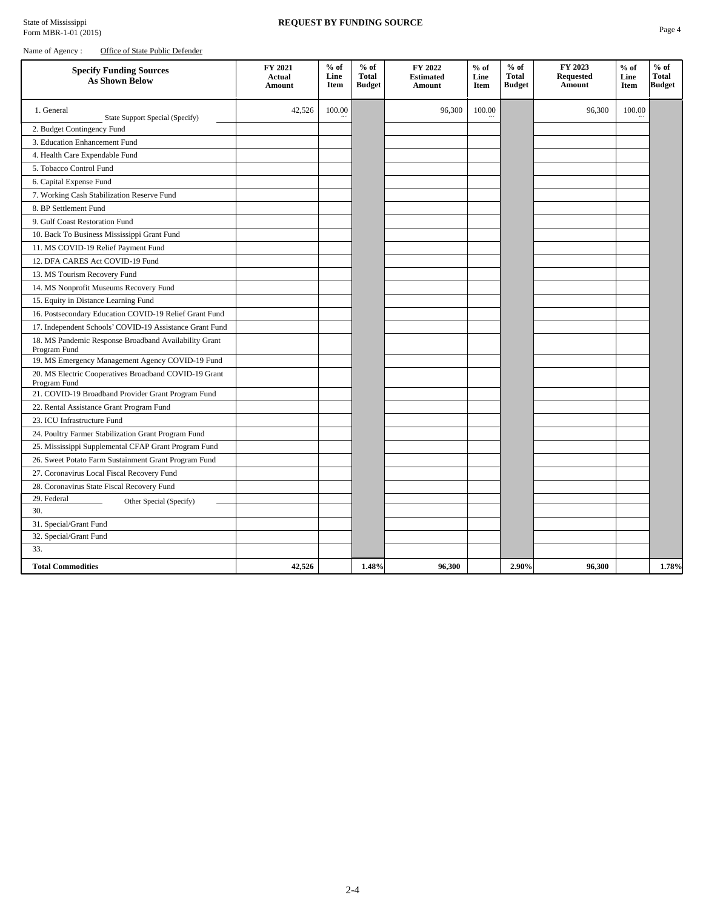State of Mississippi
Form MBR-1-01 (2015)

**REQUEST BY FUNDING SOURCE**

Name of Agency : Office of State Public Defender

| Specify Funding Sources As Shown Below | FY 2021 Actual Amount | % of Line Item | % of Total Budget | FY 2022 Estimated Amount | % of Line Item | % of Total Budget | FY 2023 Requested Amount | % of Line Item | % of Total Budget |
|---|---|---|---|---|---|---|---|---|---|
| 1. General State Support Special (Specify) | 42,526 | 100.00 | | 96,300 | 100.00 | | 96,300 | 100.00 | |
| 2. Budget Contingency Fund | | | | | | | | | |
| 3. Education Enhancement Fund | | | | | | | | | |
| 4. Health Care Expendable Fund | | | | | | | | | |
| 5. Tobacco Control Fund | | | | | | | | | |
| 6. Capital Expense Fund | | | | | | | | | |
| 7. Working Cash Stabilization Reserve Fund | | | | | | | | | |
| 8. BP Settlement Fund | | | | | | | | | |
| 9. Gulf Coast Restoration Fund | | | | | | | | | |
| 10. Back To Business Mississippi Grant Fund | | | | | | | | | |
| 11. MS COVID-19 Relief Payment Fund | | | | | | | | | |
| 12. DFA CARES Act COVID-19 Fund | | | | | | | | | |
| 13. MS Tourism Recovery Fund | | | | | | | | | |
| 14. MS Nonprofit Museums Recovery Fund | | | | | | | | | |
| 15. Equity in Distance Learning Fund | | | | | | | | | |
| 16. Postsecondary Education COVID-19 Relief Grant Fund | | | | | | | | | |
| 17. Independent Schools' COVID-19 Assistance Grant Fund | | | | | | | | | |
| 18. MS Pandemic Response Broadband Availability Grant Program Fund | | | | | | | | | |
| 19. MS Emergency Management Agency COVID-19 Fund | | | | | | | | | |
| 20. MS Electric Cooperatives Broadband COVID-19 Grant Program Fund | | | | | | | | | |
| 21. COVID-19 Broadband Provider Grant Program Fund | | | | | | | | | |
| 22. Rental Assistance Grant Program Fund | | | | | | | | | |
| 23. ICU Infrastructure Fund | | | | | | | | | |
| 24. Poultry Farmer Stabilization Grant Program Fund | | | | | | | | | |
| 25. Mississippi Supplemental CFAP Grant Program Fund | | | | | | | | | |
| 26. Sweet Potato Farm Sustainment Grant Program Fund | | | | | | | | | |
| 27. Coronavirus Local Fiscal Recovery Fund | | | | | | | | | |
| 28. Coronavirus State Fiscal Recovery Fund | | | | | | | | | |
| 29. Federal Other Special (Specify) | | | | | | | | | |
| 30. | | | | | | | | | |
| 31. Special/Grant Fund | | | | | | | | | |
| 32. Special/Grant Fund | | | | | | | | | |
| 33. | | | | | | | | | |
| **Total Commodities** | **42,526** | | **1.48%** | **96,300** | | **2.90%** | **96,300** | | **1.78%** |

2-4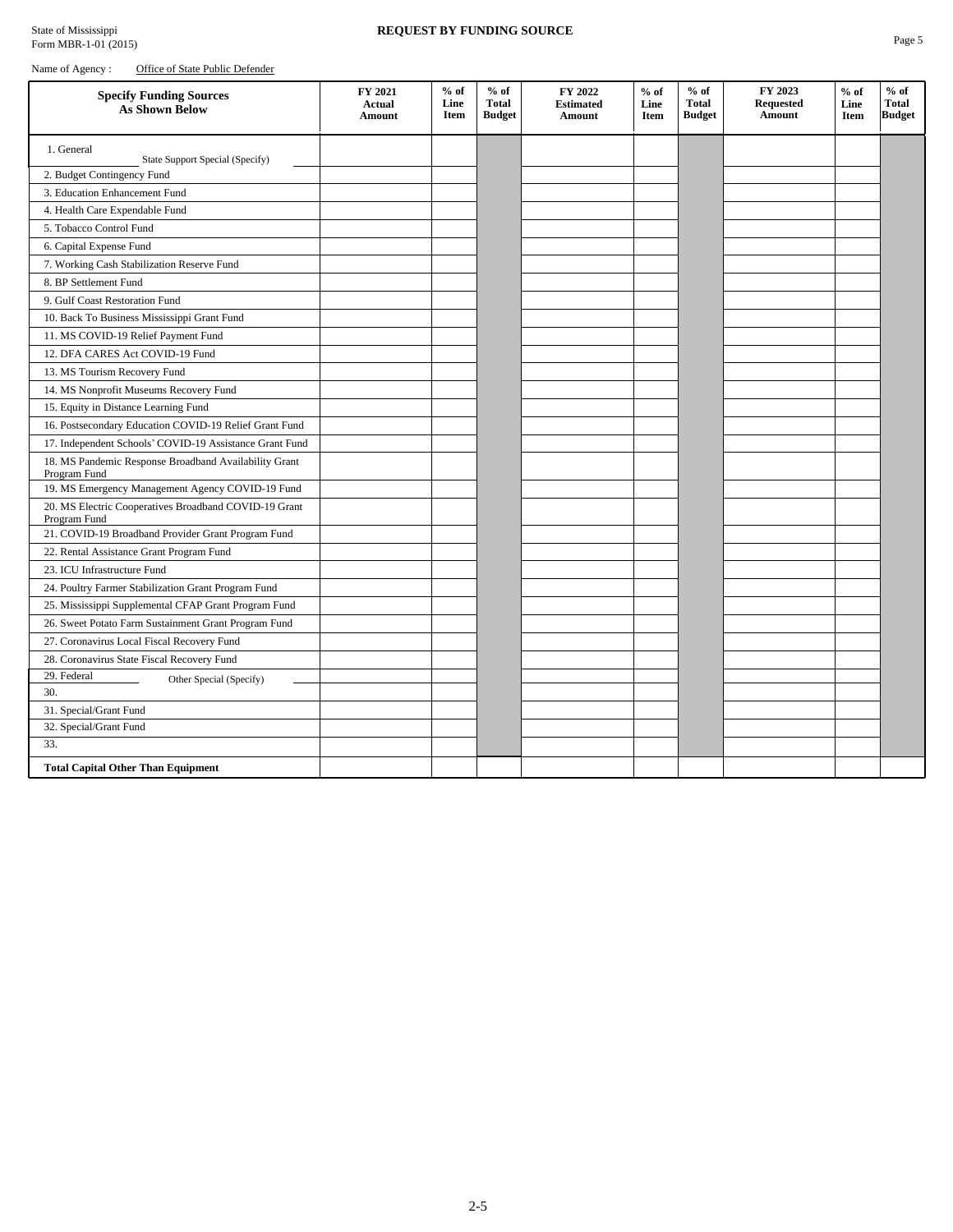State of Mississippi
Form MBR-1-01 (2015)

**REQUEST BY FUNDING SOURCE**

Name of Agency : Office of State Public Defender

| Specify Funding Sources As Shown Below | FY 2021 Actual Amount | % of Line Item | % of Total Budget | FY 2022 Estimated Amount | % of Line Item | % of Total Budget | FY 2023 Requested Amount | % of Line Item | % of Total Budget |
|---|---|---|---|---|---|---|---|---|---|
| 1. General — State Support Special (Specify) | | | | | | | | | |
| 2. Budget Contingency Fund | | | | | | | | | |
| 3. Education Enhancement Fund | | | | | | | | | |
| 4. Health Care Expendable Fund | | | | | | | | | |
| 5. Tobacco Control Fund | | | | | | | | | |
| 6. Capital Expense Fund | | | | | | | | | |
| 7. Working Cash Stabilization Reserve Fund | | | | | | | | | |
| 8. BP Settlement Fund | | | | | | | | | |
| 9. Gulf Coast Restoration Fund | | | | | | | | | |
| 10. Back To Business Mississippi Grant Fund | | | | | | | | | |
| 11. MS COVID-19 Relief Payment Fund | | | | | | | | | |
| 12. DFA CARES Act COVID-19 Fund | | | | | | | | | |
| 13. MS Tourism Recovery Fund | | | | | | | | | |
| 14. MS Nonprofit Museums Recovery Fund | | | | | | | | | |
| 15. Equity in Distance Learning Fund | | | | | | | | | |
| 16. Postsecondary Education COVID-19 Relief Grant Fund | | | | | | | | | |
| 17. Independent Schools' COVID-19 Assistance Grant Fund | | | | | | | | | |
| 18. MS Pandemic Response Broadband Availability Grant Program Fund | | | | | | | | | |
| 19. MS Emergency Management Agency COVID-19 Fund | | | | | | | | | |
| 20. MS Electric Cooperatives Broadband COVID-19 Grant Program Fund | | | | | | | | | |
| 21. COVID-19 Broadband Provider Grant Program Fund | | | | | | | | | |
| 22. Rental Assistance Grant Program Fund | | | | | | | | | |
| 23. ICU Infrastructure Fund | | | | | | | | | |
| 24. Poultry Farmer Stabilization Grant Program Fund | | | | | | | | | |
| 25. Mississippi Supplemental CFAP Grant Program Fund | | | | | | | | | |
| 26. Sweet Potato Farm Sustainment Grant Program Fund | | | | | | | | | |
| 27. Coronavirus Local Fiscal Recovery Fund | | | | | | | | | |
| 28. Coronavirus State Fiscal Recovery Fund | | | | | | | | | |
| 29. Federal — Other Special (Specify) | | | | | | | | | |
| 30. | | | | | | | | | |
| 31. Special/Grant Fund | | | | | | | | | |
| 32. Special/Grant Fund | | | | | | | | | |
| 33. | | | | | | | | | |
| **Total Capital Other Than Equipment** | | | | | | | | | |

2-5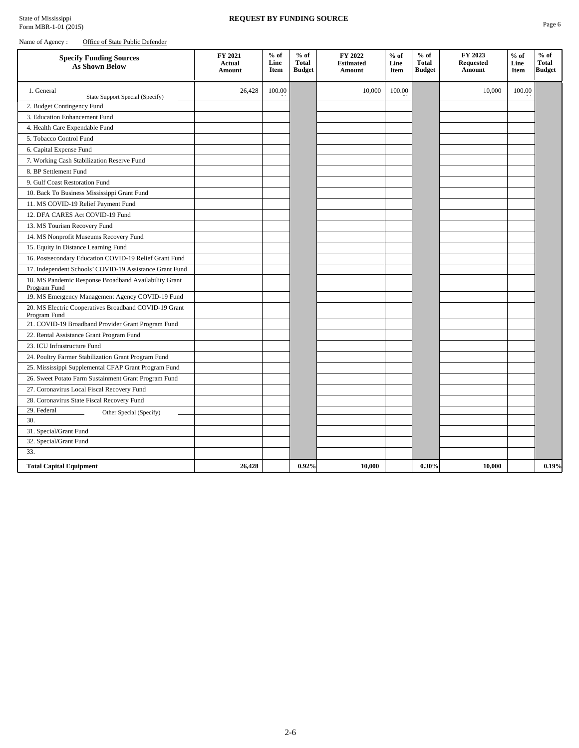State of Mississippi
Form MBR-1-01 (2015)

**REQUEST BY FUNDING SOURCE**

Name of Agency : Office of State Public Defender

| Specify Funding Sources As Shown Below | FY 2021 Actual Amount | % of Line Item | % of Total Budget | FY 2022 Estimated Amount | % of Line Item | % of Total Budget | FY 2023 Requested Amount | % of Line Item | % of Total Budget |
|---|---|---|---|---|---|---|---|---|---|
| 1. General State Support Special (Specify) | 26,428 | 100.00 | | 10,000 | 100.00 | | 10,000 | 100.00 | |
| 2. Budget Contingency Fund | | | | | | | | | |
| 3. Education Enhancement Fund | | | | | | | | | |
| 4. Health Care Expendable Fund | | | | | | | | | |
| 5. Tobacco Control Fund | | | | | | | | | |
| 6. Capital Expense Fund | | | | | | | | | |
| 7. Working Cash Stabilization Reserve Fund | | | | | | | | | |
| 8. BP Settlement Fund | | | | | | | | | |
| 9. Gulf Coast Restoration Fund | | | | | | | | | |
| 10. Back To Business Mississippi Grant Fund | | | | | | | | | |
| 11. MS COVID-19 Relief Payment Fund | | | | | | | | | |
| 12. DFA CARES Act COVID-19 Fund | | | | | | | | | |
| 13. MS Tourism Recovery Fund | | | | | | | | | |
| 14. MS Nonprofit Museums Recovery Fund | | | | | | | | | |
| 15. Equity in Distance Learning Fund | | | | | | | | | |
| 16. Postsecondary Education COVID-19 Relief Grant Fund | | | | | | | | | |
| 17. Independent Schools' COVID-19 Assistance Grant Fund | | | | | | | | | |
| 18. MS Pandemic Response Broadband Availability Grant Program Fund | | | | | | | | | |
| 19. MS Emergency Management Agency COVID-19 Fund | | | | | | | | | |
| 20. MS Electric Cooperatives Broadband COVID-19 Grant Program Fund | | | | | | | | | |
| 21. COVID-19 Broadband Provider Grant Program Fund | | | | | | | | | |
| 22. Rental Assistance Grant Program Fund | | | | | | | | | |
| 23. ICU Infrastructure Fund | | | | | | | | | |
| 24. Poultry Farmer Stabilization Grant Program Fund | | | | | | | | | |
| 25. Mississippi Supplemental CFAP Grant Program Fund | | | | | | | | | |
| 26. Sweet Potato Farm Sustainment Grant Program Fund | | | | | | | | | |
| 27. Coronavirus Local Fiscal Recovery Fund | | | | | | | | | |
| 28. Coronavirus State Fiscal Recovery Fund | | | | | | | | | |
| 29. Federal Other Special (Specify) | | | | | | | | | |
| 30. | | | | | | | | | |
| 31. Special/Grant Fund | | | | | | | | | |
| 32. Special/Grant Fund | | | | | | | | | |
| 33. | | | | | | | | | |
| **Total Capital Equipment** | **26,428** | | **0.92%** | **10,000** | | **0.30%** | **10,000** | | **0.19%** |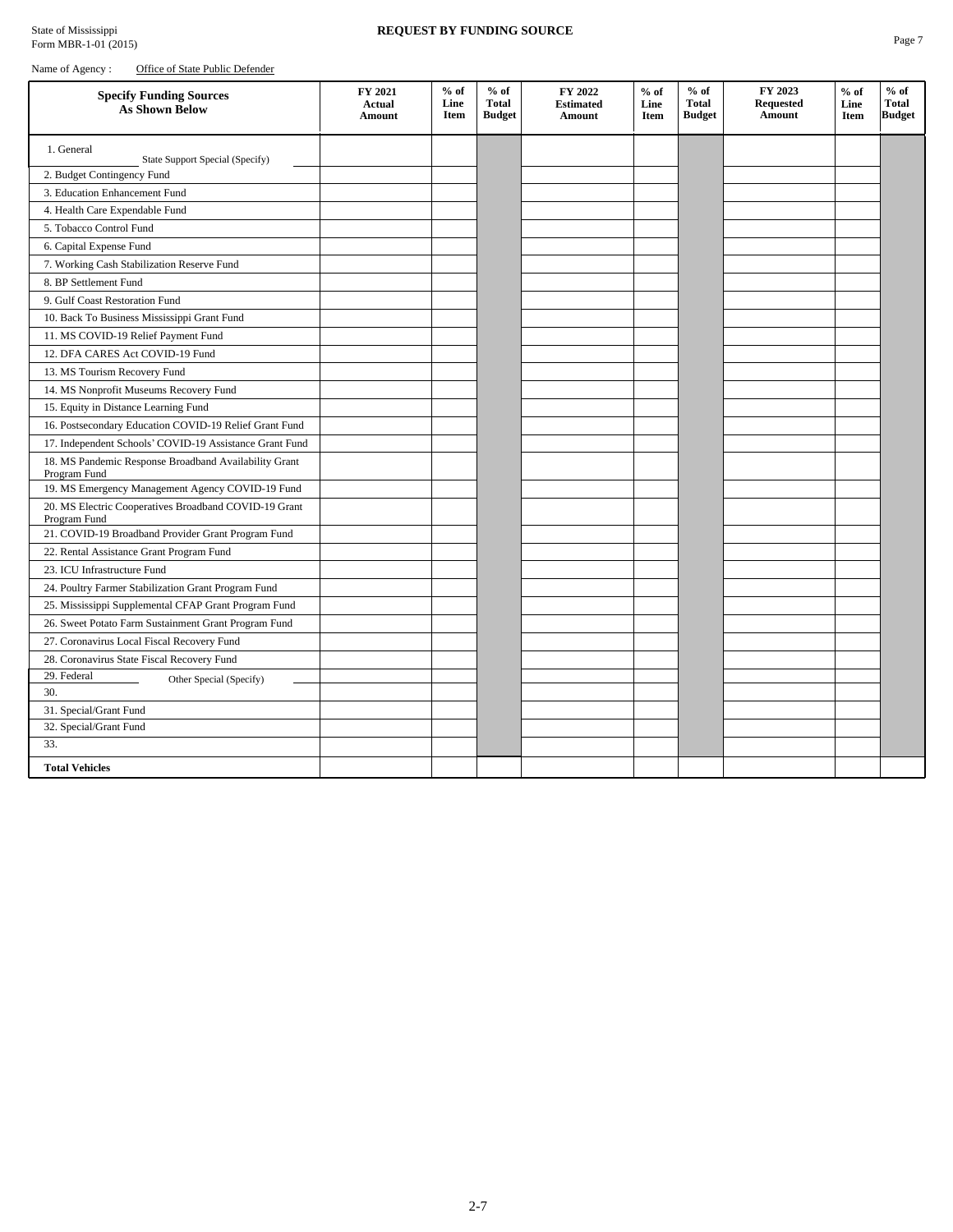State of Mississippi
Form MBR-1-01 (2015)

# REQUEST BY FUNDING SOURCE

Name of Agency : Office of State Public Defender

| Specify Funding Sources As Shown Below | FY 2021 Actual Amount | % of Line Item | % of Total Budget | FY 2022 Estimated Amount | % of Line Item | % of Total Budget | FY 2023 Requested Amount | % of Line Item | % of Total Budget |
|---|---|---|---|---|---|---|---|---|---|
| 1. General — State Support Special (Specify) | | | | | | | | | |
| 2. Budget Contingency Fund | | | | | | | | | |
| 3. Education Enhancement Fund | | | | | | | | | |
| 4. Health Care Expendable Fund | | | | | | | | | |
| 5. Tobacco Control Fund | | | | | | | | | |
| 6. Capital Expense Fund | | | | | | | | | |
| 7. Working Cash Stabilization Reserve Fund | | | | | | | | | |
| 8. BP Settlement Fund | | | | | | | | | |
| 9. Gulf Coast Restoration Fund | | | | | | | | | |
| 10. Back To Business Mississippi Grant Fund | | | | | | | | | |
| 11. MS COVID-19 Relief Payment Fund | | | | | | | | | |
| 12. DFA CARES Act COVID-19 Fund | | | | | | | | | |
| 13. MS Tourism Recovery Fund | | | | | | | | | |
| 14. MS Nonprofit Museums Recovery Fund | | | | | | | | | |
| 15. Equity in Distance Learning Fund | | | | | | | | | |
| 16. Postsecondary Education COVID-19 Relief Grant Fund | | | | | | | | | |
| 17. Independent Schools' COVID-19 Assistance Grant Fund | | | | | | | | | |
| 18. MS Pandemic Response Broadband Availability Grant Program Fund | | | | | | | | | |
| 19. MS Emergency Management Agency COVID-19 Fund | | | | | | | | | |
| 20. MS Electric Cooperatives Broadband COVID-19 Grant Program Fund | | | | | | | | | |
| 21. COVID-19 Broadband Provider Grant Program Fund | | | | | | | | | |
| 22. Rental Assistance Grant Program Fund | | | | | | | | | |
| 23. ICU Infrastructure Fund | | | | | | | | | |
| 24. Poultry Farmer Stabilization Grant Program Fund | | | | | | | | | |
| 25. Mississippi Supplemental CFAP Grant Program Fund | | | | | | | | | |
| 26. Sweet Potato Farm Sustainment Grant Program Fund | | | | | | | | | |
| 27. Coronavirus Local Fiscal Recovery Fund | | | | | | | | | |
| 28. Coronavirus State Fiscal Recovery Fund | | | | | | | | | |
| 29. Federal — Other Special (Specify) | | | | | | | | | |
| 30. | | | | | | | | | |
| 31. Special/Grant Fund | | | | | | | | | |
| 32. Special/Grant Fund | | | | | | | | | |
| 33. | | | | | | | | | |
| **Total Vehicles** | | | | | | | | | |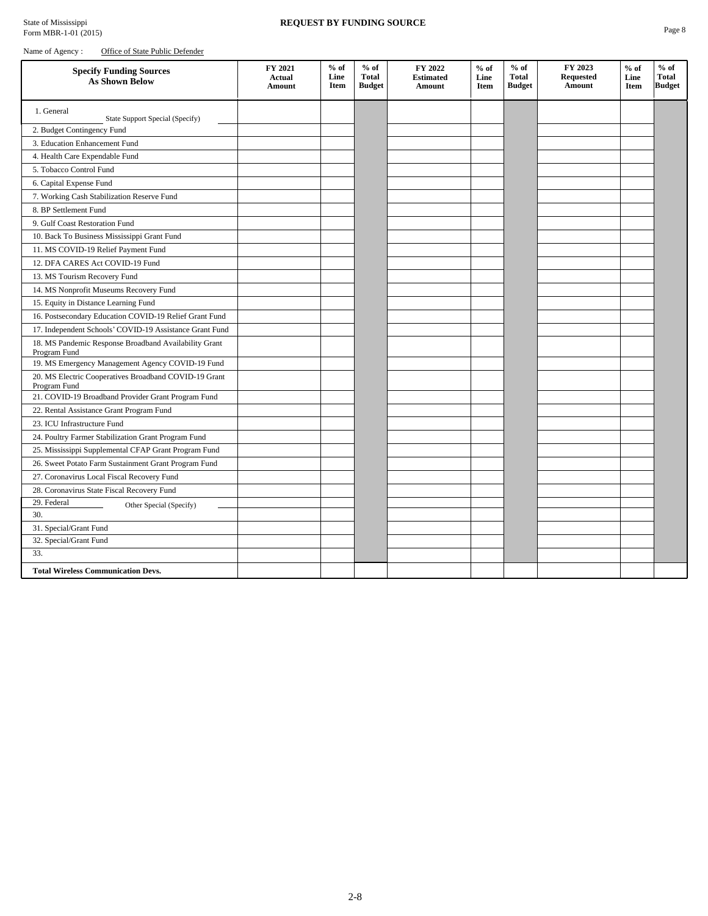State of Mississippi
Form MBR-1-01 (2015)

# REQUEST BY FUNDING SOURCE

Name of Agency : Office of State Public Defender

| Specify Funding Sources As Shown Below | FY 2021 Actual Amount | % of Line Item | % of Total Budget | FY 2022 Estimated Amount | % of Line Item | % of Total Budget | FY 2023 Requested Amount | % of Line Item | % of Total Budget |
|---|---|---|---|---|---|---|---|---|---|
| 1. General — State Support Special (Specify) | | | | | | | | | |
| 2. Budget Contingency Fund | | | | | | | | | |
| 3. Education Enhancement Fund | | | | | | | | | |
| 4. Health Care Expendable Fund | | | | | | | | | |
| 5. Tobacco Control Fund | | | | | | | | | |
| 6. Capital Expense Fund | | | | | | | | | |
| 7. Working Cash Stabilization Reserve Fund | | | | | | | | | |
| 8. BP Settlement Fund | | | | | | | | | |
| 9. Gulf Coast Restoration Fund | | | | | | | | | |
| 10. Back To Business Mississippi Grant Fund | | | | | | | | | |
| 11. MS COVID-19 Relief Payment Fund | | | | | | | | | |
| 12. DFA CARES Act COVID-19 Fund | | | | | | | | | |
| 13. MS Tourism Recovery Fund | | | | | | | | | |
| 14. MS Nonprofit Museums Recovery Fund | | | | | | | | | |
| 15. Equity in Distance Learning Fund | | | | | | | | | |
| 16. Postsecondary Education COVID-19 Relief Grant Fund | | | | | | | | | |
| 17. Independent Schools' COVID-19 Assistance Grant Fund | | | | | | | | | |
| 18. MS Pandemic Response Broadband Availability Grant Program Fund | | | | | | | | | |
| 19. MS Emergency Management Agency COVID-19 Fund | | | | | | | | | |
| 20. MS Electric Cooperatives Broadband COVID-19 Grant Program Fund | | | | | | | | | |
| 21. COVID-19 Broadband Provider Grant Program Fund | | | | | | | | | |
| 22. Rental Assistance Grant Program Fund | | | | | | | | | |
| 23. ICU Infrastructure Fund | | | | | | | | | |
| 24. Poultry Farmer Stabilization Grant Program Fund | | | | | | | | | |
| 25. Mississippi Supplemental CFAP Grant Program Fund | | | | | | | | | |
| 26. Sweet Potato Farm Sustainment Grant Program Fund | | | | | | | | | |
| 27. Coronavirus Local Fiscal Recovery Fund | | | | | | | | | |
| 28. Coronavirus State Fiscal Recovery Fund | | | | | | | | | |
| 29. Federal — Other Special (Specify) | | | | | | | | | |
| 30. | | | | | | | | | |
| 31. Special/Grant Fund | | | | | | | | | |
| 32. Special/Grant Fund | | | | | | | | | |
| 33. | | | | | | | | | |
| **Total Wireless Communication Devs.** | | | | | | | | | |

2-8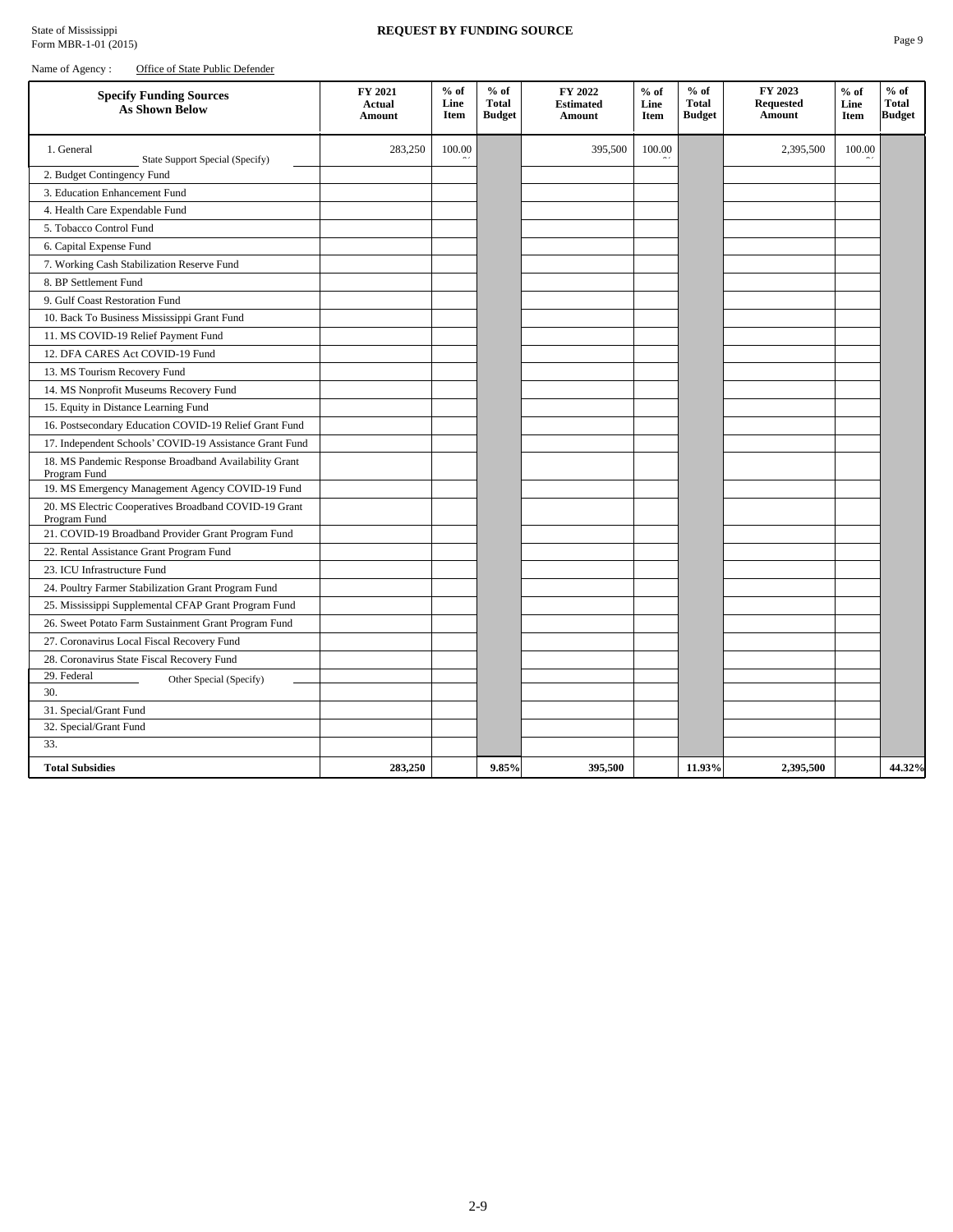State of Mississippi
Form MBR-1-01 (2015)

**REQUEST BY FUNDING SOURCE**

Name of Agency : Office of State Public Defender

| Specify Funding Sources As Shown Below | FY 2021 Actual Amount | % of Line Item | % of Total Budget | FY 2022 Estimated Amount | % of Line Item | % of Total Budget | FY 2023 Requested Amount | % of Line Item | % of Total Budget |
|---|---|---|---|---|---|---|---|---|---|
| 1. General State Support Special (Specify) | 283,250 | 100.00 | | 395,500 | 100.00 | | 2,395,500 | 100.00 | |
| 2. Budget Contingency Fund | | | | | | | | | |
| 3. Education Enhancement Fund | | | | | | | | | |
| 4. Health Care Expendable Fund | | | | | | | | | |
| 5. Tobacco Control Fund | | | | | | | | | |
| 6. Capital Expense Fund | | | | | | | | | |
| 7. Working Cash Stabilization Reserve Fund | | | | | | | | | |
| 8. BP Settlement Fund | | | | | | | | | |
| 9. Gulf Coast Restoration Fund | | | | | | | | | |
| 10. Back To Business Mississippi Grant Fund | | | | | | | | | |
| 11. MS COVID-19 Relief Payment Fund | | | | | | | | | |
| 12. DFA CARES Act COVID-19 Fund | | | | | | | | | |
| 13. MS Tourism Recovery Fund | | | | | | | | | |
| 14. MS Nonprofit Museums Recovery Fund | | | | | | | | | |
| 15. Equity in Distance Learning Fund | | | | | | | | | |
| 16. Postsecondary Education COVID-19 Relief Grant Fund | | | | | | | | | |
| 17. Independent Schools' COVID-19 Assistance Grant Fund | | | | | | | | | |
| 18. MS Pandemic Response Broadband Availability Grant Program Fund | | | | | | | | | |
| 19. MS Emergency Management Agency COVID-19 Fund | | | | | | | | | |
| 20. MS Electric Cooperatives Broadband COVID-19 Grant Program Fund | | | | | | | | | |
| 21. COVID-19 Broadband Provider Grant Program Fund | | | | | | | | | |
| 22. Rental Assistance Grant Program Fund | | | | | | | | | |
| 23. ICU Infrastructure Fund | | | | | | | | | |
| 24. Poultry Farmer Stabilization Grant Program Fund | | | | | | | | | |
| 25. Mississippi Supplemental CFAP Grant Program Fund | | | | | | | | | |
| 26. Sweet Potato Farm Sustainment Grant Program Fund | | | | | | | | | |
| 27. Coronavirus Local Fiscal Recovery Fund | | | | | | | | | |
| 28. Coronavirus State Fiscal Recovery Fund | | | | | | | | | |
| 29. Federal Other Special (Specify) | | | | | | | | | |
| 30. | | | | | | | | | |
| 31. Special/Grant Fund | | | | | | | | | |
| 32. Special/Grant Fund | | | | | | | | | |
| 33. | | | | | | | | | |
| **Total Subsidies** | **283,250** | | **9.85%** | **395,500** | | **11.93%** | **2,395,500** | | **44.32%** |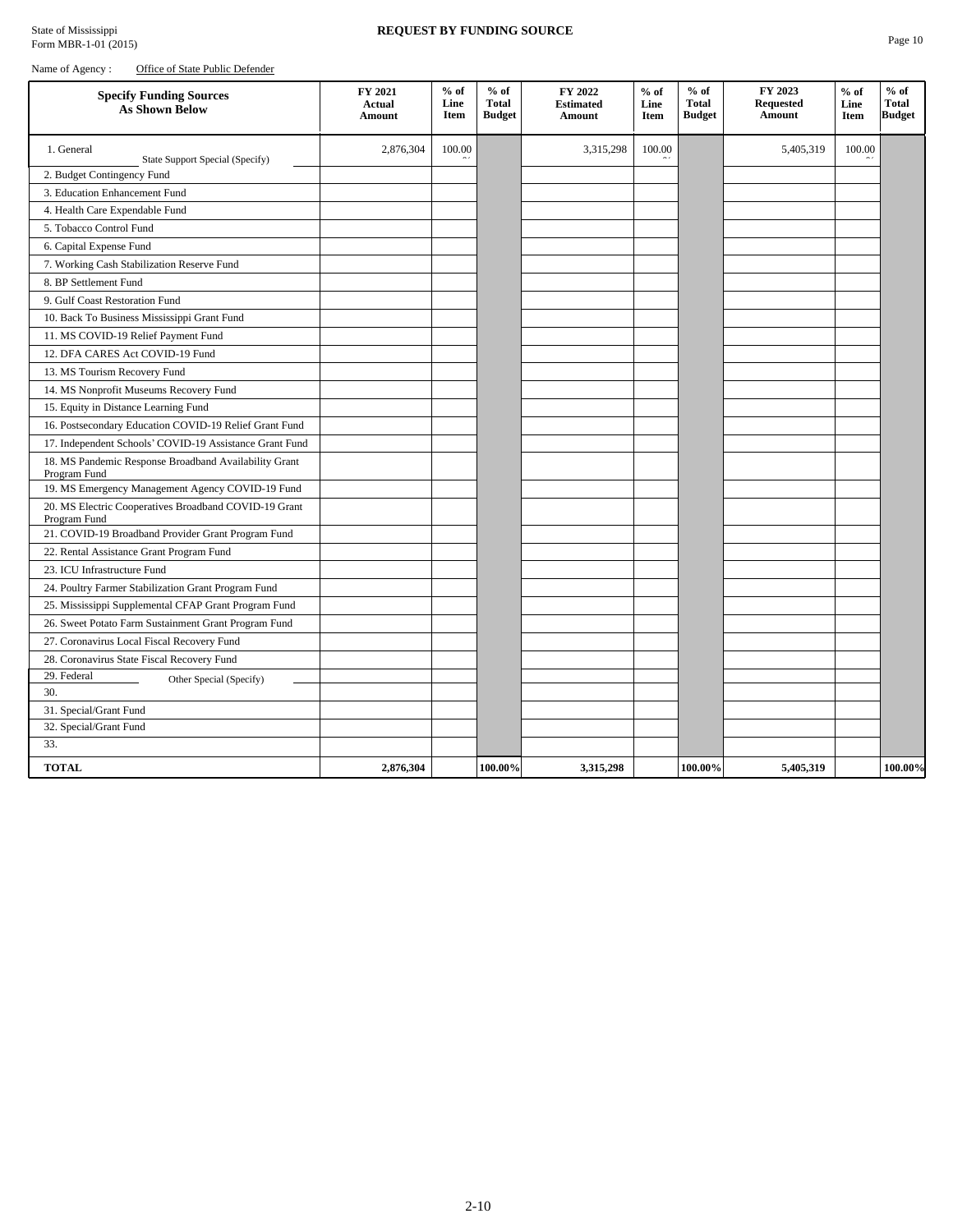State of Mississippi
Form MBR-1-01 (2015)

**REQUEST BY FUNDING SOURCE**

Name of Agency : Office of State Public Defender

| Specify Funding Sources As Shown Below | FY 2021 Actual Amount | % of Line Item | % of Total Budget | FY 2022 Estimated Amount | % of Line Item | % of Total Budget | FY 2023 Requested Amount | % of Line Item | % of Total Budget |
|---|---|---|---|---|---|---|---|---|---|
| 1. General — State Support Special (Specify) | 2,876,304 | 100.00 % | | 3,315,298 | 100.00 % | | 5,405,319 | 100.00 % | |
| 2. Budget Contingency Fund | | | | | | | | | |
| 3. Education Enhancement Fund | | | | | | | | | |
| 4. Health Care Expendable Fund | | | | | | | | | |
| 5. Tobacco Control Fund | | | | | | | | | |
| 6. Capital Expense Fund | | | | | | | | | |
| 7. Working Cash Stabilization Reserve Fund | | | | | | | | | |
| 8. BP Settlement Fund | | | | | | | | | |
| 9. Gulf Coast Restoration Fund | | | | | | | | | |
| 10. Back To Business Mississippi Grant Fund | | | | | | | | | |
| 11. MS COVID-19 Relief Payment Fund | | | | | | | | | |
| 12. DFA CARES Act COVID-19 Fund | | | | | | | | | |
| 13. MS Tourism Recovery Fund | | | | | | | | | |
| 14. MS Nonprofit Museums Recovery Fund | | | | | | | | | |
| 15. Equity in Distance Learning Fund | | | | | | | | | |
| 16. Postsecondary Education COVID-19 Relief Grant Fund | | | | | | | | | |
| 17. Independent Schools' COVID-19 Assistance Grant Fund | | | | | | | | | |
| 18. MS Pandemic Response Broadband Availability Grant Program Fund | | | | | | | | | |
| 19. MS Emergency Management Agency COVID-19 Fund | | | | | | | | | |
| 20. MS Electric Cooperatives Broadband COVID-19 Grant Program Fund | | | | | | | | | |
| 21. COVID-19 Broadband Provider Grant Program Fund | | | | | | | | | |
| 22. Rental Assistance Grant Program Fund | | | | | | | | | |
| 23. ICU Infrastructure Fund | | | | | | | | | |
| 24. Poultry Farmer Stabilization Grant Program Fund | | | | | | | | | |
| 25. Mississippi Supplemental CFAP Grant Program Fund | | | | | | | | | |
| 26. Sweet Potato Farm Sustainment Grant Program Fund | | | | | | | | | |
| 27. Coronavirus Local Fiscal Recovery Fund | | | | | | | | | |
| 28. Coronavirus State Fiscal Recovery Fund | | | | | | | | | |
| 29. Federal — Other Special (Specify) | | | | | | | | | |
| 30. | | | | | | | | | |
| 31. Special/Grant Fund | | | | | | | | | |
| 32. Special/Grant Fund | | | | | | | | | |
| 33. | | | | | | | | | |
| **TOTAL** | **2,876,304** | | **100.00%** | **3,315,298** | | **100.00%** | **5,405,319** | | **100.00%** |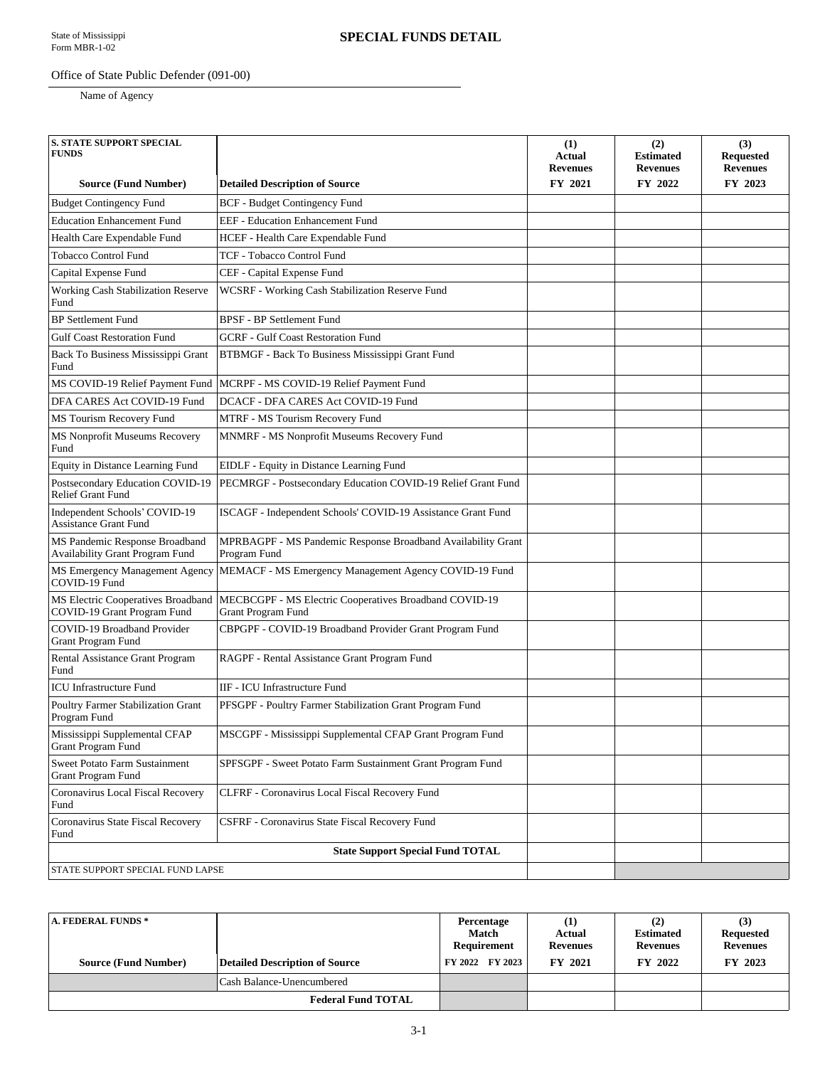State of Mississippi
Form MBR-1-02

## SPECIAL FUNDS DETAIL

Office of State Public Defender (091-00)

Name of Agency

| S. STATE SUPPORT SPECIAL FUNDS<br>Source (Fund Number) | Detailed Description of Source | (1) Actual Revenues FY 2021 | (2) Estimated Revenues FY 2022 | (3) Requested Revenues FY 2023 |
|---|---|---|---|---|
| Budget Contingency Fund | BCF - Budget Contingency Fund | | | |
| Education Enhancement Fund | EEF - Education Enhancement Fund | | | |
| Health Care Expendable Fund | HCEF - Health Care Expendable Fund | | | |
| Tobacco Control Fund | TCF - Tobacco Control Fund | | | |
| Capital Expense Fund | CEF - Capital Expense Fund | | | |
| Working Cash Stabilization Reserve Fund | WCSRF - Working Cash Stabilization Reserve Fund | | | |
| BP Settlement Fund | BPSF - BP Settlement Fund | | | |
| Gulf Coast Restoration Fund | GCRF - Gulf Coast Restoration Fund | | | |
| Back To Business Mississippi Grant Fund | BTBMGF - Back To Business Mississippi Grant Fund | | | |
| MS COVID-19 Relief Payment Fund | MCRPF - MS COVID-19 Relief Payment Fund | | | |
| DFA CARES Act COVID-19 Fund | DCACF - DFA CARES Act COVID-19 Fund | | | |
| MS Tourism Recovery Fund | MTRF - MS Tourism Recovery Fund | | | |
| MS Nonprofit Museums Recovery Fund | MNMRF - MS Nonprofit Museums Recovery Fund | | | |
| Equity in Distance Learning Fund | EIDLF - Equity in Distance Learning Fund | | | |
| Postsecondary Education COVID-19 Relief Grant Fund | PECMRGF - Postsecondary Education COVID-19 Relief Grant Fund | | | |
| Independent Schools' COVID-19 Assistance Grant Fund | ISCAGF - Independent Schools' COVID-19 Assistance Grant Fund | | | |
| MS Pandemic Response Broadband Availability Grant Program Fund | MPRBAGPF - MS Pandemic Response Broadband Availability Grant Program Fund | | | |
| MS Emergency Management Agency COVID-19 Fund | MEMACF - MS Emergency Management Agency COVID-19 Fund | | | |
| MS Electric Cooperatives Broadband COVID-19 Grant Program Fund | MECBCGPF - MS Electric Cooperatives Broadband COVID-19 Grant Program Fund | | | |
| COVID-19 Broadband Provider Grant Program Fund | CBPGPF - COVID-19 Broadband Provider Grant Program Fund | | | |
| Rental Assistance Grant Program Fund | RAGPF - Rental Assistance Grant Program Fund | | | |
| ICU Infrastructure Fund | IIF - ICU Infrastructure Fund | | | |
| Poultry Farmer Stabilization Grant Program Fund | PFSGPF - Poultry Farmer Stabilization Grant Program Fund | | | |
| Mississippi Supplemental CFAP Grant Program Fund | MSCGPF - Mississippi Supplemental CFAP Grant Program Fund | | | |
| Sweet Potato Farm Sustainment Grant Program Fund | SPFSGPF - Sweet Potato Farm Sustainment Grant Program Fund | | | |
| Coronavirus Local Fiscal Recovery Fund | CLFRF - Coronavirus Local Fiscal Recovery Fund | | | |
| Coronavirus State Fiscal Recovery Fund | CSFRF - Coronavirus State Fiscal Recovery Fund | | | |
| | **State Support Special Fund TOTAL** | | | |
| STATE SUPPORT SPECIAL FUND LAPSE | | | | |

| A. FEDERAL FUNDS *<br>Source (Fund Number) | Detailed Description of Source | Percentage Match Requirement FY 2022 FY 2023 | (1) Actual Revenues FY 2021 | (2) Estimated Revenues FY 2022 | (3) Requested Revenues FY 2023 |
|---|---|---|---|---|---|
| | Cash Balance-Unencumbered | | | | |
| | **Federal Fund TOTAL** | | | | |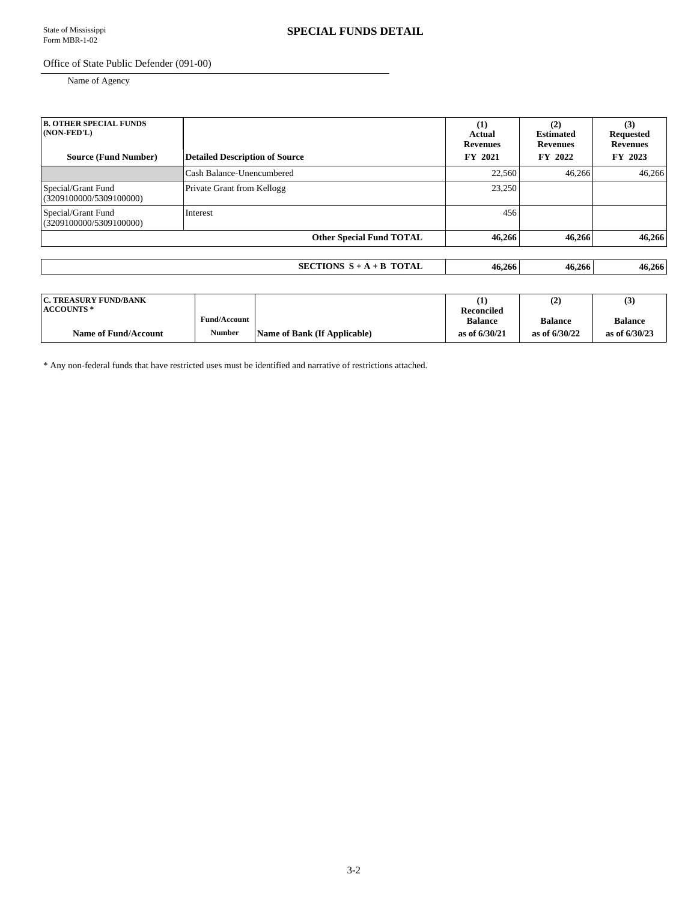State of Mississippi
Form MBR-1-02

# SPECIAL FUNDS DETAIL

Office of State Public Defender (091-00)

Name of Agency

| B. OTHER SPECIAL FUNDS (NON-FED'L) Source (Fund Number) | Detailed Description of Source | (1) Actual Revenues FY 2021 | (2) Estimated Revenues FY 2022 | (3) Requested Revenues FY 2023 |
|---|---|---|---|---|
| | Cash Balance-Unencumbered | 22,560 | 46,266 | 46,266 |
| Special/Grant Fund (3209100000/5309100000) | Private Grant from Kellogg | 23,250 | | |
| Special/Grant Fund (3209100000/5309100000) | Interest | 456 | | |
| | **Other Special Fund TOTAL** | **46,266** | **46,266** | **46,266** |

| | (1) | (2) | (3) |
|---|---|---|---|
| **SECTIONS S + A + B TOTAL** | **46,266** | **46,266** | **46,266** |

| C. TREASURY FUND/BANK ACCOUNTS * Name of Fund/Account | Fund/Account Number | Name of Bank (If Applicable) | (1) Reconciled Balance as of 6/30/21 | (2) Balance as of 6/30/22 | (3) Balance as of 6/30/23 |
|---|---|---|---|---|---|

* Any non-federal funds that have restricted uses must be identified and narrative of restrictions attached.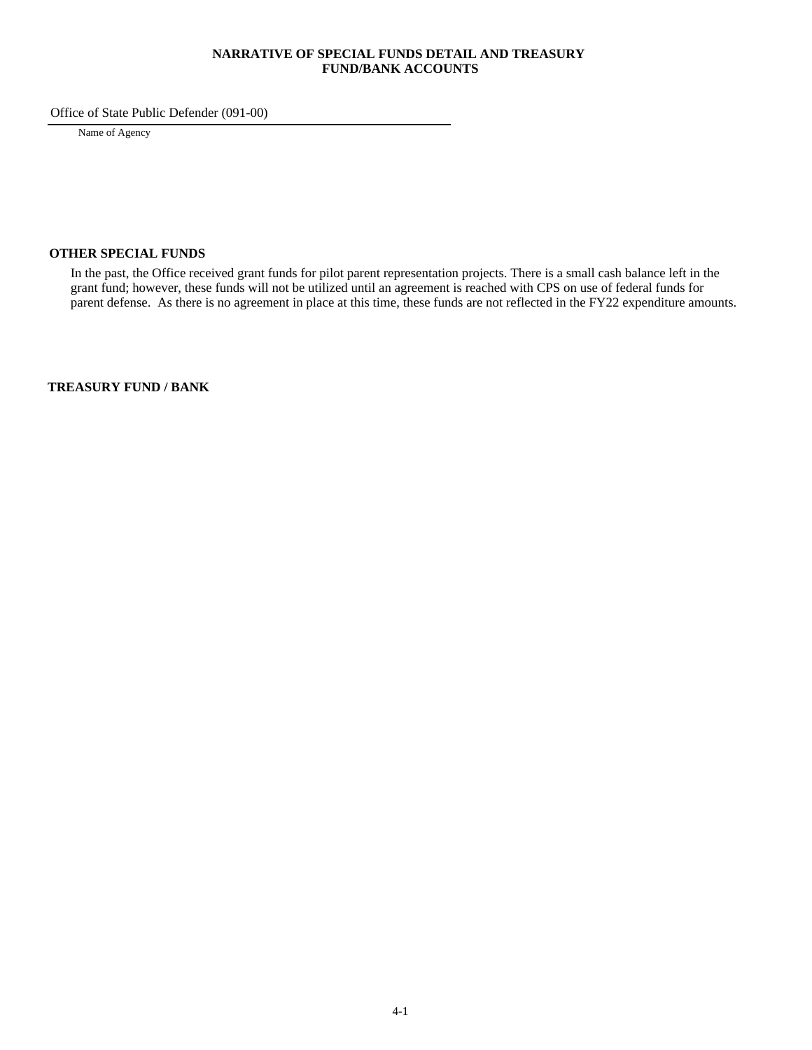**NARRATIVE OF SPECIAL FUNDS DETAIL AND TREASURY FUND/BANK ACCOUNTS**

Office of State Public Defender (091-00)

Name of Agency

**OTHER SPECIAL FUNDS**

In the past, the Office received grant funds for pilot parent representation projects. There is a small cash balance left in the grant fund; however, these funds will not be utilized until an agreement is reached with CPS on use of federal funds for parent defense. As there is no agreement in place at this time, these funds are not reflected in the FY22 expenditure amounts.

**TREASURY FUND / BANK**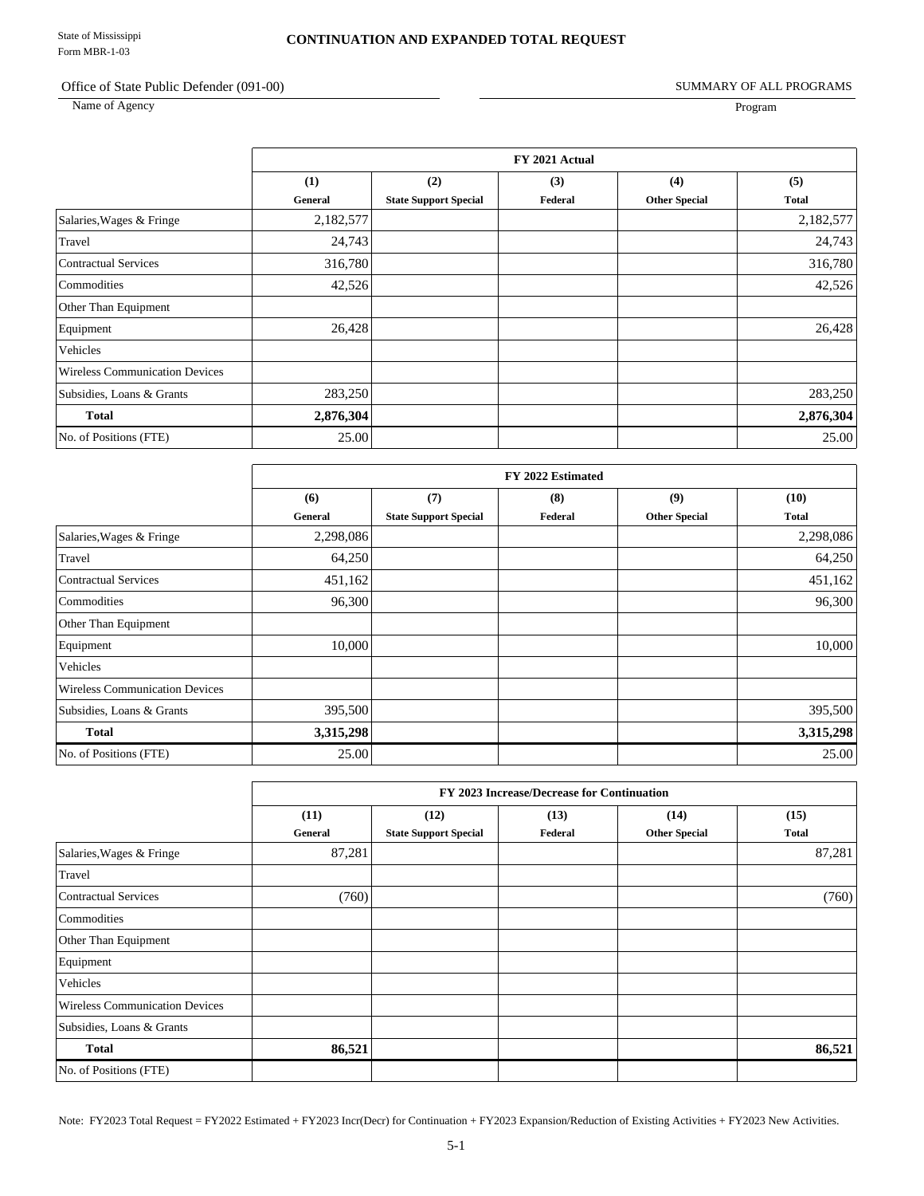State of Mississippi
Form MBR-1-03

# CONTINUATION AND EXPANDED TOTAL REQUEST

Office of State Public Defender (091-00)
Name of Agency

SUMMARY OF ALL PROGRAMS
Program

| | FY 2021 Actual | | | | |
|---|---|---|---|---|---|
| | (1) General | (2) State Support Special | (3) Federal | (4) Other Special | (5) Total |
| Salaries, Wages & Fringe | 2,182,577 | | | | 2,182,577 |
| Travel | 24,743 | | | | 24,743 |
| Contractual Services | 316,780 | | | | 316,780 |
| Commodities | 42,526 | | | | 42,526 |
| Other Than Equipment | | | | | |
| Equipment | 26,428 | | | | 26,428 |
| Vehicles | | | | | |
| Wireless Communication Devices | | | | | |
| Subsidies, Loans & Grants | 283,250 | | | | 283,250 |
| **Total** | **2,876,304** | | | | **2,876,304** |
| No. of Positions (FTE) | 25.00 | | | | 25.00 |

| | FY 2022 Estimated | | | | |
|---|---|---|---|---|---|
| | (6) General | (7) State Support Special | (8) Federal | (9) Other Special | (10) Total |
| Salaries, Wages & Fringe | 2,298,086 | | | | 2,298,086 |
| Travel | 64,250 | | | | 64,250 |
| Contractual Services | 451,162 | | | | 451,162 |
| Commodities | 96,300 | | | | 96,300 |
| Other Than Equipment | | | | | |
| Equipment | 10,000 | | | | 10,000 |
| Vehicles | | | | | |
| Wireless Communication Devices | | | | | |
| Subsidies, Loans & Grants | 395,500 | | | | 395,500 |
| **Total** | **3,315,298** | | | | **3,315,298** |
| No. of Positions (FTE) | 25.00 | | | | 25.00 |

| | FY 2023 Increase/Decrease for Continuation | | | | |
|---|---|---|---|---|---|
| | (11) General | (12) State Support Special | (13) Federal | (14) Other Special | (15) Total |
| Salaries, Wages & Fringe | 87,281 | | | | 87,281 |
| Travel | | | | | |
| Contractual Services | (760) | | | | (760) |
| Commodities | | | | | |
| Other Than Equipment | | | | | |
| Equipment | | | | | |
| Vehicles | | | | | |
| Wireless Communication Devices | | | | | |
| Subsidies, Loans & Grants | | | | | |
| **Total** | **86,521** | | | | **86,521** |
| No. of Positions (FTE) | | | | | |

Note: FY2023 Total Request = FY2022 Estimated + FY2023 Incr(Decr) for Continuation + FY2023 Expansion/Reduction of Existing Activities + FY2023 New Activities.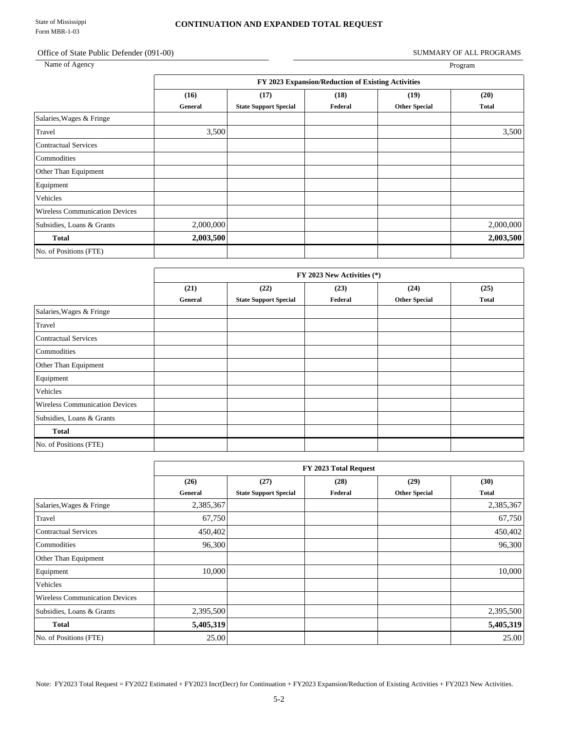State of Mississippi
Form MBR-1-03

**CONTINUATION AND EXPANDED TOTAL REQUEST**

Office of State Public Defender (091-00) — SUMMARY OF ALL PROGRAMS

Name of Agency — Program

| | FY 2023 Expansion/Reduction of Existing Activities | | | | |
|---|---|---|---|---|---|
| | (16) General | (17) State Support Special | (18) Federal | (19) Other Special | (20) Total |
| Salaries, Wages & Fringe | | | | | |
| Travel | 3,500 | | | | 3,500 |
| Contractual Services | | | | | |
| Commodities | | | | | |
| Other Than Equipment | | | | | |
| Equipment | | | | | |
| Vehicles | | | | | |
| Wireless Communication Devices | | | | | |
| Subsidies, Loans & Grants | 2,000,000 | | | | 2,000,000 |
| **Total** | **2,003,500** | | | | **2,003,500** |
| No. of Positions (FTE) | | | | | |

| | FY 2023 New Activities (*) | | | | |
|---|---|---|---|---|---|
| | (21) General | (22) State Support Special | (23) Federal | (24) Other Special | (25) Total |
| Salaries, Wages & Fringe | | | | | |
| Travel | | | | | |
| Contractual Services | | | | | |
| Commodities | | | | | |
| Other Than Equipment | | | | | |
| Equipment | | | | | |
| Vehicles | | | | | |
| Wireless Communication Devices | | | | | |
| Subsidies, Loans & Grants | | | | | |
| **Total** | | | | | |
| No. of Positions (FTE) | | | | | |

| | FY 2023 Total Request | | | | |
|---|---|---|---|---|---|
| | (26) General | (27) State Support Special | (28) Federal | (29) Other Special | (30) Total |
| Salaries, Wages & Fringe | 2,385,367 | | | | 2,385,367 |
| Travel | 67,750 | | | | 67,750 |
| Contractual Services | 450,402 | | | | 450,402 |
| Commodities | 96,300 | | | | 96,300 |
| Other Than Equipment | | | | | |
| Equipment | 10,000 | | | | 10,000 |
| Vehicles | | | | | |
| Wireless Communication Devices | | | | | |
| Subsidies, Loans & Grants | 2,395,500 | | | | 2,395,500 |
| **Total** | **5,405,319** | | | | **5,405,319** |
| No. of Positions (FTE) | 25.00 | | | | 25.00 |

Note: FY2023 Total Request = FY2022 Estimated + FY2023 Incr(Decr) for Continuation + FY2023 Expansion/Reduction of Existing Activities + FY2023 New Activities.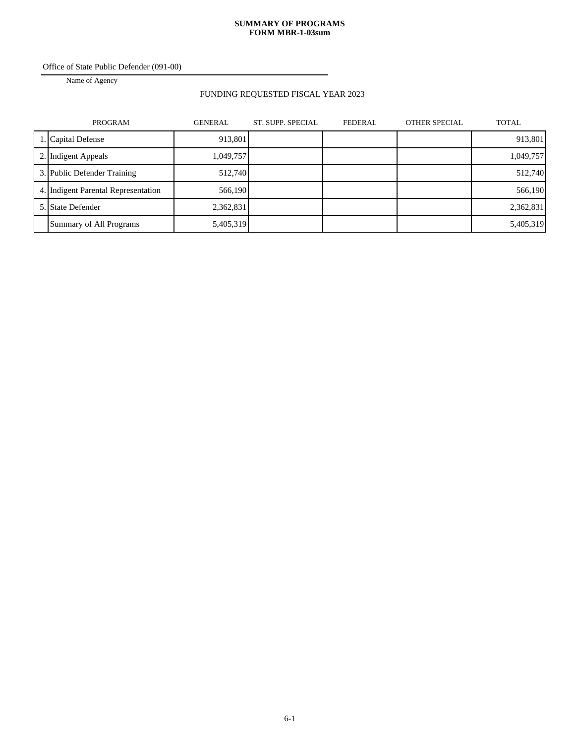**SUMMARY OF PROGRAMS**
**FORM MBR-1-03sum**

Office of State Public Defender (091-00)

Name of Agency

FUNDING REQUESTED FISCAL YEAR 2023

| | PROGRAM | GENERAL | ST. SUPP. SPECIAL | FEDERAL | OTHER SPECIAL | TOTAL |
|---|---|---|---|---|---|---|
| 1. | Capital Defense | 913,801 | | | | 913,801 |
| 2. | Indigent Appeals | 1,049,757 | | | | 1,049,757 |
| 3. | Public Defender Training | 512,740 | | | | 512,740 |
| 4. | Indigent Parental Representation | 566,190 | | | | 566,190 |
| 5. | State Defender | 2,362,831 | | | | 2,362,831 |
| | Summary of All Programs | 5,405,319 | | | | 5,405,319 |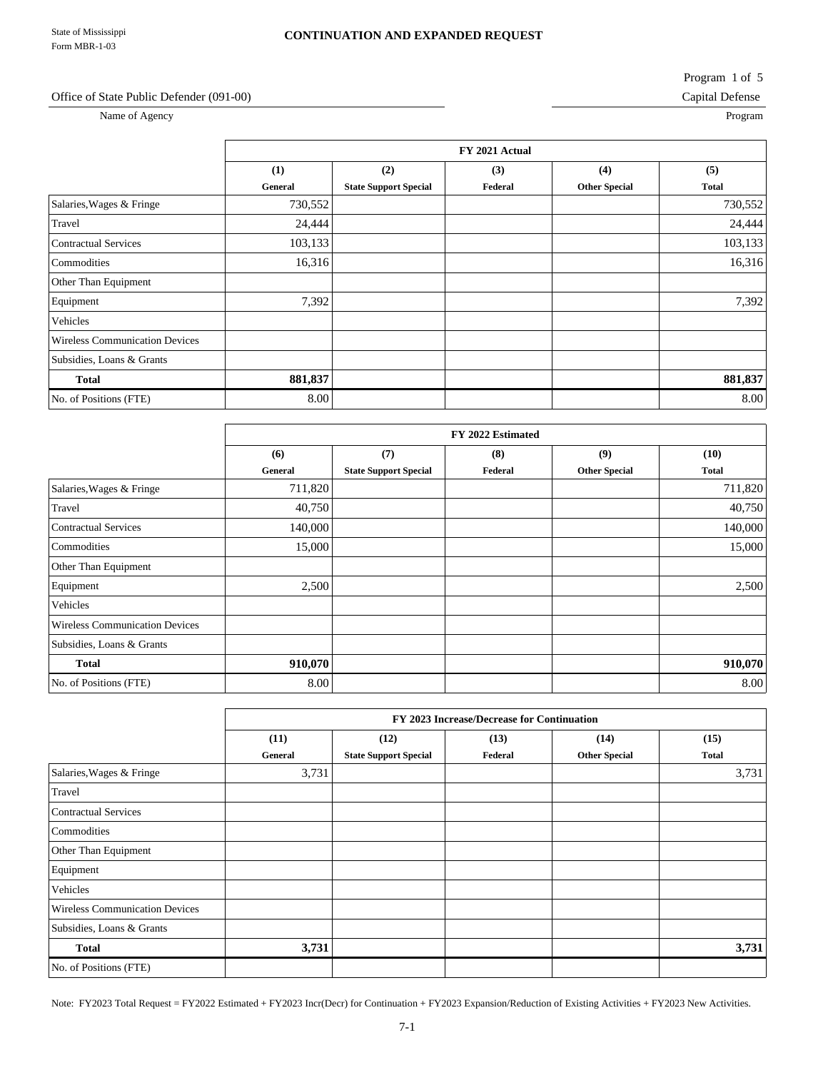State of Mississippi
Form MBR-1-03

**CONTINUATION AND EXPANDED REQUEST**

Program 1 of 5

Office of State Public Defender (091-00) — Name of Agency

Capital Defense — Program

| | FY 2021 Actual | | | | |
|---|---|---|---|---|---|
| | (1) General | (2) State Support Special | (3) Federal | (4) Other Special | (5) Total |
| Salaries, Wages & Fringe | 730,552 | | | | 730,552 |
| Travel | 24,444 | | | | 24,444 |
| Contractual Services | 103,133 | | | | 103,133 |
| Commodities | 16,316 | | | | 16,316 |
| Other Than Equipment | | | | | |
| Equipment | 7,392 | | | | 7,392 |
| Vehicles | | | | | |
| Wireless Communication Devices | | | | | |
| Subsidies, Loans & Grants | | | | | |
| **Total** | **881,837** | | | | **881,837** |
| No. of Positions (FTE) | 8.00 | | | | 8.00 |

| | FY 2022 Estimated | | | | |
|---|---|---|---|---|---|
| | (6) General | (7) State Support Special | (8) Federal | (9) Other Special | (10) Total |
| Salaries, Wages & Fringe | 711,820 | | | | 711,820 |
| Travel | 40,750 | | | | 40,750 |
| Contractual Services | 140,000 | | | | 140,000 |
| Commodities | 15,000 | | | | 15,000 |
| Other Than Equipment | | | | | |
| Equipment | 2,500 | | | | 2,500 |
| Vehicles | | | | | |
| Wireless Communication Devices | | | | | |
| Subsidies, Loans & Grants | | | | | |
| **Total** | **910,070** | | | | **910,070** |
| No. of Positions (FTE) | 8.00 | | | | 8.00 |

| | FY 2023 Increase/Decrease for Continuation | | | | |
|---|---|---|---|---|---|
| | (11) General | (12) State Support Special | (13) Federal | (14) Other Special | (15) Total |
| Salaries, Wages & Fringe | 3,731 | | | | 3,731 |
| Travel | | | | | |
| Contractual Services | | | | | |
| Commodities | | | | | |
| Other Than Equipment | | | | | |
| Equipment | | | | | |
| Vehicles | | | | | |
| Wireless Communication Devices | | | | | |
| Subsidies, Loans & Grants | | | | | |
| **Total** | **3,731** | | | | **3,731** |
| No. of Positions (FTE) | | | | | |

Note: FY2023 Total Request = FY2022 Estimated + FY2023 Incr(Decr) for Continuation + FY2023 Expansion/Reduction of Existing Activities + FY2023 New Activities.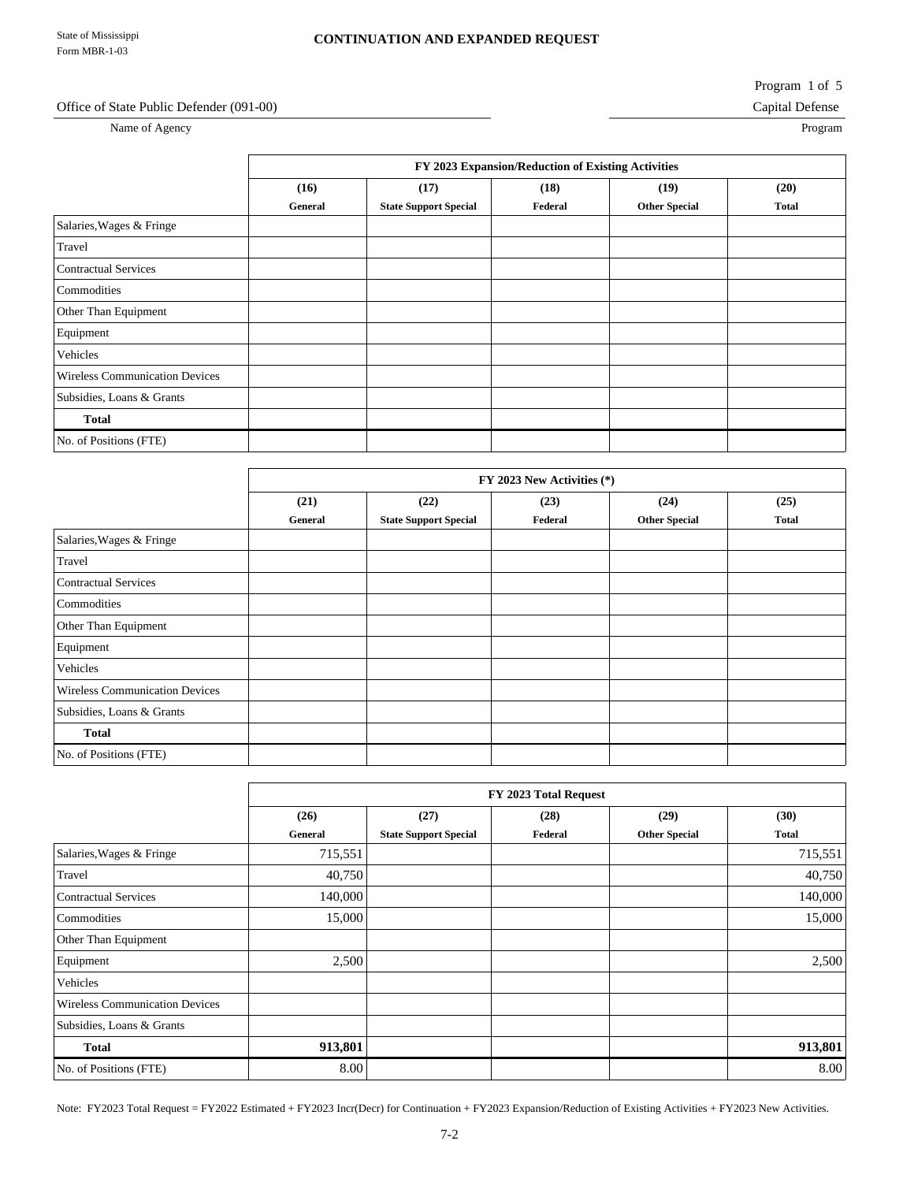State of Mississippi
Form MBR-1-03

# CONTINUATION AND EXPANDED REQUEST

Program 1 of 5

Office of State Public Defender (091-00) — Name of Agency

Capital Defense — Program

| | FY 2023 Expansion/Reduction of Existing Activities | | | | |
|---|---|---|---|---|---|
| | (16) General | (17) State Support Special | (18) Federal | (19) Other Special | (20) Total |
| Salaries, Wages & Fringe | | | | | |
| Travel | | | | | |
| Contractual Services | | | | | |
| Commodities | | | | | |
| Other Than Equipment | | | | | |
| Equipment | | | | | |
| Vehicles | | | | | |
| Wireless Communication Devices | | | | | |
| Subsidies, Loans & Grants | | | | | |
| **Total** | | | | | |
| No. of Positions (FTE) | | | | | |

| | FY 2023 New Activities (*) | | | | |
|---|---|---|---|---|---|
| | (21) General | (22) State Support Special | (23) Federal | (24) Other Special | (25) Total |
| Salaries, Wages & Fringe | | | | | |
| Travel | | | | | |
| Contractual Services | | | | | |
| Commodities | | | | | |
| Other Than Equipment | | | | | |
| Equipment | | | | | |
| Vehicles | | | | | |
| Wireless Communication Devices | | | | | |
| Subsidies, Loans & Grants | | | | | |
| **Total** | | | | | |
| No. of Positions (FTE) | | | | | |

| | FY 2023 Total Request | | | | |
|---|---|---|---|---|---|
| | (26) General | (27) State Support Special | (28) Federal | (29) Other Special | (30) Total |
| Salaries, Wages & Fringe | 715,551 | | | | 715,551 |
| Travel | 40,750 | | | | 40,750 |
| Contractual Services | 140,000 | | | | 140,000 |
| Commodities | 15,000 | | | | 15,000 |
| Other Than Equipment | | | | | |
| Equipment | 2,500 | | | | 2,500 |
| Vehicles | | | | | |
| Wireless Communication Devices | | | | | |
| Subsidies, Loans & Grants | | | | | |
| **Total** | **913,801** | | | | **913,801** |
| No. of Positions (FTE) | 8.00 | | | | 8.00 |

Note: FY2023 Total Request = FY2022 Estimated + FY2023 Incr(Decr) for Continuation + FY2023 Expansion/Reduction of Existing Activities + FY2023 New Activities.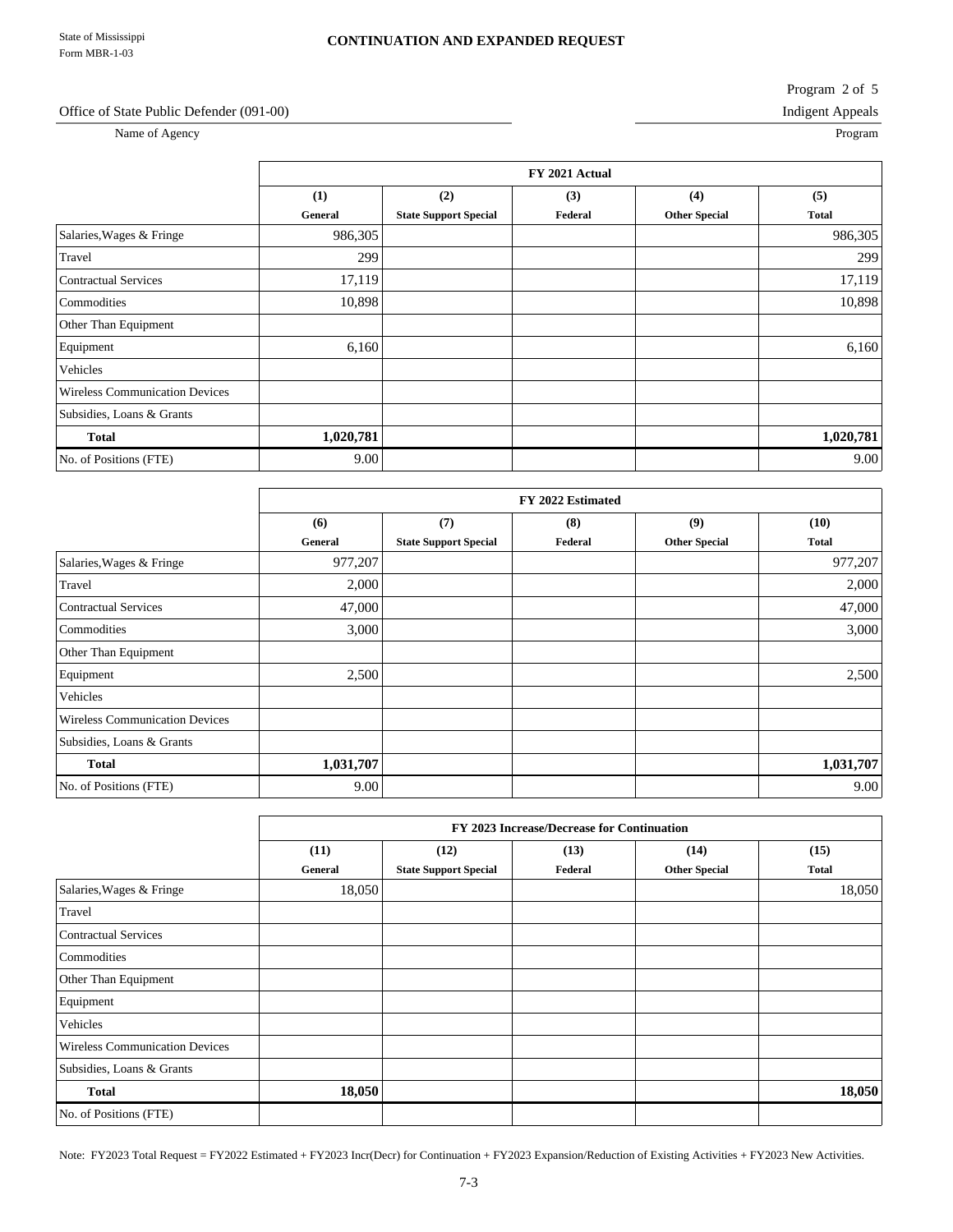State of Mississippi
Form MBR-1-03

# CONTINUATION AND EXPANDED REQUEST

Program 2 of 5

Office of State Public Defender (091-00) — Name of Agency

Indigent Appeals — Program

| | FY 2021 Actual | | | | |
|---|---|---|---|---|---|
| | (1) General | (2) State Support Special | (3) Federal | (4) Other Special | (5) Total |
| Salaries, Wages & Fringe | 986,305 | | | | 986,305 |
| Travel | 299 | | | | 299 |
| Contractual Services | 17,119 | | | | 17,119 |
| Commodities | 10,898 | | | | 10,898 |
| Other Than Equipment | | | | | |
| Equipment | 6,160 | | | | 6,160 |
| Vehicles | | | | | |
| Wireless Communication Devices | | | | | |
| Subsidies, Loans & Grants | | | | | |
| **Total** | **1,020,781** | | | | **1,020,781** |
| No. of Positions (FTE) | 9.00 | | | | 9.00 |

| | FY 2022 Estimated | | | | |
|---|---|---|---|---|---|
| | (6) General | (7) State Support Special | (8) Federal | (9) Other Special | (10) Total |
| Salaries, Wages & Fringe | 977,207 | | | | 977,207 |
| Travel | 2,000 | | | | 2,000 |
| Contractual Services | 47,000 | | | | 47,000 |
| Commodities | 3,000 | | | | 3,000 |
| Other Than Equipment | | | | | |
| Equipment | 2,500 | | | | 2,500 |
| Vehicles | | | | | |
| Wireless Communication Devices | | | | | |
| Subsidies, Loans & Grants | | | | | |
| **Total** | **1,031,707** | | | | **1,031,707** |
| No. of Positions (FTE) | 9.00 | | | | 9.00 |

| | FY 2023 Increase/Decrease for Continuation | | | | |
|---|---|---|---|---|---|
| | (11) General | (12) State Support Special | (13) Federal | (14) Other Special | (15) Total |
| Salaries, Wages & Fringe | 18,050 | | | | 18,050 |
| Travel | | | | | |
| Contractual Services | | | | | |
| Commodities | | | | | |
| Other Than Equipment | | | | | |
| Equipment | | | | | |
| Vehicles | | | | | |
| Wireless Communication Devices | | | | | |
| Subsidies, Loans & Grants | | | | | |
| **Total** | **18,050** | | | | **18,050** |
| No. of Positions (FTE) | | | | | |

Note: FY2023 Total Request = FY2022 Estimated + FY2023 Incr(Decr) for Continuation + FY2023 Expansion/Reduction of Existing Activities + FY2023 New Activities.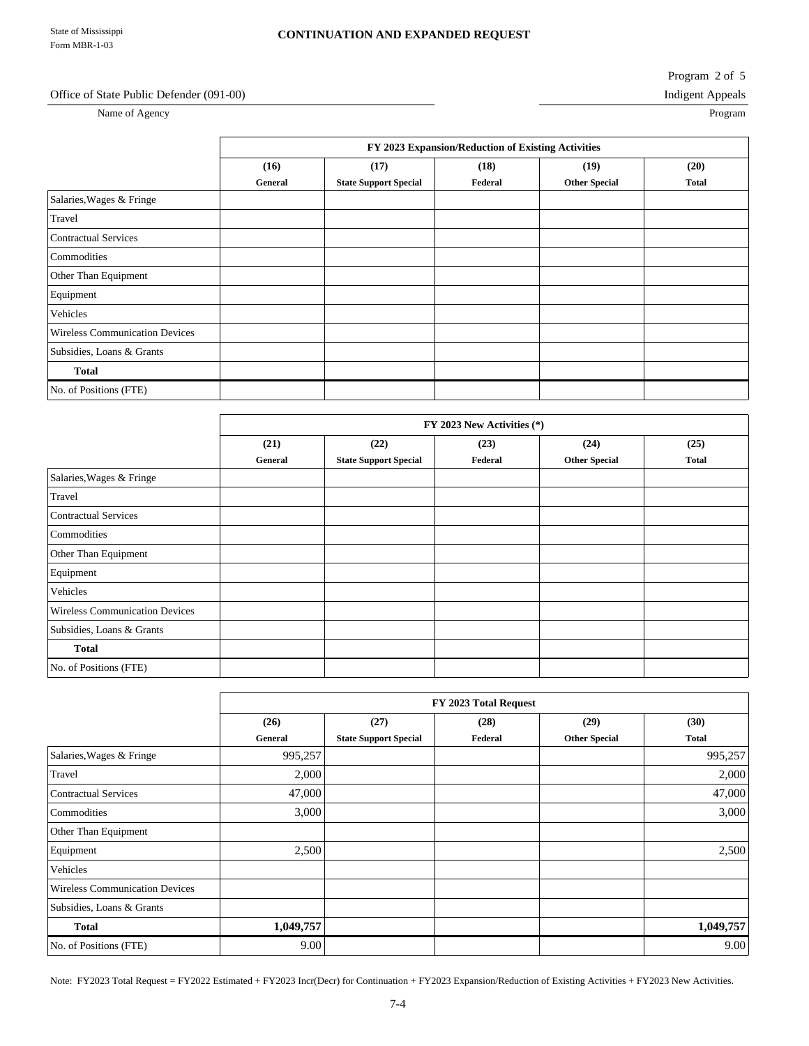State of Mississippi
Form MBR-1-03

# CONTINUATION AND EXPANDED REQUEST

Program 2 of 5

Office of State Public Defender (091-00) — Name of Agency

Indigent Appeals — Program

| | FY 2023 Expansion/Reduction of Existing Activities | | | | |
|---|---|---|---|---|---|
| | (16) General | (17) State Support Special | (18) Federal | (19) Other Special | (20) Total |
| Salaries, Wages & Fringe | | | | | |
| Travel | | | | | |
| Contractual Services | | | | | |
| Commodities | | | | | |
| Other Than Equipment | | | | | |
| Equipment | | | | | |
| Vehicles | | | | | |
| Wireless Communication Devices | | | | | |
| Subsidies, Loans & Grants | | | | | |
| **Total** | | | | | |
| No. of Positions (FTE) | | | | | |

| | FY 2023 New Activities (*) | | | | |
|---|---|---|---|---|---|
| | (21) General | (22) State Support Special | (23) Federal | (24) Other Special | (25) Total |
| Salaries, Wages & Fringe | | | | | |
| Travel | | | | | |
| Contractual Services | | | | | |
| Commodities | | | | | |
| Other Than Equipment | | | | | |
| Equipment | | | | | |
| Vehicles | | | | | |
| Wireless Communication Devices | | | | | |
| Subsidies, Loans & Grants | | | | | |
| **Total** | | | | | |
| No. of Positions (FTE) | | | | | |

| | FY 2023 Total Request | | | | |
|---|---|---|---|---|---|
| | (26) General | (27) State Support Special | (28) Federal | (29) Other Special | (30) Total |
| Salaries, Wages & Fringe | 995,257 | | | | 995,257 |
| Travel | 2,000 | | | | 2,000 |
| Contractual Services | 47,000 | | | | 47,000 |
| Commodities | 3,000 | | | | 3,000 |
| Other Than Equipment | | | | | |
| Equipment | 2,500 | | | | 2,500 |
| Vehicles | | | | | |
| Wireless Communication Devices | | | | | |
| Subsidies, Loans & Grants | | | | | |
| **Total** | **1,049,757** | | | | **1,049,757** |
| No. of Positions (FTE) | 9.00 | | | | 9.00 |

Note: FY2023 Total Request = FY2022 Estimated + FY2023 Incr(Decr) for Continuation + FY2023 Expansion/Reduction of Existing Activities + FY2023 New Activities.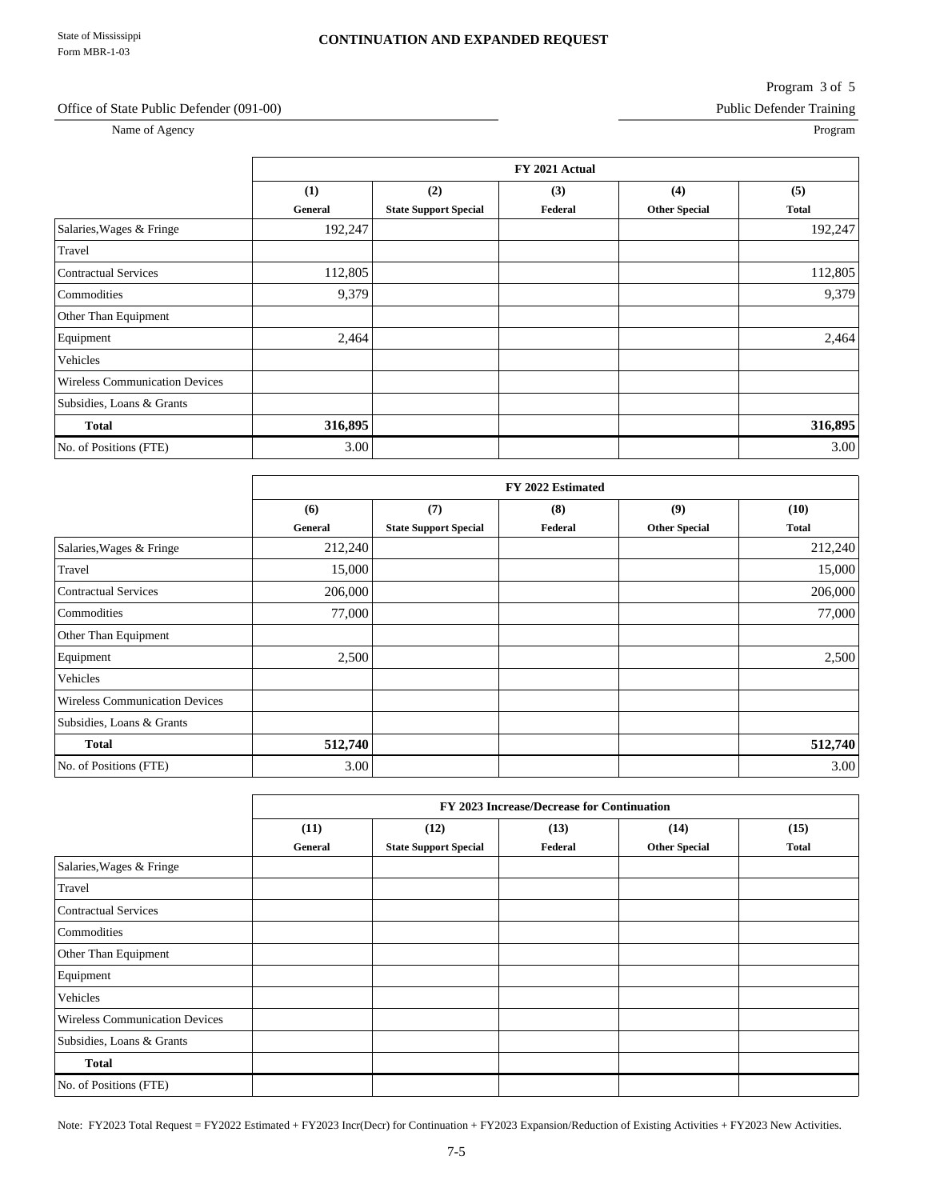State of Mississippi
Form MBR-1-03

**CONTINUATION AND EXPANDED REQUEST**

Program 3 of 5

Office of State Public Defender (091-00) — Name of Agency

Public Defender Training — Program

| | FY 2021 Actual | | | | |
|---|---|---|---|---|---|
| | (1) General | (2) State Support Special | (3) Federal | (4) Other Special | (5) Total |
| Salaries, Wages & Fringe | 192,247 | | | | 192,247 |
| Travel | | | | | |
| Contractual Services | 112,805 | | | | 112,805 |
| Commodities | 9,379 | | | | 9,379 |
| Other Than Equipment | | | | | |
| Equipment | 2,464 | | | | 2,464 |
| Vehicles | | | | | |
| Wireless Communication Devices | | | | | |
| Subsidies, Loans & Grants | | | | | |
| **Total** | **316,895** | | | | **316,895** |
| No. of Positions (FTE) | 3.00 | | | | 3.00 |

| | FY 2022 Estimated | | | | |
|---|---|---|---|---|---|
| | (6) General | (7) State Support Special | (8) Federal | (9) Other Special | (10) Total |
| Salaries, Wages & Fringe | 212,240 | | | | 212,240 |
| Travel | 15,000 | | | | 15,000 |
| Contractual Services | 206,000 | | | | 206,000 |
| Commodities | 77,000 | | | | 77,000 |
| Other Than Equipment | | | | | |
| Equipment | 2,500 | | | | 2,500 |
| Vehicles | | | | | |
| Wireless Communication Devices | | | | | |
| Subsidies, Loans & Grants | | | | | |
| **Total** | **512,740** | | | | **512,740** |
| No. of Positions (FTE) | 3.00 | | | | 3.00 |

| | FY 2023 Increase/Decrease for Continuation | | | | |
|---|---|---|---|---|---|
| | (11) General | (12) State Support Special | (13) Federal | (14) Other Special | (15) Total |
| Salaries, Wages & Fringe | | | | | |
| Travel | | | | | |
| Contractual Services | | | | | |
| Commodities | | | | | |
| Other Than Equipment | | | | | |
| Equipment | | | | | |
| Vehicles | | | | | |
| Wireless Communication Devices | | | | | |
| Subsidies, Loans & Grants | | | | | |
| **Total** | | | | | |
| No. of Positions (FTE) | | | | | |

Note: FY2023 Total Request = FY2022 Estimated + FY2023 Incr(Decr) for Continuation + FY2023 Expansion/Reduction of Existing Activities + FY2023 New Activities.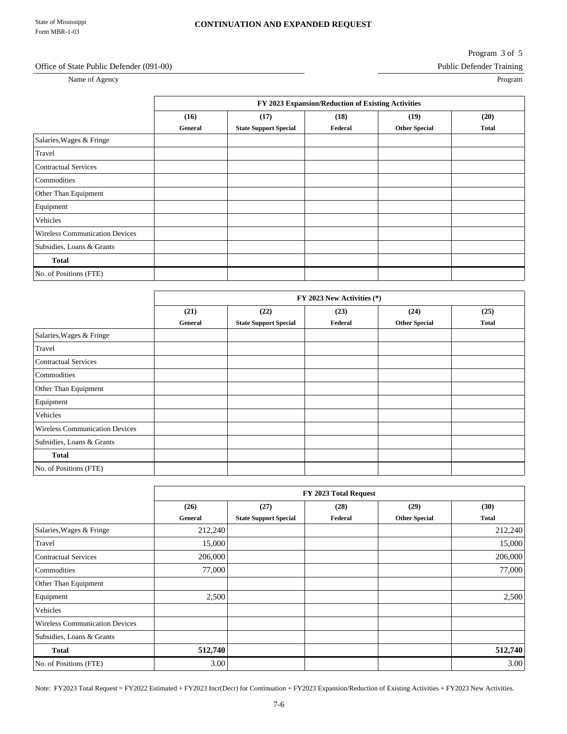State of Mississippi
Form MBR-1-03

**CONTINUATION AND EXPANDED REQUEST**

Program 3 of 5

Office of State Public Defender (091-00) — Name of Agency

Public Defender Training — Program

| | FY 2023 Expansion/Reduction of Existing Activities | | | | |
|---|---|---|---|---|---|
| | (16) General | (17) State Support Special | (18) Federal | (19) Other Special | (20) Total |
| Salaries, Wages & Fringe | | | | | |
| Travel | | | | | |
| Contractual Services | | | | | |
| Commodities | | | | | |
| Other Than Equipment | | | | | |
| Equipment | | | | | |
| Vehicles | | | | | |
| Wireless Communication Devices | | | | | |
| Subsidies, Loans & Grants | | | | | |
| **Total** | | | | | |
| No. of Positions (FTE) | | | | | |

| | FY 2023 New Activities (*) | | | | |
|---|---|---|---|---|---|
| | (21) General | (22) State Support Special | (23) Federal | (24) Other Special | (25) Total |
| Salaries, Wages & Fringe | | | | | |
| Travel | | | | | |
| Contractual Services | | | | | |
| Commodities | | | | | |
| Other Than Equipment | | | | | |
| Equipment | | | | | |
| Vehicles | | | | | |
| Wireless Communication Devices | | | | | |
| Subsidies, Loans & Grants | | | | | |
| **Total** | | | | | |
| No. of Positions (FTE) | | | | | |

| | FY 2023 Total Request | | | | |
|---|---|---|---|---|---|
| | (26) General | (27) State Support Special | (28) Federal | (29) Other Special | (30) Total |
| Salaries, Wages & Fringe | 212,240 | | | | 212,240 |
| Travel | 15,000 | | | | 15,000 |
| Contractual Services | 206,000 | | | | 206,000 |
| Commodities | 77,000 | | | | 77,000 |
| Other Than Equipment | | | | | |
| Equipment | 2,500 | | | | 2,500 |
| Vehicles | | | | | |
| Wireless Communication Devices | | | | | |
| Subsidies, Loans & Grants | | | | | |
| **Total** | **512,740** | | | | **512,740** |
| No. of Positions (FTE) | 3.00 | | | | 3.00 |

Note: FY2023 Total Request = FY2022 Estimated + FY2023 Incr(Decr) for Continuation + FY2023 Expansion/Reduction of Existing Activities + FY2023 New Activities.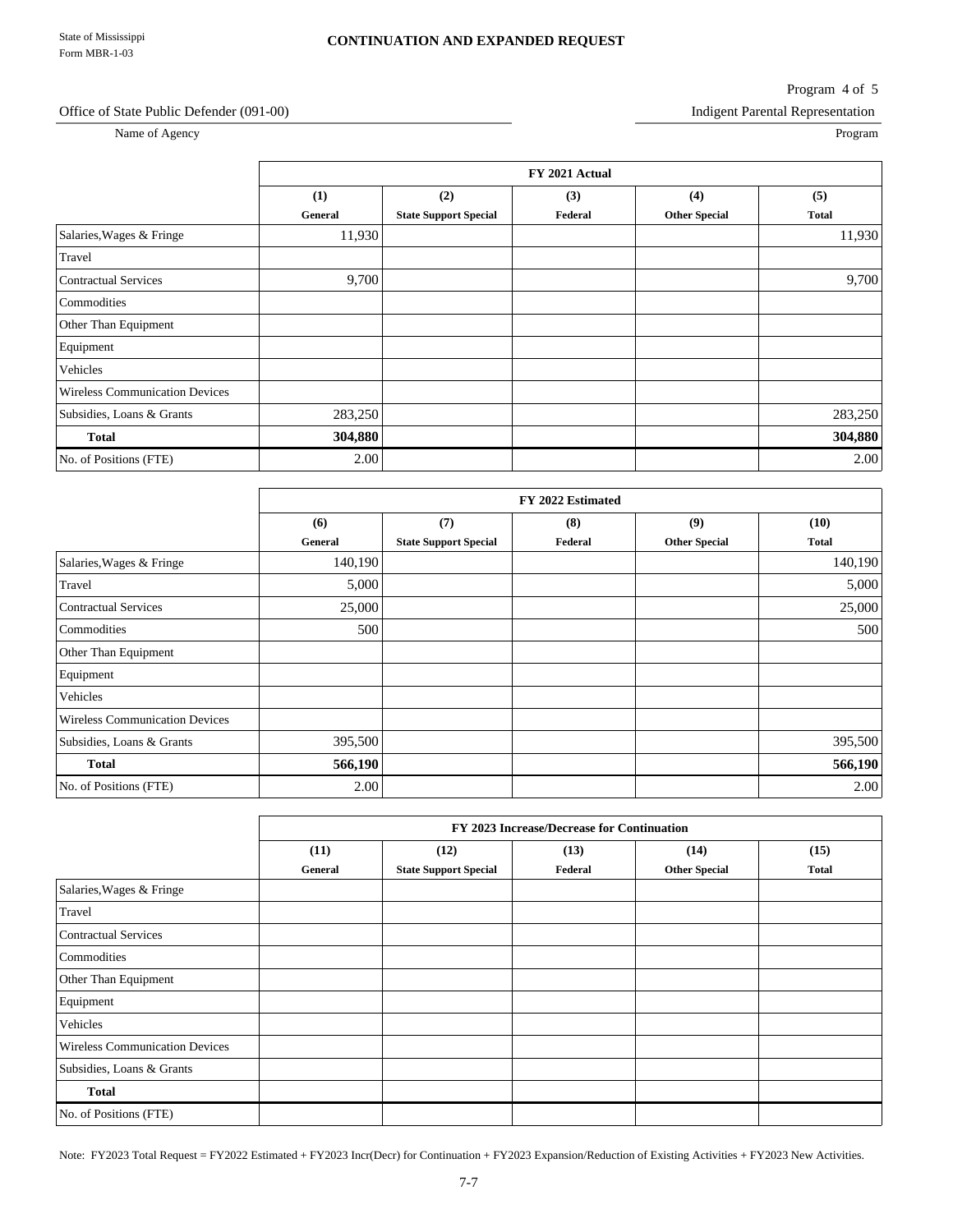State of Mississippi
Form MBR-1-03

**CONTINUATION AND EXPANDED REQUEST**

Program 4 of 5

Office of State Public Defender (091-00) — Name of Agency

Indigent Parental Representation — Program

| | FY 2021 Actual | | | | |
|---|---|---|---|---|---|
| | (1) General | (2) State Support Special | (3) Federal | (4) Other Special | (5) Total |
| Salaries, Wages & Fringe | 11,930 | | | | 11,930 |
| Travel | | | | | |
| Contractual Services | 9,700 | | | | 9,700 |
| Commodities | | | | | |
| Other Than Equipment | | | | | |
| Equipment | | | | | |
| Vehicles | | | | | |
| Wireless Communication Devices | | | | | |
| Subsidies, Loans & Grants | 283,250 | | | | 283,250 |
| **Total** | **304,880** | | | | **304,880** |
| No. of Positions (FTE) | 2.00 | | | | 2.00 |

| | FY 2022 Estimated | | | | |
|---|---|---|---|---|---|
| | (6) General | (7) State Support Special | (8) Federal | (9) Other Special | (10) Total |
| Salaries, Wages & Fringe | 140,190 | | | | 140,190 |
| Travel | 5,000 | | | | 5,000 |
| Contractual Services | 25,000 | | | | 25,000 |
| Commodities | 500 | | | | 500 |
| Other Than Equipment | | | | | |
| Equipment | | | | | |
| Vehicles | | | | | |
| Wireless Communication Devices | | | | | |
| Subsidies, Loans & Grants | 395,500 | | | | 395,500 |
| **Total** | **566,190** | | | | **566,190** |
| No. of Positions (FTE) | 2.00 | | | | 2.00 |

| | FY 2023 Increase/Decrease for Continuation | | | | |
|---|---|---|---|---|---|
| | (11) General | (12) State Support Special | (13) Federal | (14) Other Special | (15) Total |
| Salaries, Wages & Fringe | | | | | |
| Travel | | | | | |
| Contractual Services | | | | | |
| Commodities | | | | | |
| Other Than Equipment | | | | | |
| Equipment | | | | | |
| Vehicles | | | | | |
| Wireless Communication Devices | | | | | |
| Subsidies, Loans & Grants | | | | | |
| **Total** | | | | | |
| No. of Positions (FTE) | | | | | |

Note: FY2023 Total Request = FY2022 Estimated + FY2023 Incr(Decr) for Continuation + FY2023 Expansion/Reduction of Existing Activities + FY2023 New Activities.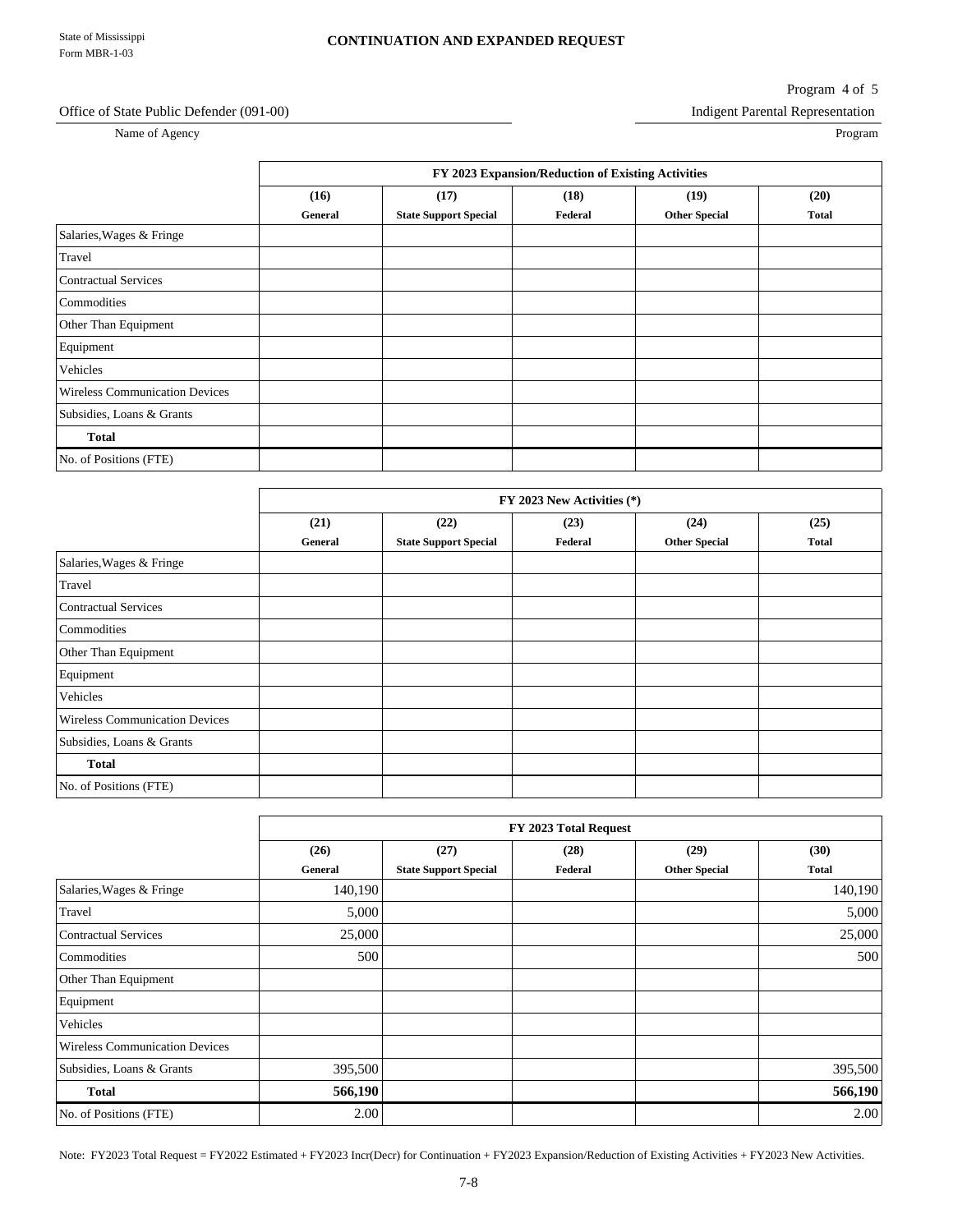State of Mississippi
Form MBR-1-03

**CONTINUATION AND EXPANDED REQUEST**

Program 4 of 5

| Office of State Public Defender (091-00) | Indigent Parental Representation |
|---|---|
| Name of Agency | Program |

| | FY 2023 Expansion/Reduction of Existing Activities | | | | |
|---|---|---|---|---|---|
| | (16) General | (17) State Support Special | (18) Federal | (19) Other Special | (20) Total |
| Salaries, Wages & Fringe | | | | | |
| Travel | | | | | |
| Contractual Services | | | | | |
| Commodities | | | | | |
| Other Than Equipment | | | | | |
| Equipment | | | | | |
| Vehicles | | | | | |
| Wireless Communication Devices | | | | | |
| Subsidies, Loans & Grants | | | | | |
| **Total** | | | | | |
| No. of Positions (FTE) | | | | | |

| | FY 2023 New Activities (*) | | | | |
|---|---|---|---|---|---|
| | (21) General | (22) State Support Special | (23) Federal | (24) Other Special | (25) Total |
| Salaries, Wages & Fringe | | | | | |
| Travel | | | | | |
| Contractual Services | | | | | |
| Commodities | | | | | |
| Other Than Equipment | | | | | |
| Equipment | | | | | |
| Vehicles | | | | | |
| Wireless Communication Devices | | | | | |
| Subsidies, Loans & Grants | | | | | |
| **Total** | | | | | |
| No. of Positions (FTE) | | | | | |

| | FY 2023 Total Request | | | | |
|---|---|---|---|---|---|
| | (26) General | (27) State Support Special | (28) Federal | (29) Other Special | (30) Total |
| Salaries, Wages & Fringe | 140,190 | | | | 140,190 |
| Travel | 5,000 | | | | 5,000 |
| Contractual Services | 25,000 | | | | 25,000 |
| Commodities | 500 | | | | 500 |
| Other Than Equipment | | | | | |
| Equipment | | | | | |
| Vehicles | | | | | |
| Wireless Communication Devices | | | | | |
| Subsidies, Loans & Grants | 395,500 | | | | 395,500 |
| **Total** | **566,190** | | | | **566,190** |
| No. of Positions (FTE) | 2.00 | | | | 2.00 |

Note: FY2023 Total Request = FY2022 Estimated + FY2023 Incr(Decr) for Continuation + FY2023 Expansion/Reduction of Existing Activities + FY2023 New Activities.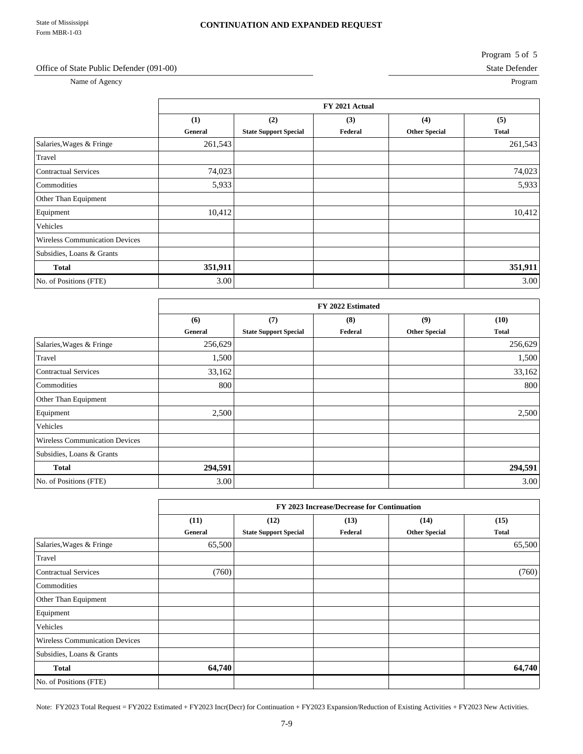State of Mississippi
Form MBR-1-03

**CONTINUATION AND EXPANDED REQUEST**

Program 5 of 5

Office of State Public Defender (091-00) — Name of Agency

State Defender — Program

| | FY 2021 Actual | | | | |
|---|---|---|---|---|---|
| | (1) General | (2) State Support Special | (3) Federal | (4) Other Special | (5) Total |
| Salaries, Wages & Fringe | 261,543 | | | | 261,543 |
| Travel | | | | | |
| Contractual Services | 74,023 | | | | 74,023 |
| Commodities | 5,933 | | | | 5,933 |
| Other Than Equipment | | | | | |
| Equipment | 10,412 | | | | 10,412 |
| Vehicles | | | | | |
| Wireless Communication Devices | | | | | |
| Subsidies, Loans & Grants | | | | | |
| **Total** | **351,911** | | | | **351,911** |
| No. of Positions (FTE) | 3.00 | | | | 3.00 |

| | FY 2022 Estimated | | | | |
|---|---|---|---|---|---|
| | (6) General | (7) State Support Special | (8) Federal | (9) Other Special | (10) Total |
| Salaries, Wages & Fringe | 256,629 | | | | 256,629 |
| Travel | 1,500 | | | | 1,500 |
| Contractual Services | 33,162 | | | | 33,162 |
| Commodities | 800 | | | | 800 |
| Other Than Equipment | | | | | |
| Equipment | 2,500 | | | | 2,500 |
| Vehicles | | | | | |
| Wireless Communication Devices | | | | | |
| Subsidies, Loans & Grants | | | | | |
| **Total** | **294,591** | | | | **294,591** |
| No. of Positions (FTE) | 3.00 | | | | 3.00 |

| | FY 2023 Increase/Decrease for Continuation | | | | |
|---|---|---|---|---|---|
| | (11) General | (12) State Support Special | (13) Federal | (14) Other Special | (15) Total |
| Salaries, Wages & Fringe | 65,500 | | | | 65,500 |
| Travel | | | | | |
| Contractual Services | (760) | | | | (760) |
| Commodities | | | | | |
| Other Than Equipment | | | | | |
| Equipment | | | | | |
| Vehicles | | | | | |
| Wireless Communication Devices | | | | | |
| Subsidies, Loans & Grants | | | | | |
| **Total** | **64,740** | | | | **64,740** |
| No. of Positions (FTE) | | | | | |

Note: FY2023 Total Request = FY2022 Estimated + FY2023 Incr(Decr) for Continuation + FY2023 Expansion/Reduction of Existing Activities + FY2023 New Activities.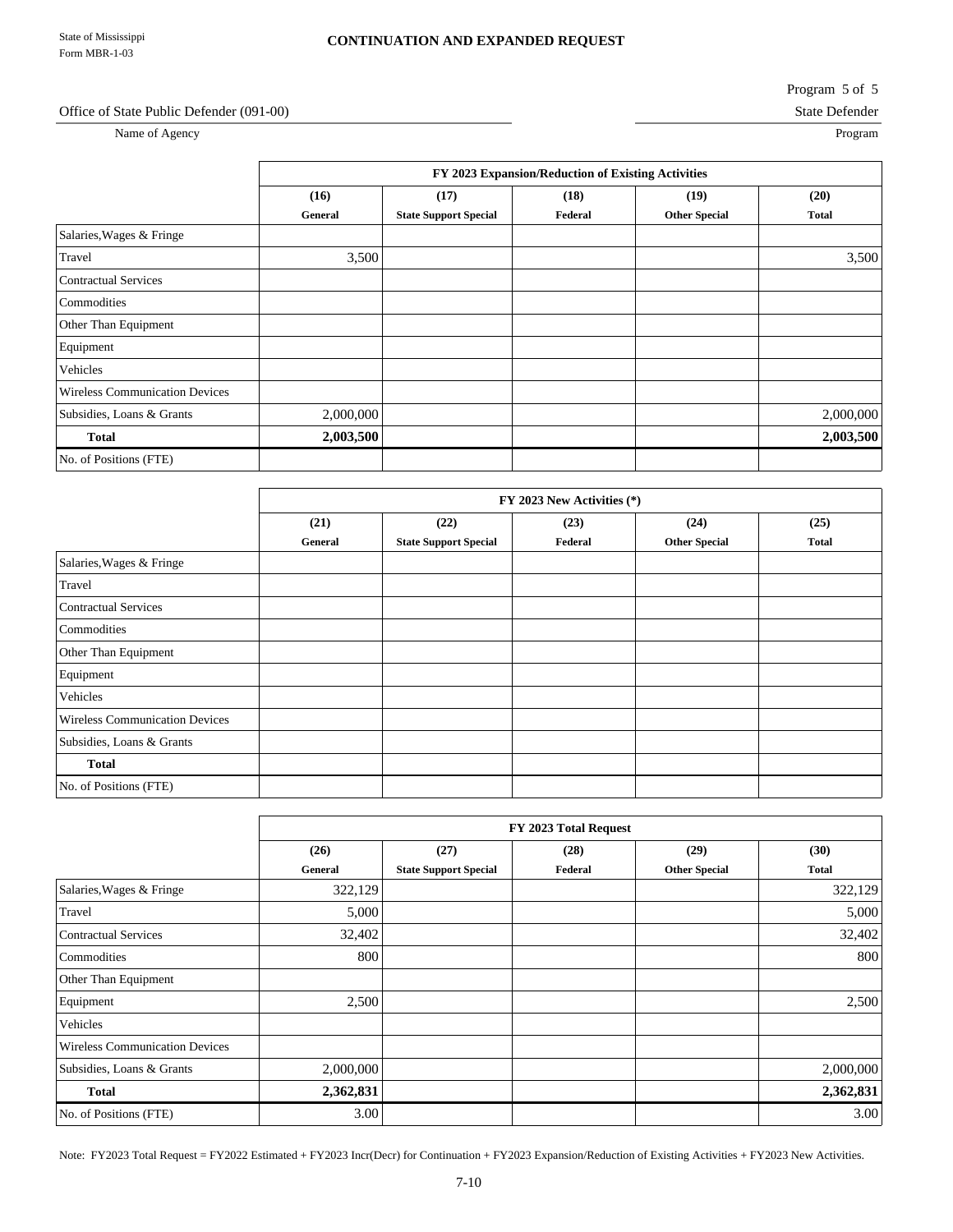State of Mississippi
Form MBR-1-03

# CONTINUATION AND EXPANDED REQUEST

Program 5 of 5

Office of State Public Defender (091-00) — Name of Agency

State Defender — Program

| | FY 2023 Expansion/Reduction of Existing Activities | | | | |
|---|---|---|---|---|---|
| | (16) General | (17) State Support Special | (18) Federal | (19) Other Special | (20) Total |
| Salaries, Wages & Fringe | | | | | |
| Travel | 3,500 | | | | 3,500 |
| Contractual Services | | | | | |
| Commodities | | | | | |
| Other Than Equipment | | | | | |
| Equipment | | | | | |
| Vehicles | | | | | |
| Wireless Communication Devices | | | | | |
| Subsidies, Loans & Grants | 2,000,000 | | | | 2,000,000 |
| **Total** | **2,003,500** | | | | **2,003,500** |
| No. of Positions (FTE) | | | | | |

| | FY 2023 New Activities (*) | | | | |
|---|---|---|---|---|---|
| | (21) General | (22) State Support Special | (23) Federal | (24) Other Special | (25) Total |
| Salaries, Wages & Fringe | | | | | |
| Travel | | | | | |
| Contractual Services | | | | | |
| Commodities | | | | | |
| Other Than Equipment | | | | | |
| Equipment | | | | | |
| Vehicles | | | | | |
| Wireless Communication Devices | | | | | |
| Subsidies, Loans & Grants | | | | | |
| **Total** | | | | | |
| No. of Positions (FTE) | | | | | |

| | FY 2023 Total Request | | | | |
|---|---|---|---|---|---|
| | (26) General | (27) State Support Special | (28) Federal | (29) Other Special | (30) Total |
| Salaries, Wages & Fringe | 322,129 | | | | 322,129 |
| Travel | 5,000 | | | | 5,000 |
| Contractual Services | 32,402 | | | | 32,402 |
| Commodities | 800 | | | | 800 |
| Other Than Equipment | | | | | |
| Equipment | 2,500 | | | | 2,500 |
| Vehicles | | | | | |
| Wireless Communication Devices | | | | | |
| Subsidies, Loans & Grants | 2,000,000 | | | | 2,000,000 |
| **Total** | **2,362,831** | | | | **2,362,831** |
| No. of Positions (FTE) | 3.00 | | | | 3.00 |

Note: FY2023 Total Request = FY2022 Estimated + FY2023 Incr(Decr) for Continuation + FY2023 Expansion/Reduction of Existing Activities + FY2023 New Activities.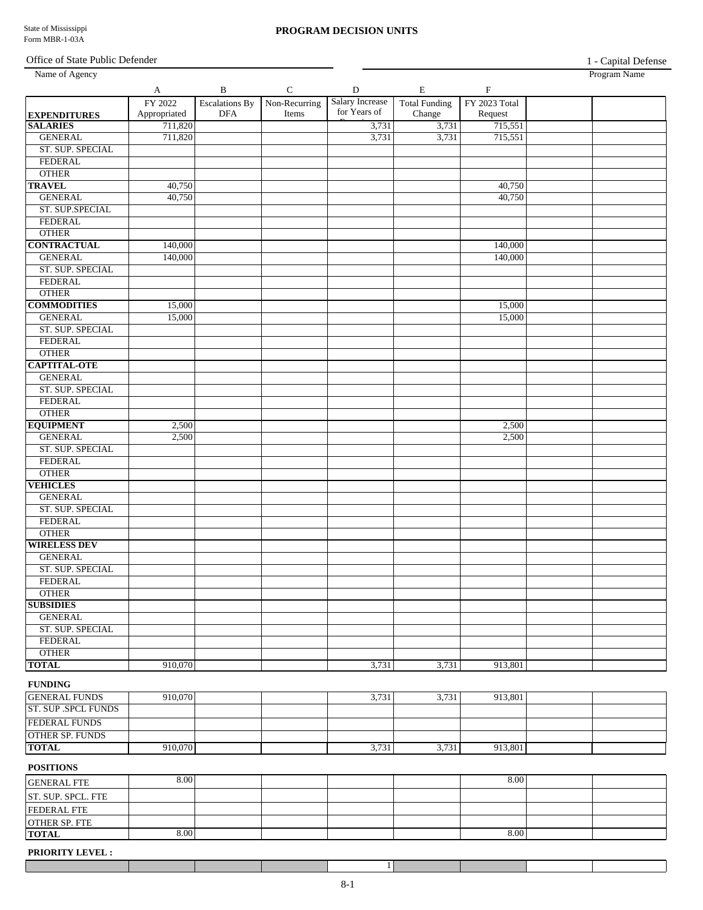State of Mississippi
Form MBR-1-03A

## PROGRAM DECISION UNITS

Office of State Public Defender — Name of Agency

1 - Capital Defense — Program Name

| EXPENDITURES | A<br>FY 2022 Appropriated | B<br>Escalations By DFA | C<br>Non-Recurring Items | D<br>Salary Increase for Years of E... | E<br>Total Funding Change | F<br>FY 2023 Total Request | | |
|---|---|---|---|---|---|---|---|---|
| **SALARIES** | 711,820 | | | 3,731 | 3,731 | 715,551 | | |
| GENERAL | 711,820 | | | 3,731 | 3,731 | 715,551 | | |
| ST. SUP. SPECIAL | | | | | | | | |
| FEDERAL | | | | | | | | |
| OTHER | | | | | | | | |
| **TRAVEL** | 40,750 | | | | | 40,750 | | |
| GENERAL | 40,750 | | | | | 40,750 | | |
| ST. SUP.SPECIAL | | | | | | | | |
| FEDERAL | | | | | | | | |
| OTHER | | | | | | | | |
| **CONTRACTUAL** | 140,000 | | | | | 140,000 | | |
| GENERAL | 140,000 | | | | | 140,000 | | |
| ST. SUP. SPECIAL | | | | | | | | |
| FEDERAL | | | | | | | | |
| OTHER | | | | | | | | |
| **COMMODITIES** | 15,000 | | | | | 15,000 | | |
| GENERAL | 15,000 | | | | | 15,000 | | |
| ST. SUP. SPECIAL | | | | | | | | |
| FEDERAL | | | | | | | | |
| OTHER | | | | | | | | |
| **CAPTITAL-OTE** | | | | | | | | |
| GENERAL | | | | | | | | |
| ST. SUP. SPECIAL | | | | | | | | |
| FEDERAL | | | | | | | | |
| OTHER | | | | | | | | |
| **EQUIPMENT** | 2,500 | | | | | 2,500 | | |
| GENERAL | 2,500 | | | | | 2,500 | | |
| ST. SUP. SPECIAL | | | | | | | | |
| FEDERAL | | | | | | | | |
| OTHER | | | | | | | | |
| **VEHICLES** | | | | | | | | |
| GENERAL | | | | | | | | |
| ST. SUP. SPECIAL | | | | | | | | |
| FEDERAL | | | | | | | | |
| OTHER | | | | | | | | |
| **WIRELESS DEV** | | | | | | | | |
| GENERAL | | | | | | | | |
| ST. SUP. SPECIAL | | | | | | | | |
| FEDERAL | | | | | | | | |
| OTHER | | | | | | | | |
| **SUBSIDIES** | | | | | | | | |
| GENERAL | | | | | | | | |
| ST. SUP. SPECIAL | | | | | | | | |
| FEDERAL | | | | | | | | |
| OTHER | | | | | | | | |
| **TOTAL** | 910,070 | | | 3,731 | 3,731 | 913,801 | | |

**FUNDING**

| | | | | | | | | |
|---|---|---|---|---|---|---|---|---|
| GENERAL FUNDS | 910,070 | | | 3,731 | 3,731 | 913,801 | | |
| ST. SUP .SPCL FUNDS | | | | | | | | |
| FEDERAL FUNDS | | | | | | | | |
| OTHER SP. FUNDS | | | | | | | | |
| **TOTAL** | 910,070 | | | 3,731 | 3,731 | 913,801 | | |

**POSITIONS**

| | | | | | | | | |
|---|---|---|---|---|---|---|---|---|
| GENERAL FTE | 8.00 | | | | | 8.00 | | |
| ST. SUP. SPCL. FTE | | | | | | | | |
| FEDERAL FTE | | | | | | | | |
| OTHER SP. FTE | | | | | | | | |
| **TOTAL** | 8.00 | | | | | 8.00 | | |

**PRIORITY LEVEL :**

| | | | | | | | | |
|---|---|---|---|---|---|---|---|---|
| | | | | 1 | | | | |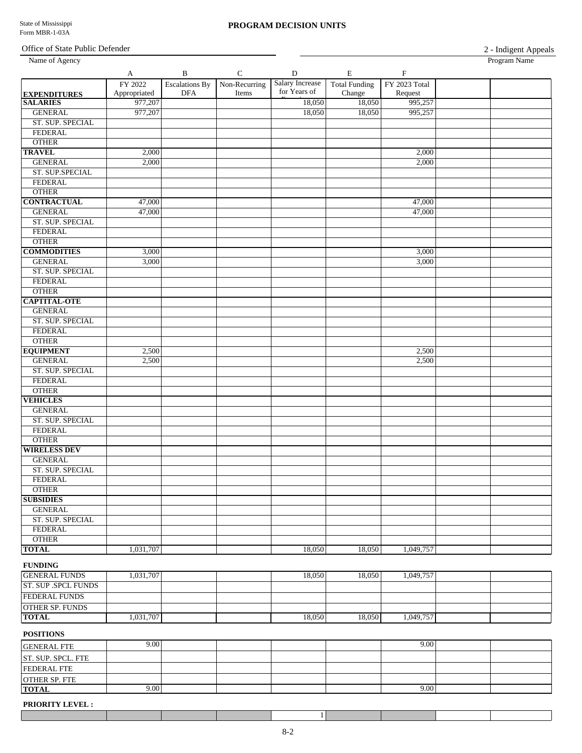State of Mississippi
Form MBR-1-03A

**PROGRAM DECISION UNITS**

Office of State Public Defender — Name of Agency

2 - Indigent Appeals — Program Name

| EXPENDITURES | A<br>FY 2022 Appropriated | B<br>Escalations By DFA | C<br>Non-Recurring Items | D<br>Salary Increase for Years of ... | E<br>Total Funding Change | F<br>FY 2023 Total Request | | |
|---|---|---|---|---|---|---|---|---|
| **SALARIES** | 977,207 | | | 18,050 | 18,050 | 995,257 | | |
| GENERAL | 977,207 | | | 18,050 | 18,050 | 995,257 | | |
| ST. SUP. SPECIAL | | | | | | | | |
| FEDERAL | | | | | | | | |
| OTHER | | | | | | | | |
| **TRAVEL** | 2,000 | | | | | 2,000 | | |
| GENERAL | 2,000 | | | | | 2,000 | | |
| ST. SUP.SPECIAL | | | | | | | | |
| FEDERAL | | | | | | | | |
| OTHER | | | | | | | | |
| **CONTRACTUAL** | 47,000 | | | | | 47,000 | | |
| GENERAL | 47,000 | | | | | 47,000 | | |
| ST. SUP. SPECIAL | | | | | | | | |
| FEDERAL | | | | | | | | |
| OTHER | | | | | | | | |
| **COMMODITIES** | 3,000 | | | | | 3,000 | | |
| GENERAL | 3,000 | | | | | 3,000 | | |
| ST. SUP. SPECIAL | | | | | | | | |
| FEDERAL | | | | | | | | |
| OTHER | | | | | | | | |
| **CAPTITAL-OTE** | | | | | | | | |
| GENERAL | | | | | | | | |
| ST. SUP. SPECIAL | | | | | | | | |
| FEDERAL | | | | | | | | |
| OTHER | | | | | | | | |
| **EQUIPMENT** | 2,500 | | | | | 2,500 | | |
| GENERAL | 2,500 | | | | | 2,500 | | |
| ST. SUP. SPECIAL | | | | | | | | |
| FEDERAL | | | | | | | | |
| OTHER | | | | | | | | |
| **VEHICLES** | | | | | | | | |
| GENERAL | | | | | | | | |
| ST. SUP. SPECIAL | | | | | | | | |
| FEDERAL | | | | | | | | |
| OTHER | | | | | | | | |
| **WIRELESS DEV** | | | | | | | | |
| GENERAL | | | | | | | | |
| ST. SUP. SPECIAL | | | | | | | | |
| FEDERAL | | | | | | | | |
| OTHER | | | | | | | | |
| **SUBSIDIES** | | | | | | | | |
| GENERAL | | | | | | | | |
| ST. SUP. SPECIAL | | | | | | | | |
| FEDERAL | | | | | | | | |
| OTHER | | | | | | | | |
| **TOTAL** | 1,031,707 | | | 18,050 | 18,050 | 1,049,757 | | |

**FUNDING**

| | | | | | | | | |
|---|---|---|---|---|---|---|---|---|
| GENERAL FUNDS | 1,031,707 | | | 18,050 | 18,050 | 1,049,757 | | |
| ST. SUP .SPCL FUNDS | | | | | | | | |
| FEDERAL FUNDS | | | | | | | | |
| OTHER SP. FUNDS | | | | | | | | |
| **TOTAL** | 1,031,707 | | | 18,050 | 18,050 | 1,049,757 | | |

**POSITIONS**

| | | | | | | | | |
|---|---|---|---|---|---|---|---|---|
| GENERAL FTE | 9.00 | | | | | 9.00 | | |
| ST. SUP. SPCL. FTE | | | | | | | | |
| FEDERAL FTE | | | | | | | | |
| OTHER SP. FTE | | | | | | | | |
| **TOTAL** | 9.00 | | | | | 9.00 | | |

**PRIORITY LEVEL :**

| | | | | | | | | |
|---|---|---|---|---|---|---|---|---|
| | | | | 1 | | | | |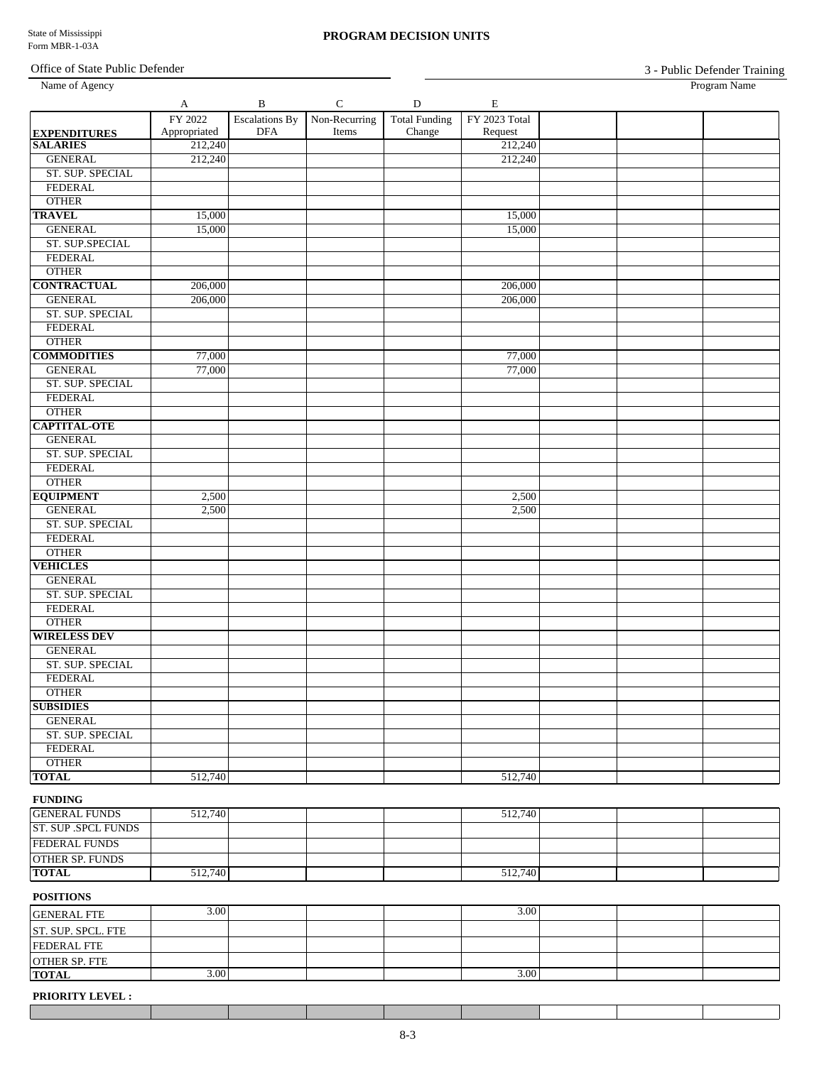State of Mississippi
Form MBR-1-03A

## PROGRAM DECISION UNITS

Office of State Public Defender — Name of Agency

3 - Public Defender Training — Program Name

| | A | B | C | D | E | | | |
|---|---|---|---|---|---|---|---|---|
| **EXPENDITURES** | FY 2022 Appropriated | Escalations By DFA | Non-Recurring Items | Total Funding Change | FY 2023 Total Request | | | |
| **SALARIES** | 212,240 | | | | 212,240 | | | |
| GENERAL | 212,240 | | | | 212,240 | | | |
| ST. SUP. SPECIAL | | | | | | | | |
| FEDERAL | | | | | | | | |
| OTHER | | | | | | | | |
| **TRAVEL** | 15,000 | | | | 15,000 | | | |
| GENERAL | 15,000 | | | | 15,000 | | | |
| ST. SUP.SPECIAL | | | | | | | | |
| FEDERAL | | | | | | | | |
| OTHER | | | | | | | | |
| **CONTRACTUAL** | 206,000 | | | | 206,000 | | | |
| GENERAL | 206,000 | | | | 206,000 | | | |
| ST. SUP. SPECIAL | | | | | | | | |
| FEDERAL | | | | | | | | |
| OTHER | | | | | | | | |
| **COMMODITIES** | 77,000 | | | | 77,000 | | | |
| GENERAL | 77,000 | | | | 77,000 | | | |
| ST. SUP. SPECIAL | | | | | | | | |
| FEDERAL | | | | | | | | |
| OTHER | | | | | | | | |
| **CAPTITAL-OTE** | | | | | | | | |
| GENERAL | | | | | | | | |
| ST. SUP. SPECIAL | | | | | | | | |
| FEDERAL | | | | | | | | |
| OTHER | | | | | | | | |
| **EQUIPMENT** | 2,500 | | | | 2,500 | | | |
| GENERAL | 2,500 | | | | 2,500 | | | |
| ST. SUP. SPECIAL | | | | | | | | |
| FEDERAL | | | | | | | | |
| OTHER | | | | | | | | |
| **VEHICLES** | | | | | | | | |
| GENERAL | | | | | | | | |
| ST. SUP. SPECIAL | | | | | | | | |
| FEDERAL | | | | | | | | |
| OTHER | | | | | | | | |
| **WIRELESS DEV** | | | | | | | | |
| GENERAL | | | | | | | | |
| ST. SUP. SPECIAL | | | | | | | | |
| FEDERAL | | | | | | | | |
| OTHER | | | | | | | | |
| **SUBSIDIES** | | | | | | | | |
| GENERAL | | | | | | | | |
| ST. SUP. SPECIAL | | | | | | | | |
| FEDERAL | | | | | | | | |
| OTHER | | | | | | | | |
| **TOTAL** | 512,740 | | | | 512,740 | | | |

**FUNDING**

| | | | | | | | | |
|---|---|---|---|---|---|---|---|---|
| GENERAL FUNDS | 512,740 | | | | 512,740 | | | |
| ST. SUP .SPCL FUNDS | | | | | | | | |
| FEDERAL FUNDS | | | | | | | | |
| OTHER SP. FUNDS | | | | | | | | |
| **TOTAL** | 512,740 | | | | 512,740 | | | |

**POSITIONS**

| | | | | | | | | |
|---|---|---|---|---|---|---|---|---|
| GENERAL FTE | 3.00 | | | | 3.00 | | | |
| ST. SUP. SPCL. FTE | | | | | | | | |
| FEDERAL FTE | | | | | | | | |
| OTHER SP. FTE | | | | | | | | |
| **TOTAL** | 3.00 | | | | 3.00 | | | |

**PRIORITY LEVEL :**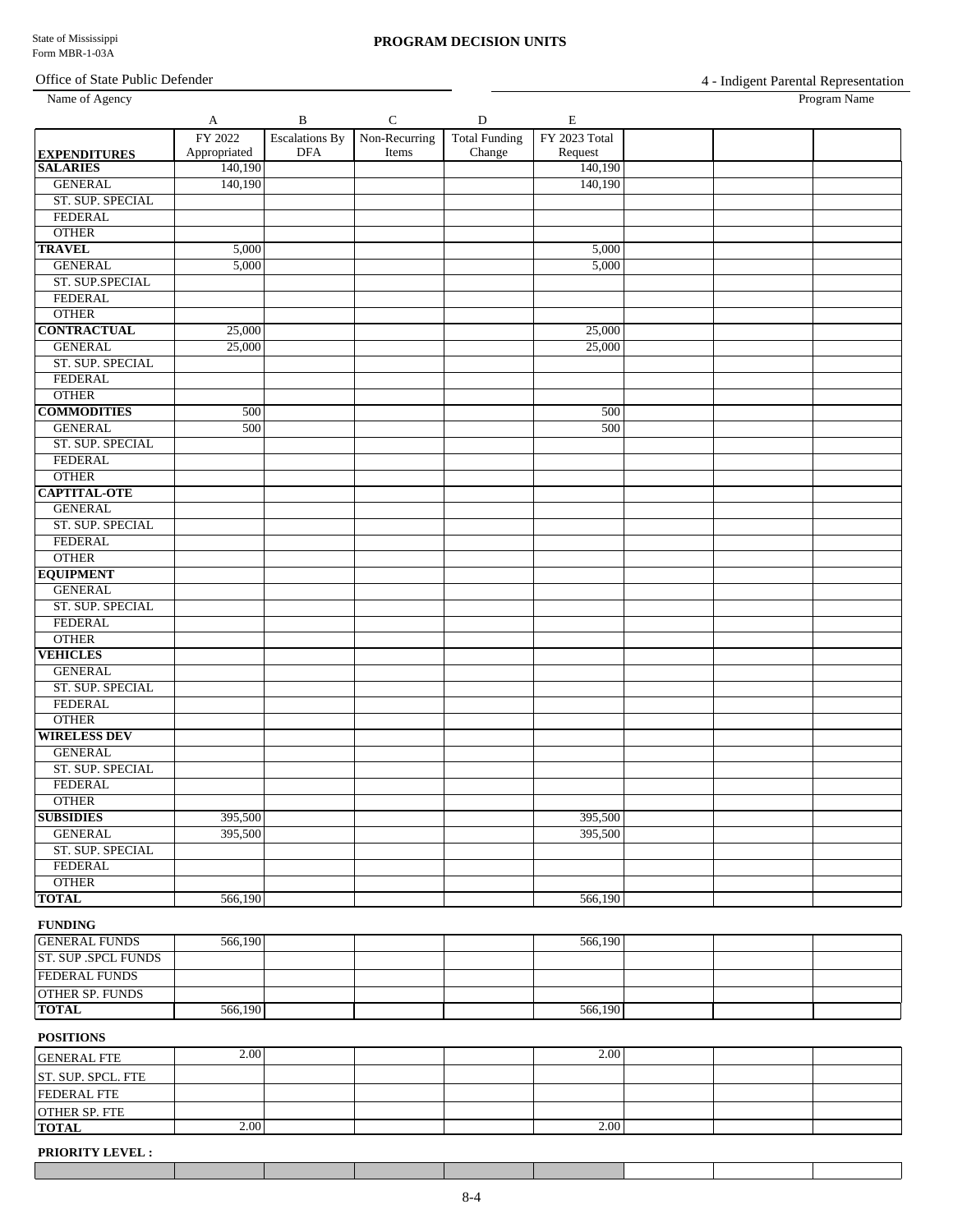State of Mississippi
Form MBR-1-03A

**PROGRAM DECISION UNITS**

Office of State Public Defender — Name of Agency

4 - Indigent Parental Representation — Program Name

| | A | B | C | D | E | | | |
|---|---|---|---|---|---|---|---|---|
| **EXPENDITURES** | FY 2022 Appropriated | Escalations By DFA | Non-Recurring Items | Total Funding Change | FY 2023 Total Request | | | |
| **SALARIES** | 140,190 | | | | 140,190 | | | |
| GENERAL | 140,190 | | | | 140,190 | | | |
| ST. SUP. SPECIAL | | | | | | | | |
| FEDERAL | | | | | | | | |
| OTHER | | | | | | | | |
| **TRAVEL** | 5,000 | | | | 5,000 | | | |
| GENERAL | 5,000 | | | | 5,000 | | | |
| ST. SUP.SPECIAL | | | | | | | | |
| FEDERAL | | | | | | | | |
| OTHER | | | | | | | | |
| **CONTRACTUAL** | 25,000 | | | | 25,000 | | | |
| GENERAL | 25,000 | | | | 25,000 | | | |
| ST. SUP. SPECIAL | | | | | | | | |
| FEDERAL | | | | | | | | |
| OTHER | | | | | | | | |
| **COMMODITIES** | 500 | | | | 500 | | | |
| GENERAL | 500 | | | | 500 | | | |
| ST. SUP. SPECIAL | | | | | | | | |
| FEDERAL | | | | | | | | |
| OTHER | | | | | | | | |
| **CAPTITAL-OTE** | | | | | | | | |
| GENERAL | | | | | | | | |
| ST. SUP. SPECIAL | | | | | | | | |
| FEDERAL | | | | | | | | |
| OTHER | | | | | | | | |
| **EQUIPMENT** | | | | | | | | |
| GENERAL | | | | | | | | |
| ST. SUP. SPECIAL | | | | | | | | |
| FEDERAL | | | | | | | | |
| OTHER | | | | | | | | |
| **VEHICLES** | | | | | | | | |
| GENERAL | | | | | | | | |
| ST. SUP. SPECIAL | | | | | | | | |
| FEDERAL | | | | | | | | |
| OTHER | | | | | | | | |
| **WIRELESS DEV** | | | | | | | | |
| GENERAL | | | | | | | | |
| ST. SUP. SPECIAL | | | | | | | | |
| FEDERAL | | | | | | | | |
| OTHER | | | | | | | | |
| **SUBSIDIES** | 395,500 | | | | 395,500 | | | |
| GENERAL | 395,500 | | | | 395,500 | | | |
| ST. SUP. SPECIAL | | | | | | | | |
| FEDERAL | | | | | | | | |
| OTHER | | | | | | | | |
| **TOTAL** | 566,190 | | | | 566,190 | | | |

**FUNDING**

| | | | | | | | | |
|---|---|---|---|---|---|---|---|---|
| GENERAL FUNDS | 566,190 | | | | 566,190 | | | |
| ST. SUP .SPCL FUNDS | | | | | | | | |
| FEDERAL FUNDS | | | | | | | | |
| OTHER SP. FUNDS | | | | | | | | |
| **TOTAL** | 566,190 | | | | 566,190 | | | |

**POSITIONS**

| | | | | | | | | |
|---|---|---|---|---|---|---|---|---|
| GENERAL FTE | 2.00 | | | | 2.00 | | | |
| ST. SUP. SPCL. FTE | | | | | | | | |
| FEDERAL FTE | | | | | | | | |
| OTHER SP. FTE | | | | | | | | |
| **TOTAL** | 2.00 | | | | 2.00 | | | |

**PRIORITY LEVEL :**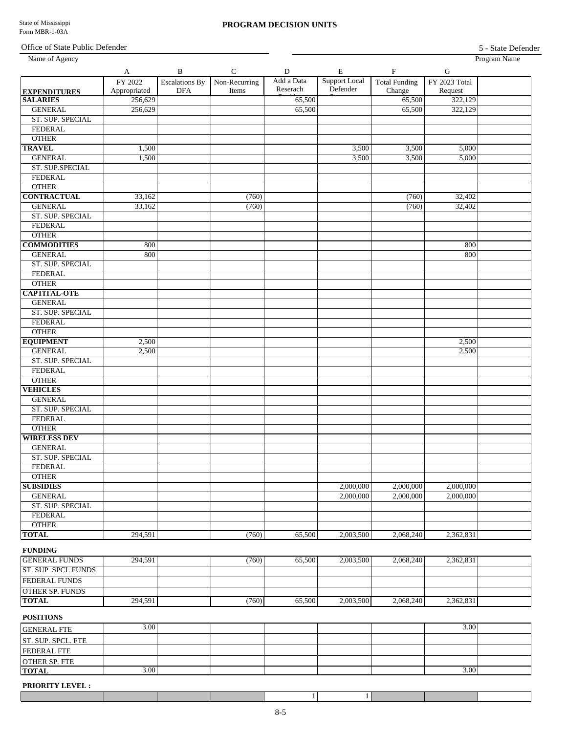State of Mississippi
Form MBR-1-03A

**PROGRAM DECISION UNITS**

Office of State Public Defender — Name of Agency

5 - State Defender — Program Name

| EXPENDITURES | A<br>FY 2022 Appropriated | B<br>Escalations By DFA | C<br>Non-Recurring Items | D<br>Add a Data Reserach | E<br>Support Local Defender | F<br>Total Funding Change | G<br>FY 2023 Total Request | |
|---|---|---|---|---|---|---|---|---|
| **SALARIES** | 256,629 | | | 65,500 | | 65,500 | 322,129 | |
| GENERAL | 256,629 | | | 65,500 | | 65,500 | 322,129 | |
| ST. SUP. SPECIAL | | | | | | | | |
| FEDERAL | | | | | | | | |
| OTHER | | | | | | | | |
| **TRAVEL** | 1,500 | | | | 3,500 | 3,500 | 5,000 | |
| GENERAL | 1,500 | | | | 3,500 | 3,500 | 5,000 | |
| ST. SUP.SPECIAL | | | | | | | | |
| FEDERAL | | | | | | | | |
| OTHER | | | | | | | | |
| **CONTRACTUAL** | 33,162 | | (760) | | | (760) | 32,402 | |
| GENERAL | 33,162 | | (760) | | | (760) | 32,402 | |
| ST. SUP. SPECIAL | | | | | | | | |
| FEDERAL | | | | | | | | |
| OTHER | | | | | | | | |
| **COMMODITIES** | 800 | | | | | | 800 | |
| GENERAL | 800 | | | | | | 800 | |
| ST. SUP. SPECIAL | | | | | | | | |
| FEDERAL | | | | | | | | |
| OTHER | | | | | | | | |
| **CAPTITAL-OTE** | | | | | | | | |
| GENERAL | | | | | | | | |
| ST. SUP. SPECIAL | | | | | | | | |
| FEDERAL | | | | | | | | |
| OTHER | | | | | | | | |
| **EQUIPMENT** | 2,500 | | | | | | 2,500 | |
| GENERAL | 2,500 | | | | | | 2,500 | |
| ST. SUP. SPECIAL | | | | | | | | |
| FEDERAL | | | | | | | | |
| OTHER | | | | | | | | |
| **VEHICLES** | | | | | | | | |
| GENERAL | | | | | | | | |
| ST. SUP. SPECIAL | | | | | | | | |
| FEDERAL | | | | | | | | |
| OTHER | | | | | | | | |
| **WIRELESS DEV** | | | | | | | | |
| GENERAL | | | | | | | | |
| ST. SUP. SPECIAL | | | | | | | | |
| FEDERAL | | | | | | | | |
| OTHER | | | | | | | | |
| **SUBSIDIES** | | | | | 2,000,000 | 2,000,000 | 2,000,000 | |
| GENERAL | | | | | 2,000,000 | 2,000,000 | 2,000,000 | |
| ST. SUP. SPECIAL | | | | | | | | |
| FEDERAL | | | | | | | | |
| OTHER | | | | | | | | |
| **TOTAL** | 294,591 | | (760) | 65,500 | 2,003,500 | 2,068,240 | 2,362,831 | |

**FUNDING**

| | | | | | | | | |
|---|---|---|---|---|---|---|---|---|
| GENERAL FUNDS | 294,591 | | (760) | 65,500 | 2,003,500 | 2,068,240 | 2,362,831 | |
| ST. SUP .SPCL FUNDS | | | | | | | | |
| FEDERAL FUNDS | | | | | | | | |
| OTHER SP. FUNDS | | | | | | | | |
| **TOTAL** | 294,591 | | (760) | 65,500 | 2,003,500 | 2,068,240 | 2,362,831 | |

**POSITIONS**

| | | | | | | | | |
|---|---|---|---|---|---|---|---|---|
| GENERAL FTE | 3.00 | | | | | | 3.00 | |
| ST. SUP. SPCL. FTE | | | | | | | | |
| FEDERAL FTE | | | | | | | | |
| OTHER SP. FTE | | | | | | | | |
| **TOTAL** | 3.00 | | | | | | 3.00 | |

**PRIORITY LEVEL :**

| | | | | | | | | |
|---|---|---|---|---|---|---|---|---|
| | | | | 1 | 1 | | | |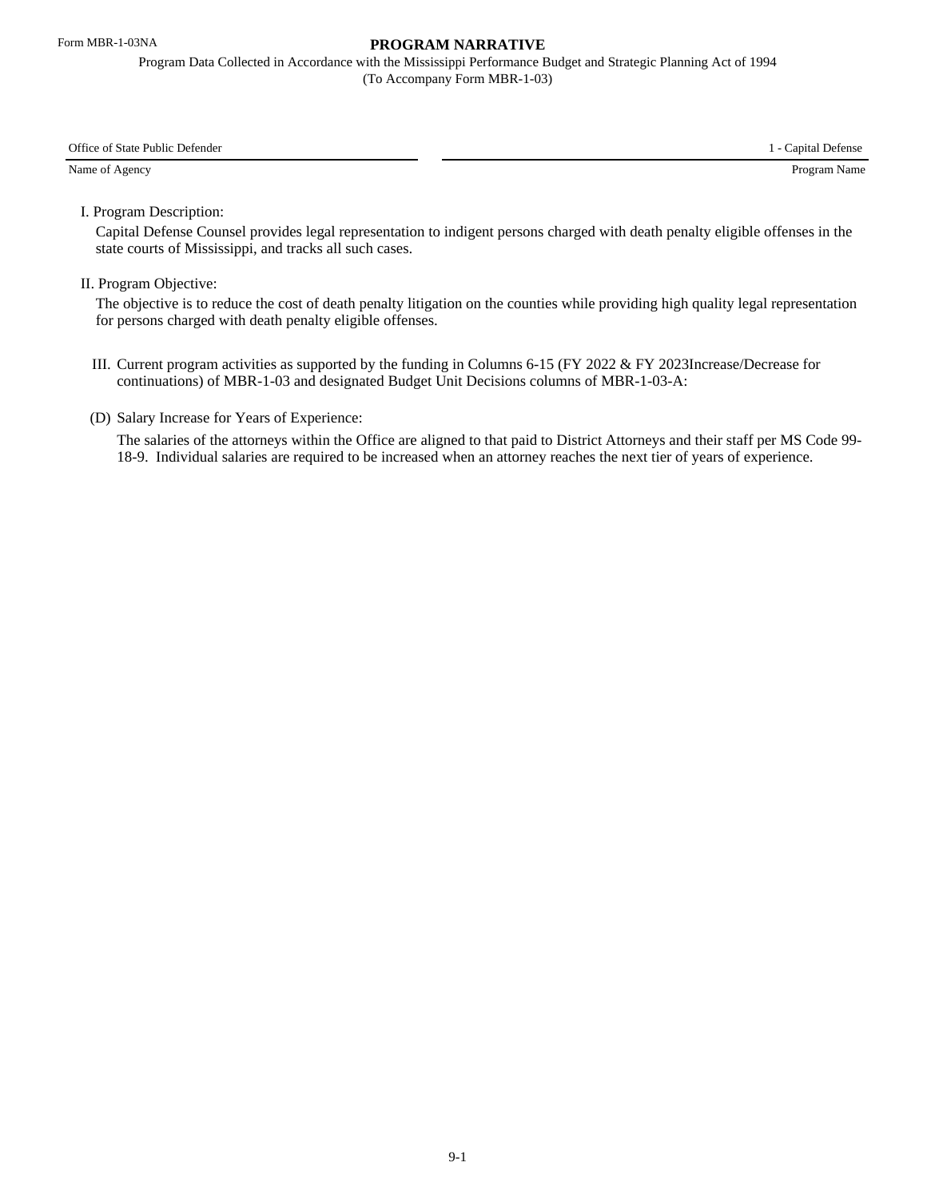Form MBR-1-03NA

# PROGRAM NARRATIVE

Program Data Collected in Accordance with the Mississippi Performance Budget and Strategic Planning Act of 1994
(To Accompany Form MBR-1-03)

| | |
|---|---|
| Office of State Public Defender | 1 - Capital Defense |
| Name of Agency | Program Name |

I. Program Description:

Capital Defense Counsel provides legal representation to indigent persons charged with death penalty eligible offenses in the state courts of Mississippi, and tracks all such cases.

II. Program Objective:

The objective is to reduce the cost of death penalty litigation on the counties while providing high quality legal representation for persons charged with death penalty eligible offenses.

III. Current program activities as supported by the funding in Columns 6-15 (FY 2022 & FY 2023Increase/Decrease for continuations) of MBR-1-03 and designated Budget Unit Decisions columns of MBR-1-03-A:

(D) Salary Increase for Years of Experience:

The salaries of the attorneys within the Office are aligned to that paid to District Attorneys and their staff per MS Code 99-18-9. Individual salaries are required to be increased when an attorney reaches the next tier of years of experience.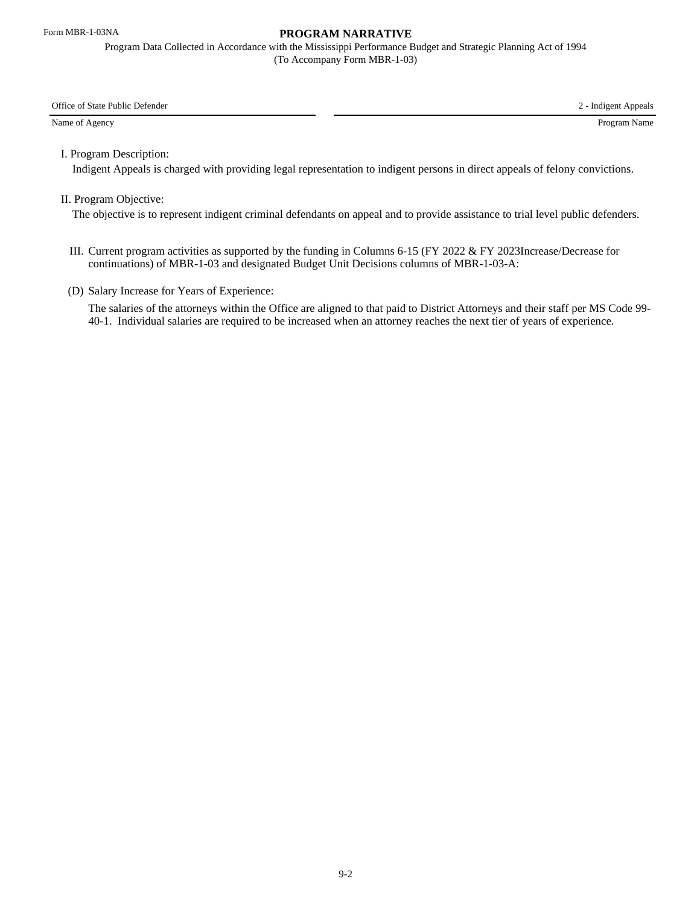Form MBR-1-03NA

# PROGRAM NARRATIVE

Program Data Collected in Accordance with the Mississippi Performance Budget and Strategic Planning Act of 1994
(To Accompany Form MBR-1-03)

| | |
|---|---|
| Office of State Public Defender | 2 - Indigent Appeals |
| Name of Agency | Program Name |

I. Program Description:

Indigent Appeals is charged with providing legal representation to indigent persons in direct appeals of felony convictions.

II. Program Objective:

The objective is to represent indigent criminal defendants on appeal and to provide assistance to trial level public defenders.

III. Current program activities as supported by the funding in Columns 6-15 (FY 2022 & FY 2023Increase/Decrease for continuations) of MBR-1-03 and designated Budget Unit Decisions columns of MBR-1-03-A:

(D) Salary Increase for Years of Experience:

The salaries of the attorneys within the Office are aligned to that paid to District Attorneys and their staff per MS Code 99-40-1. Individual salaries are required to be increased when an attorney reaches the next tier of years of experience.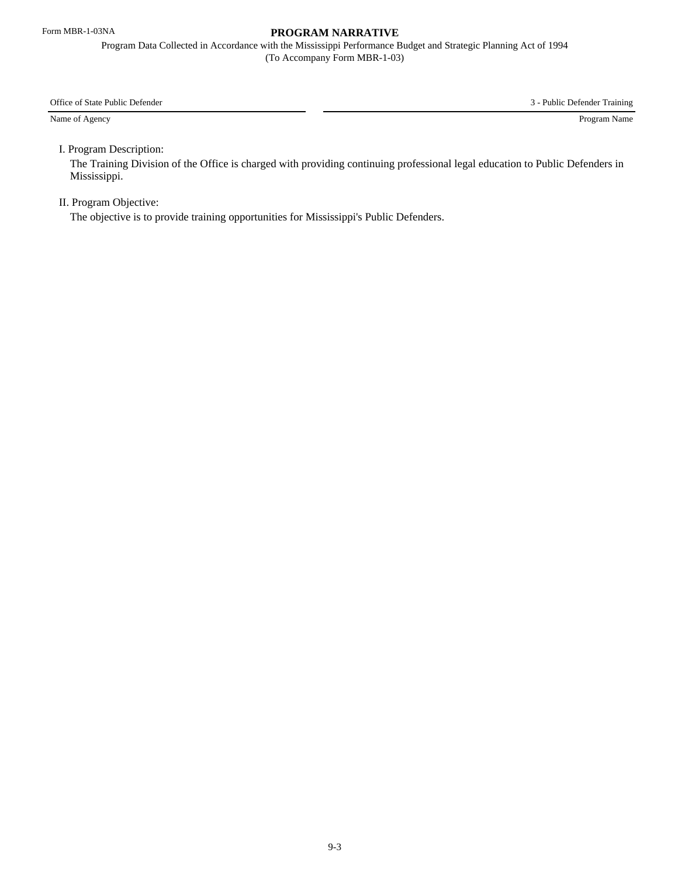Form MBR-1-03NA

# PROGRAM NARRATIVE

Program Data Collected in Accordance with the Mississippi Performance Budget and Strategic Planning Act of 1994
(To Accompany Form MBR-1-03)

| | |
|---|---|
| Office of State Public Defender | 3 - Public Defender Training |
| Name of Agency | Program Name |

I. Program Description:

The Training Division of the Office is charged with providing continuing professional legal education to Public Defenders in Mississippi.

II. Program Objective:

The objective is to provide training opportunities for Mississippi's Public Defenders.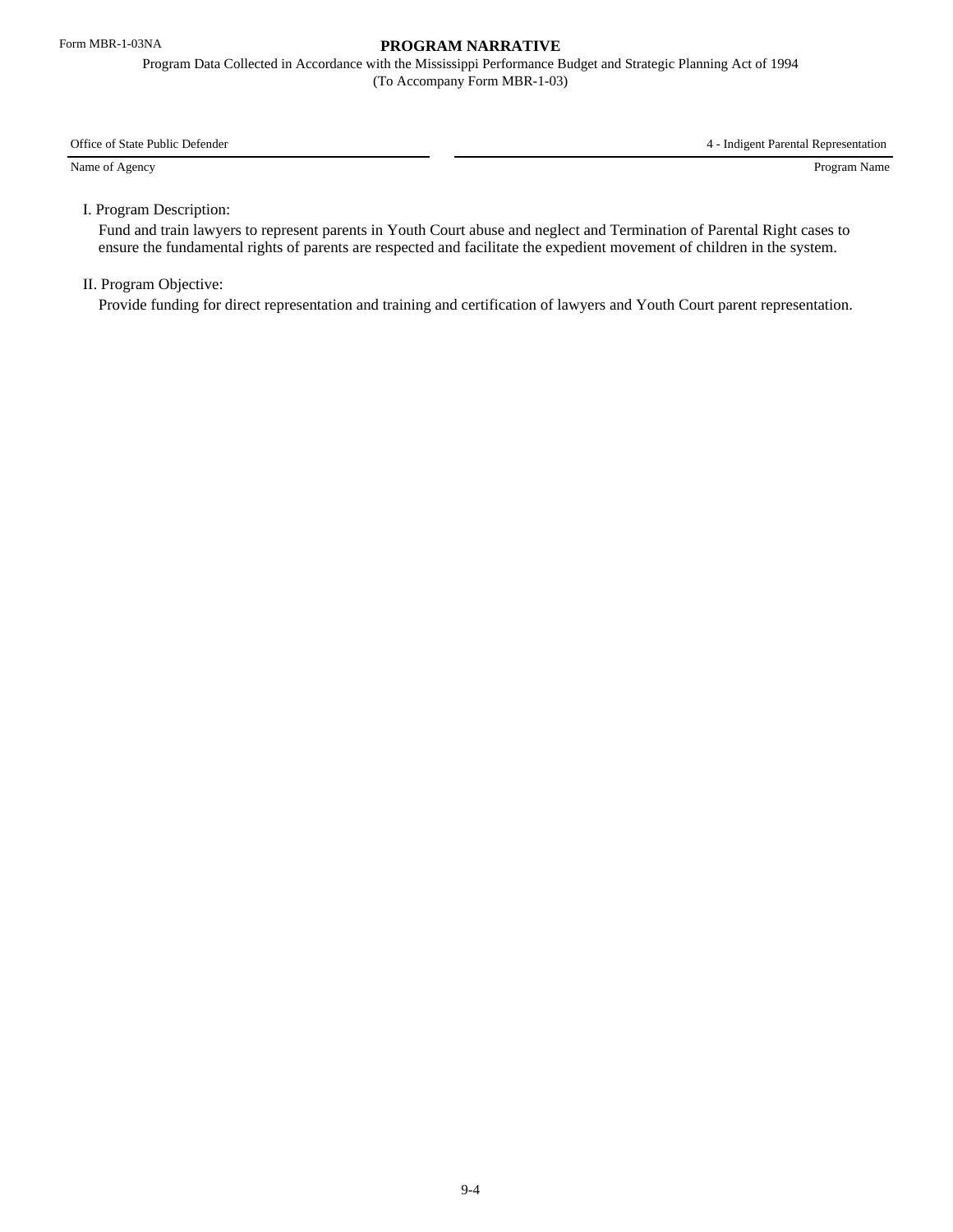Form MBR-1-03NA

# PROGRAM NARRATIVE

Program Data Collected in Accordance with the Mississippi Performance Budget and Strategic Planning Act of 1994
(To Accompany Form MBR-1-03)

| | |
|---|---|
| Office of State Public Defender | 4 - Indigent Parental Representation |
| Name of Agency | Program Name |

I. Program Description:

Fund and train lawyers to represent parents in Youth Court abuse and neglect and Termination of Parental Right cases to ensure the fundamental rights of parents are respected and facilitate the expedient movement of children in the system.

II. Program Objective:

Provide funding for direct representation and training and certification of lawyers and Youth Court parent representation.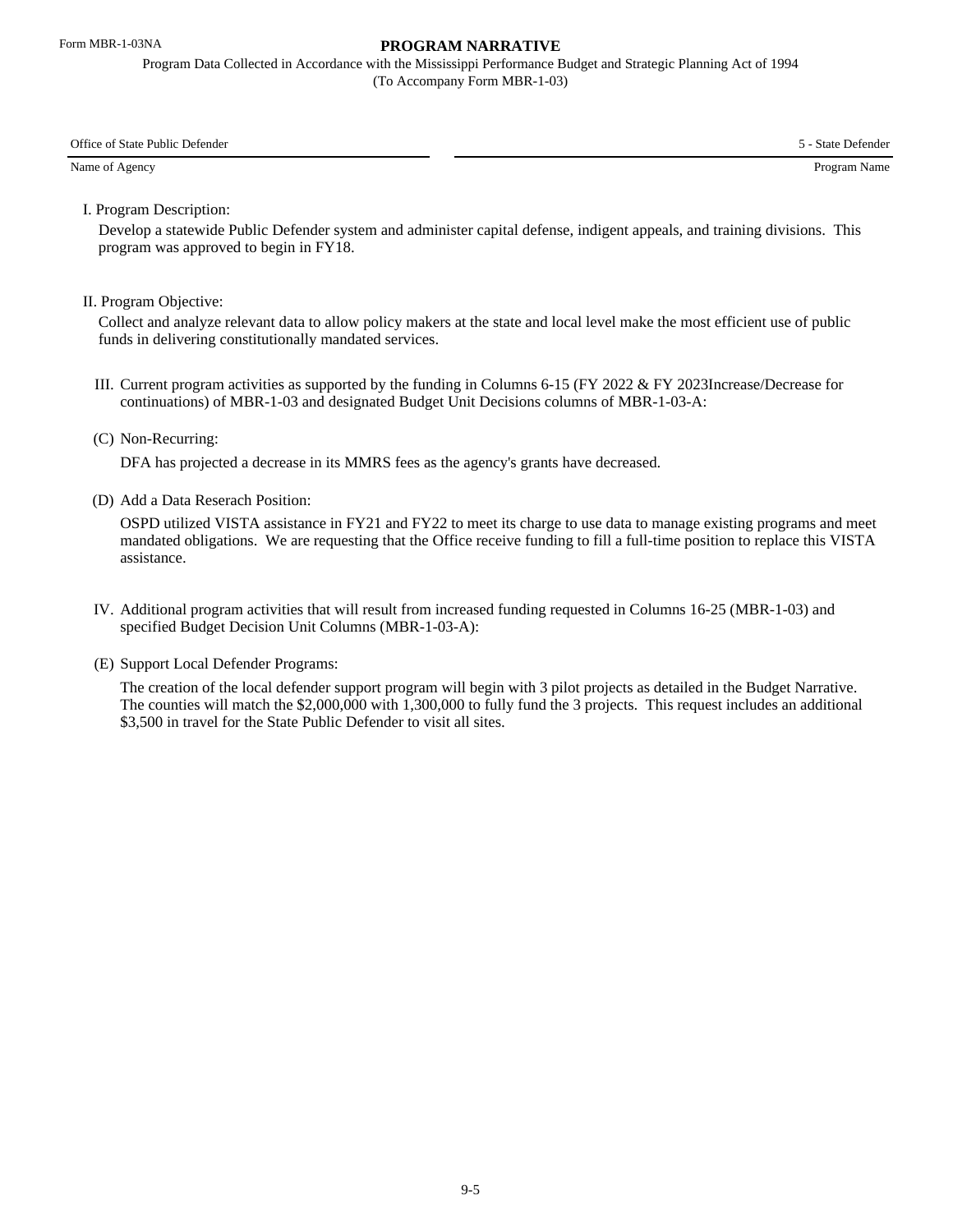Form MBR-1-03NA

# PROGRAM NARRATIVE

Program Data Collected in Accordance with the Mississippi Performance Budget and Strategic Planning Act of 1994
(To Accompany Form MBR-1-03)

| | |
|---|---|
| Office of State Public Defender | 5 - State Defender |
| Name of Agency | Program Name |

I. Program Description:

Develop a statewide Public Defender system and administer capital defense, indigent appeals, and training divisions. This program was approved to begin in FY18.

II. Program Objective:

Collect and analyze relevant data to allow policy makers at the state and local level make the most efficient use of public funds in delivering constitutionally mandated services.

III. Current program activities as supported by the funding in Columns 6-15 (FY 2022 & FY 2023Increase/Decrease for continuations) of MBR-1-03 and designated Budget Unit Decisions columns of MBR-1-03-A:

(C) Non-Recurring:

DFA has projected a decrease in its MMRS fees as the agency's grants have decreased.

(D) Add a Data Reserach Position:

OSPD utilized VISTA assistance in FY21 and FY22 to meet its charge to use data to manage existing programs and meet mandated obligations. We are requesting that the Office receive funding to fill a full-time position to replace this VISTA assistance.

IV. Additional program activities that will result from increased funding requested in Columns 16-25 (MBR-1-03) and specified Budget Decision Unit Columns (MBR-1-03-A):

(E) Support Local Defender Programs:

The creation of the local defender support program will begin with 3 pilot projects as detailed in the Budget Narrative. The counties will match the $2,000,000 with 1,300,000 to fully fund the 3 projects. This request includes an additional $3,500 in travel for the State Public Defender to visit all sites.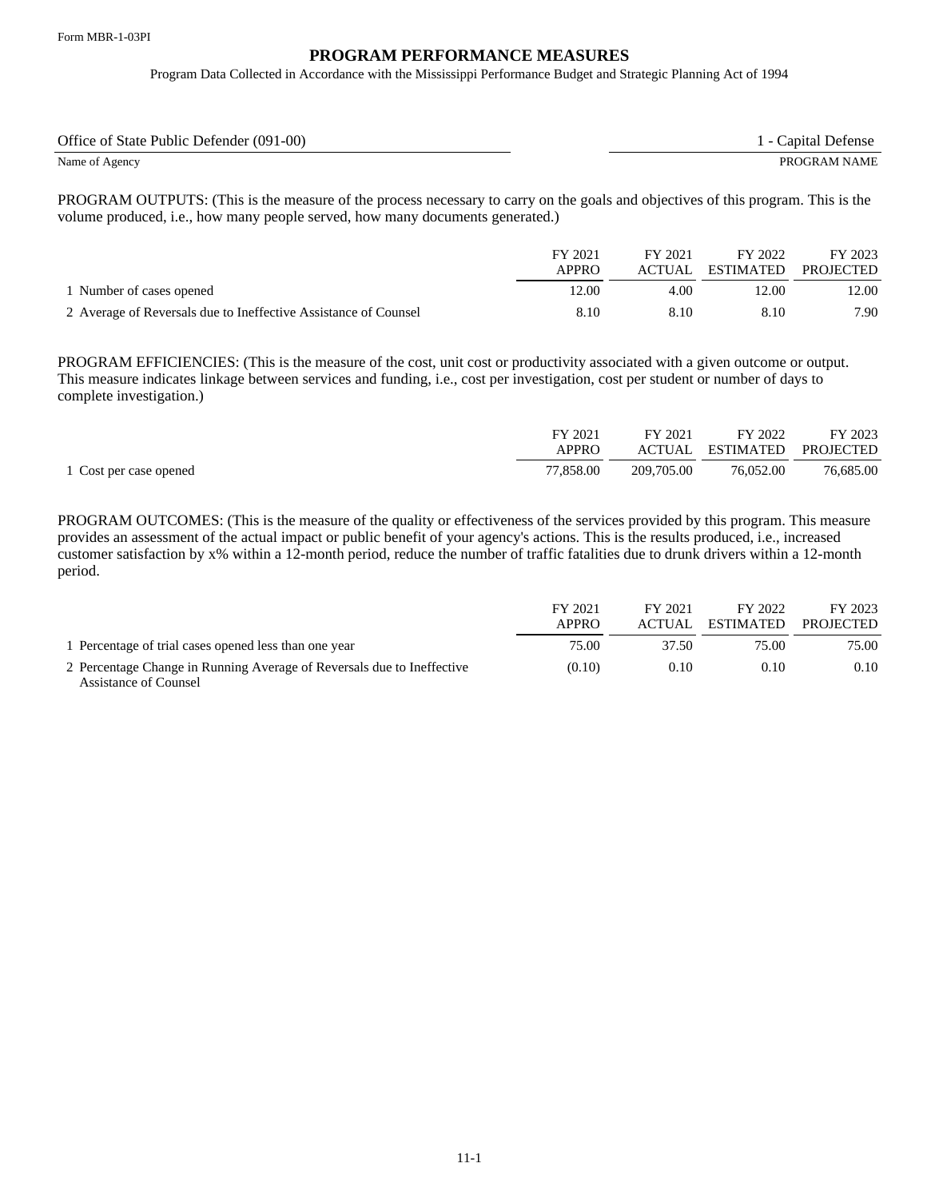Form MBR-1-03PI

# PROGRAM PERFORMANCE MEASURES

Program Data Collected in Accordance with the Mississippi Performance Budget and Strategic Planning Act of 1994

Office of State Public Defender (091-00) — Name of Agency

1 - Capital Defense — PROGRAM NAME

PROGRAM OUTPUTS: (This is the measure of the process necessary to carry on the goals and objectives of this program. This is the volume produced, i.e., how many people served, how many documents generated.)

| | FY 2021 APPRO | FY 2021 ACTUAL | FY 2022 ESTIMATED | FY 2023 PROJECTED |
|---|---|---|---|---|
| 1 Number of cases opened | 12.00 | 4.00 | 12.00 | 12.00 |
| 2 Average of Reversals due to Ineffective Assistance of Counsel | 8.10 | 8.10 | 8.10 | 7.90 |

PROGRAM EFFICIENCIES: (This is the measure of the cost, unit cost or productivity associated with a given outcome or output. This measure indicates linkage between services and funding, i.e., cost per investigation, cost per student or number of days to complete investigation.)

| | FY 2021 APPRO | FY 2021 ACTUAL | FY 2022 ESTIMATED | FY 2023 PROJECTED |
|---|---|---|---|---|
| 1 Cost per case opened | 77,858.00 | 209,705.00 | 76,052.00 | 76,685.00 |

PROGRAM OUTCOMES: (This is the measure of the quality or effectiveness of the services provided by this program. This measure provides an assessment of the actual impact or public benefit of your agency's actions. This is the results produced, i.e., increased customer satisfaction by x% within a 12-month period, reduce the number of traffic fatalities due to drunk drivers within a 12-month period.

| | FY 2021 APPRO | FY 2021 ACTUAL | FY 2022 ESTIMATED | FY 2023 PROJECTED |
|---|---|---|---|---|
| 1 Percentage of trial cases opened less than one year | 75.00 | 37.50 | 75.00 | 75.00 |
| 2 Percentage Change in Running Average of Reversals due to Ineffective Assistance of Counsel | (0.10) | 0.10 | 0.10 | 0.10 |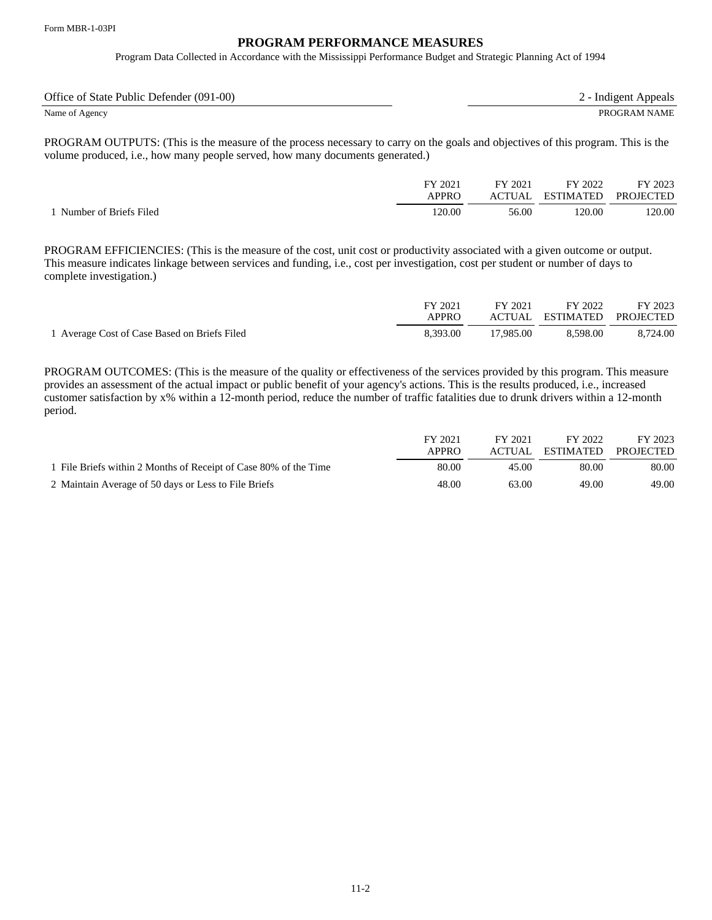Form MBR-1-03PI

# PROGRAM PERFORMANCE MEASURES

Program Data Collected in Accordance with the Mississippi Performance Budget and Strategic Planning Act of 1994

| Office of State Public Defender (091-00) | 2 - Indigent Appeals |
|---|---|
| Name of Agency | PROGRAM NAME |

PROGRAM OUTPUTS: (This is the measure of the process necessary to carry on the goals and objectives of this program. This is the volume produced, i.e., how many people served, how many documents generated.)

| | FY 2021 APPRO | FY 2021 ACTUAL | FY 2022 ESTIMATED | FY 2023 PROJECTED |
|---|---|---|---|---|
| 1 Number of Briefs Filed | 120.00 | 56.00 | 120.00 | 120.00 |

PROGRAM EFFICIENCIES: (This is the measure of the cost, unit cost or productivity associated with a given outcome or output. This measure indicates linkage between services and funding, i.e., cost per investigation, cost per student or number of days to complete investigation.)

| | FY 2021 APPRO | FY 2021 ACTUAL | FY 2022 ESTIMATED | FY 2023 PROJECTED |
|---|---|---|---|---|
| 1 Average Cost of Case Based on Briefs Filed | 8,393.00 | 17,985.00 | 8,598.00 | 8,724.00 |

PROGRAM OUTCOMES: (This is the measure of the quality or effectiveness of the services provided by this program. This measure provides an assessment of the actual impact or public benefit of your agency's actions. This is the results produced, i.e., increased customer satisfaction by x% within a 12-month period, reduce the number of traffic fatalities due to drunk drivers within a 12-month period.

| | FY 2021 APPRO | FY 2021 ACTUAL | FY 2022 ESTIMATED | FY 2023 PROJECTED |
|---|---|---|---|---|
| 1 File Briefs within 2 Months of Receipt of Case 80% of the Time | 80.00 | 45.00 | 80.00 | 80.00 |
| 2 Maintain Average of 50 days or Less to File Briefs | 48.00 | 63.00 | 49.00 | 49.00 |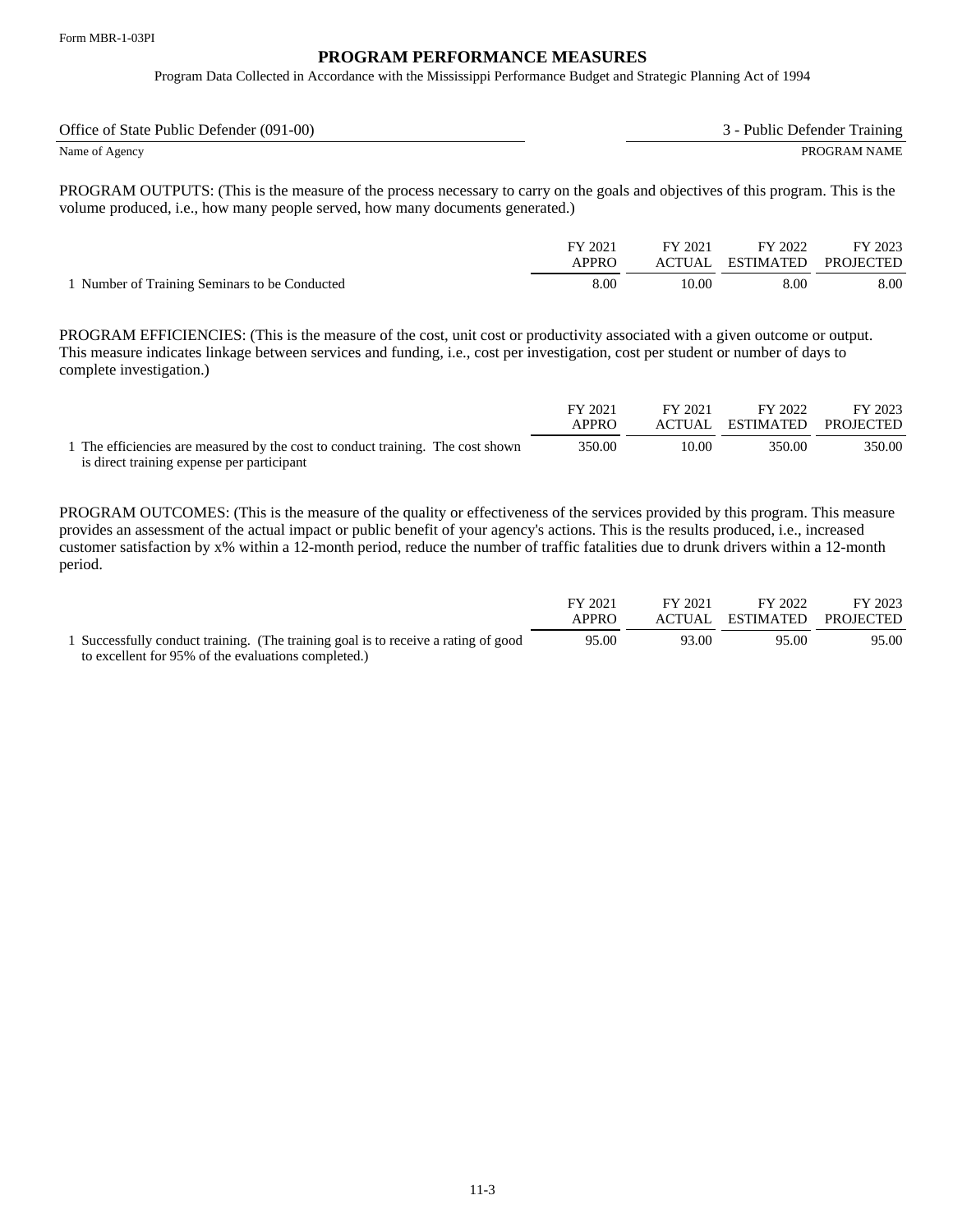Form MBR-1-03PI

# PROGRAM PERFORMANCE MEASURES

Program Data Collected in Accordance with the Mississippi Performance Budget and Strategic Planning Act of 1994

| Office of State Public Defender (091-00) | 3 - Public Defender Training |
|---|---|
| Name of Agency | PROGRAM NAME |

PROGRAM OUTPUTS: (This is the measure of the process necessary to carry on the goals and objectives of this program. This is the volume produced, i.e., how many people served, how many documents generated.)

| | FY 2021 APPRO | FY 2021 ACTUAL | FY 2022 ESTIMATED | FY 2023 PROJECTED |
|---|---|---|---|---|
| 1 Number of Training Seminars to be Conducted | 8.00 | 10.00 | 8.00 | 8.00 |

PROGRAM EFFICIENCIES: (This is the measure of the cost, unit cost or productivity associated with a given outcome or output. This measure indicates linkage between services and funding, i.e., cost per investigation, cost per student or number of days to complete investigation.)

| | FY 2021 APPRO | FY 2021 ACTUAL | FY 2022 ESTIMATED | FY 2023 PROJECTED |
|---|---|---|---|---|
| 1 The efficiencies are measured by the cost to conduct training. The cost shown is direct training expense per participant | 350.00 | 10.00 | 350.00 | 350.00 |

PROGRAM OUTCOMES: (This is the measure of the quality or effectiveness of the services provided by this program. This measure provides an assessment of the actual impact or public benefit of your agency's actions. This is the results produced, i.e., increased customer satisfaction by x% within a 12-month period, reduce the number of traffic fatalities due to drunk drivers within a 12-month period.

| | FY 2021 APPRO | FY 2021 ACTUAL | FY 2022 ESTIMATED | FY 2023 PROJECTED |
|---|---|---|---|---|
| 1 Successfully conduct training. (The training goal is to receive a rating of good to excellent for 95% of the evaluations completed.) | 95.00 | 93.00 | 95.00 | 95.00 |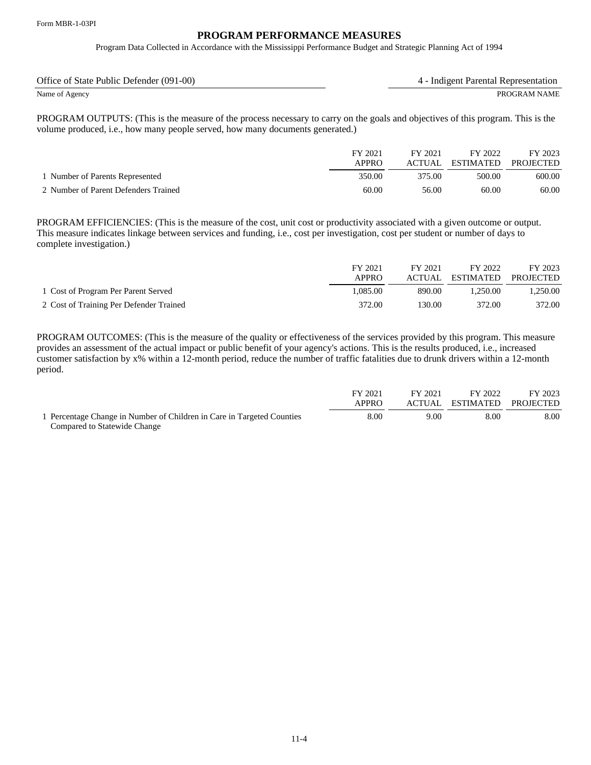Form MBR-1-03PI

# PROGRAM PERFORMANCE MEASURES

Program Data Collected in Accordance with the Mississippi Performance Budget and Strategic Planning Act of 1994

Office of State Public Defender (091-00) — Name of Agency

4 - Indigent Parental Representation — PROGRAM NAME

PROGRAM OUTPUTS: (This is the measure of the process necessary to carry on the goals and objectives of this program. This is the volume produced, i.e., how many people served, how many documents generated.)

| | FY 2021 APPRO | FY 2021 ACTUAL | FY 2022 ESTIMATED | FY 2023 PROJECTED |
|---|---|---|---|---|
| 1 Number of Parents Represented | 350.00 | 375.00 | 500.00 | 600.00 |
| 2 Number of Parent Defenders Trained | 60.00 | 56.00 | 60.00 | 60.00 |

PROGRAM EFFICIENCIES: (This is the measure of the cost, unit cost or productivity associated with a given outcome or output. This measure indicates linkage between services and funding, i.e., cost per investigation, cost per student or number of days to complete investigation.)

| | FY 2021 APPRO | FY 2021 ACTUAL | FY 2022 ESTIMATED | FY 2023 PROJECTED |
|---|---|---|---|---|
| 1 Cost of Program Per Parent Served | 1,085.00 | 890.00 | 1,250.00 | 1,250.00 |
| 2 Cost of Training Per Defender Trained | 372.00 | 130.00 | 372.00 | 372.00 |

PROGRAM OUTCOMES: (This is the measure of the quality or effectiveness of the services provided by this program. This measure provides an assessment of the actual impact or public benefit of your agency's actions. This is the results produced, i.e., increased customer satisfaction by x% within a 12-month period, reduce the number of traffic fatalities due to drunk drivers within a 12-month period.

| | FY 2021 APPRO | FY 2021 ACTUAL | FY 2022 ESTIMATED | FY 2023 PROJECTED |
|---|---|---|---|---|
| 1 Percentage Change in Number of Children in Care in Targeted Counties Compared to Statewide Change | 8.00 | 9.00 | 8.00 | 8.00 |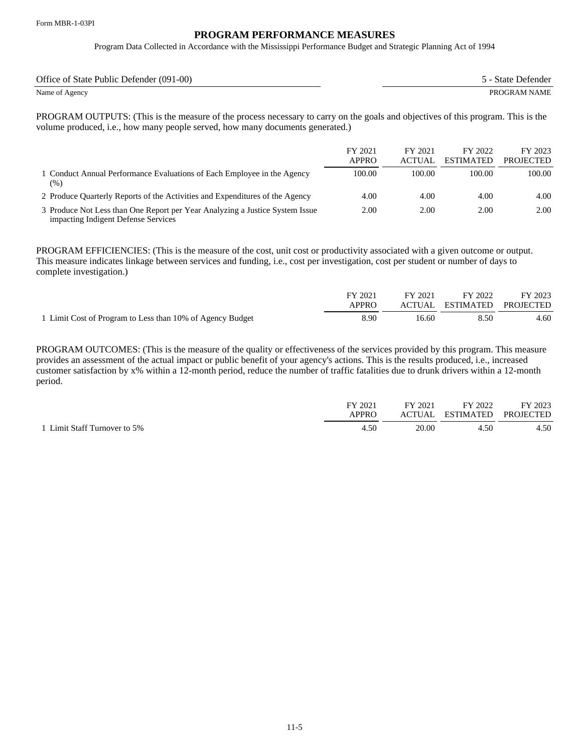Form MBR-1-03PI

# PROGRAM PERFORMANCE MEASURES

Program Data Collected in Accordance with the Mississippi Performance Budget and Strategic Planning Act of 1994

Office of State Public Defender (091-00) — 5 - State Defender

Name of Agency — PROGRAM NAME

PROGRAM OUTPUTS: (This is the measure of the process necessary to carry on the goals and objectives of this program. This is the volume produced, i.e., how many people served, how many documents generated.)

| | FY 2021 APPRO | FY 2021 ACTUAL | FY 2022 ESTIMATED | FY 2023 PROJECTED |
|---|---|---|---|---|
| 1 Conduct Annual Performance Evaluations of Each Employee in the Agency (%) | 100.00 | 100.00 | 100.00 | 100.00 |
| 2 Produce Quarterly Reports of the Activities and Expenditures of the Agency | 4.00 | 4.00 | 4.00 | 4.00 |
| 3 Produce Not Less than One Report per Year Analyzing a Justice System Issue impacting Indigent Defense Services | 2.00 | 2.00 | 2.00 | 2.00 |

PROGRAM EFFICIENCIES: (This is the measure of the cost, unit cost or productivity associated with a given outcome or output. This measure indicates linkage between services and funding, i.e., cost per investigation, cost per student or number of days to complete investigation.)

| | FY 2021 APPRO | FY 2021 ACTUAL | FY 2022 ESTIMATED | FY 2023 PROJECTED |
|---|---|---|---|---|
| 1 Limit Cost of Program to Less than 10% of Agency Budget | 8.90 | 16.60 | 8.50 | 4.60 |

PROGRAM OUTCOMES: (This is the measure of the quality or effectiveness of the services provided by this program. This measure provides an assessment of the actual impact or public benefit of your agency's actions. This is the results produced, i.e., increased customer satisfaction by x% within a 12-month period, reduce the number of traffic fatalities due to drunk drivers within a 12-month period.

| | FY 2021 APPRO | FY 2021 ACTUAL | FY 2022 ESTIMATED | FY 2023 PROJECTED |
|---|---|---|---|---|
| 1 Limit Staff Turnover to 5% | 4.50 | 20.00 | 4.50 | 4.50 |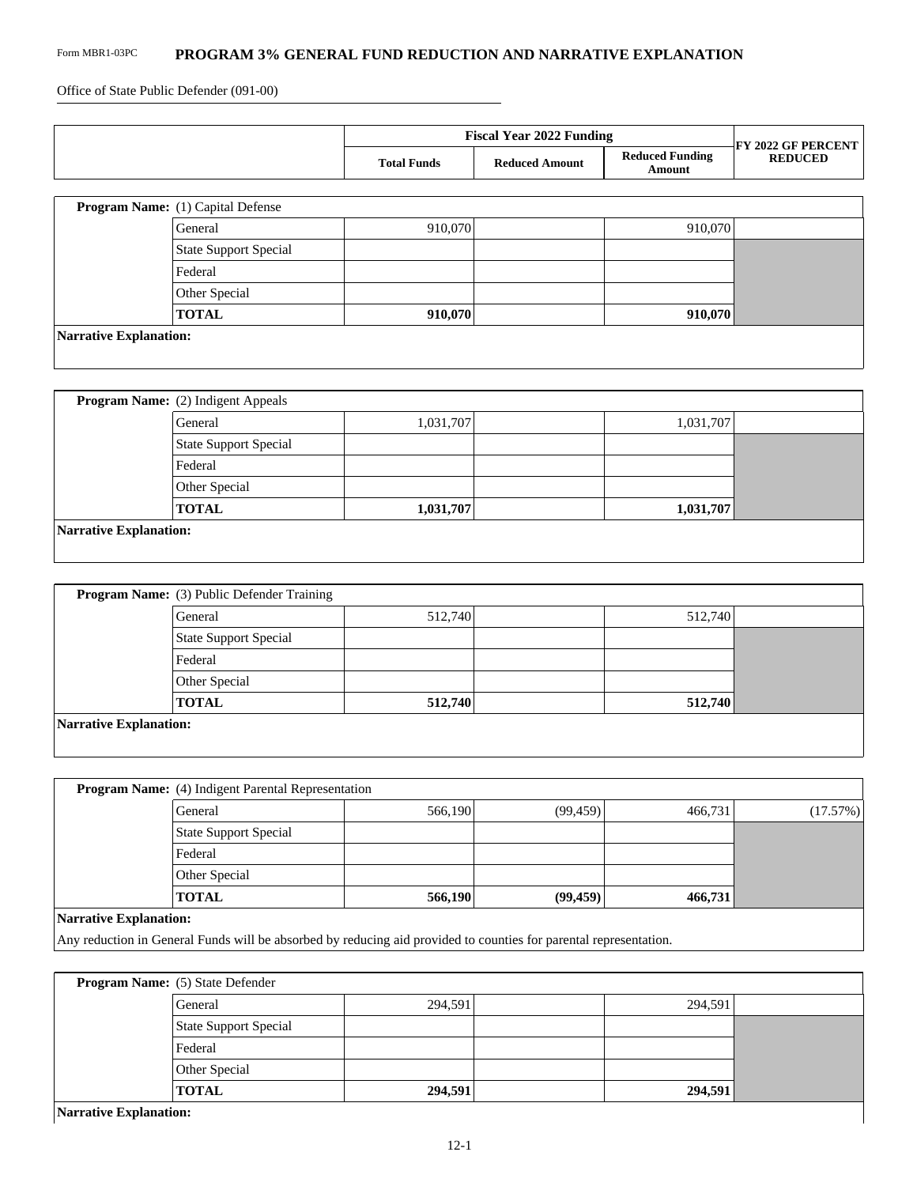Form MBR1-03PC **PROGRAM 3% GENERAL FUND REDUCTION AND NARRATIVE EXPLANATION**

Office of State Public Defender (091-00)

| | | Fiscal Year 2022 Funding | | | FY 2022 GF PERCENT REDUCED |
|---|---|---|---|---|---|
| | | Total Funds | Reduced Amount | Reduced Funding Amount | |
| **Program Name:** (1) Capital Defense | | | | | |
| | General | 910,070 | | 910,070 | |
| | State Support Special | | | | |
| | Federal | | | | |
| | Other Special | | | | |
| | **TOTAL** | **910,070** | | **910,070** | |

**Narrative Explanation:**

| | | Total Funds | Reduced Amount | Reduced Funding Amount | FY 2022 GF PERCENT REDUCED |
|---|---|---|---|---|---|
| **Program Name:** (2) Indigent Appeals | | | | | |
| | General | 1,031,707 | | 1,031,707 | |
| | State Support Special | | | | |
| | Federal | | | | |
| | Other Special | | | | |
| | **TOTAL** | **1,031,707** | | **1,031,707** | |

**Narrative Explanation:**

| | | Total Funds | Reduced Amount | Reduced Funding Amount | FY 2022 GF PERCENT REDUCED |
|---|---|---|---|---|---|
| **Program Name:** (3) Public Defender Training | | | | | |
| | General | 512,740 | | 512,740 | |
| | State Support Special | | | | |
| | Federal | | | | |
| | Other Special | | | | |
| | **TOTAL** | **512,740** | | **512,740** | |

**Narrative Explanation:**

| | | Total Funds | Reduced Amount | Reduced Funding Amount | FY 2022 GF PERCENT REDUCED |
|---|---|---|---|---|---|
| **Program Name:** (4) Indigent Parental Representation | | | | | |
| | General | 566,190 | (99,459) | 466,731 | (17.57%) |
| | State Support Special | | | | |
| | Federal | | | | |
| | Other Special | | | | |
| | **TOTAL** | **566,190** | **(99,459)** | **466,731** | |

**Narrative Explanation:**

Any reduction in General Funds will be absorbed by reducing aid provided to counties for parental representation.

| | | Total Funds | Reduced Amount | Reduced Funding Amount | FY 2022 GF PERCENT REDUCED |
|---|---|---|---|---|---|
| **Program Name:** (5) State Defender | | | | | |
| | General | 294,591 | | 294,591 | |
| | State Support Special | | | | |
| | Federal | | | | |
| | Other Special | | | | |
| | **TOTAL** | **294,591** | | **294,591** | |

**Narrative Explanation:**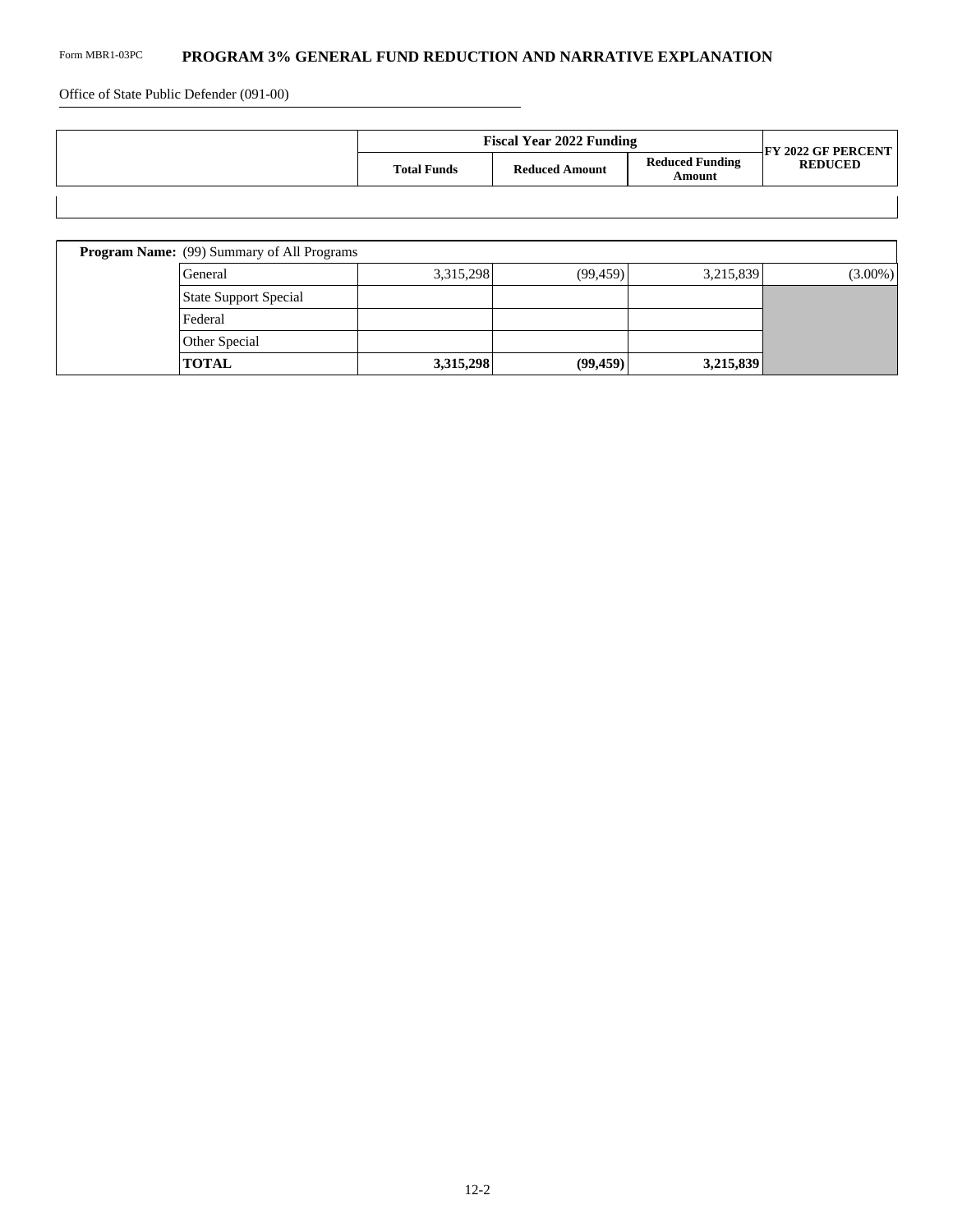Form MBR1-03PC

# PROGRAM 3% GENERAL FUND REDUCTION AND NARRATIVE EXPLANATION

Office of State Public Defender (091-00)

| | Fiscal Year 2022 Funding | | | FY 2022 GF PERCENT REDUCED |
|---|---|---|---|---|
| | Total Funds | Reduced Amount | Reduced Funding Amount | |

**Program Name:** (99) Summary of All Programs

| | Total Funds | Reduced Amount | Reduced Funding Amount | FY 2022 GF PERCENT REDUCED |
|---|---|---|---|---|
| General | 3,315,298 | (99,459) | 3,215,839 | (3.00%) |
| State Support Special | | | | |
| Federal | | | | |
| Other Special | | | | |
| **TOTAL** | **3,315,298** | **(99,459)** | **3,215,839** | |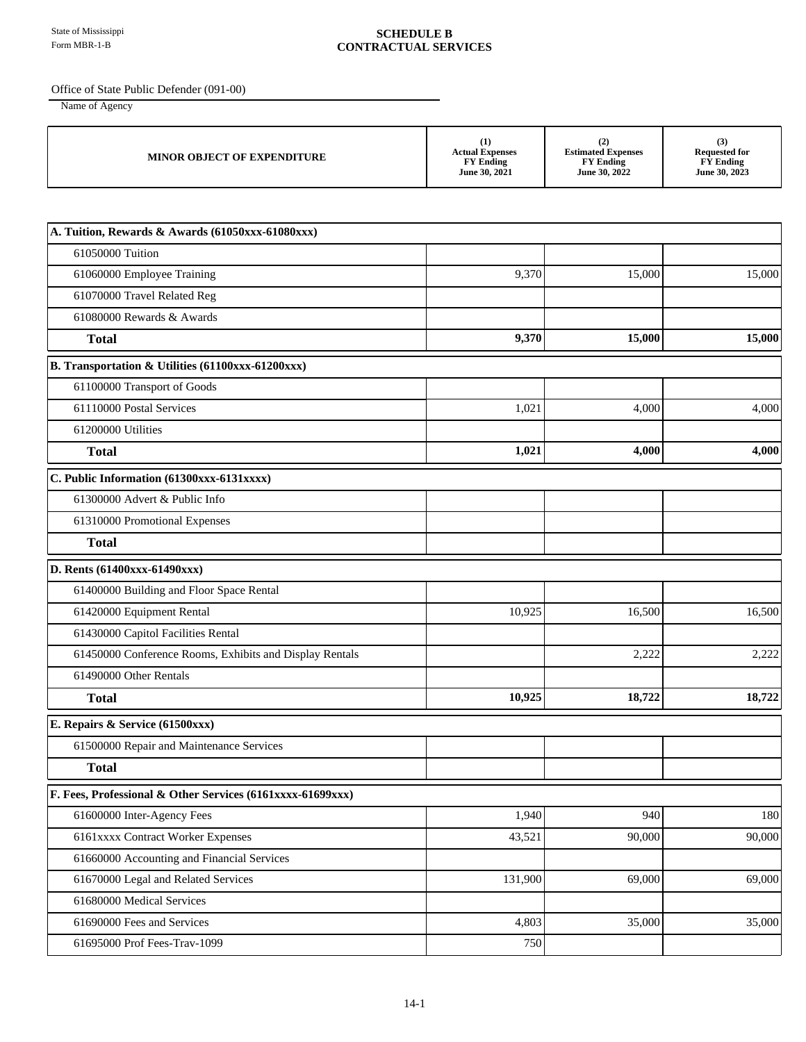State of Mississippi
Form MBR-1-B

## SCHEDULE B
## CONTRACTUAL SERVICES

Office of State Public Defender (091-00)
Name of Agency

| MINOR OBJECT OF EXPENDITURE | (1) Actual Expenses FY Ending June 30, 2021 | (2) Estimated Expenses FY Ending June 30, 2022 | (3) Requested for FY Ending June 30, 2023 |
|---|---|---|---|
| **A. Tuition, Rewards & Awards (61050xxx-61080xxx)** | | | |
| 61050000 Tuition | | | |
| 61060000 Employee Training | 9,370 | 15,000 | 15,000 |
| 61070000 Travel Related Reg | | | |
| 61080000 Rewards & Awards | | | |
| **Total** | **9,370** | **15,000** | **15,000** |
| **B. Transportation & Utilities (61100xxx-61200xxx)** | | | |
| 61100000 Transport of Goods | | | |
| 61110000 Postal Services | 1,021 | 4,000 | 4,000 |
| 61200000 Utilities | | | |
| **Total** | **1,021** | **4,000** | **4,000** |
| **C. Public Information (61300xxx-6131xxxx)** | | | |
| 61300000 Advert & Public Info | | | |
| 61310000 Promotional Expenses | | | |
| **Total** | | | |
| **D. Rents (61400xxx-61490xxx)** | | | |
| 61400000 Building and Floor Space Rental | | | |
| 61420000 Equipment Rental | 10,925 | 16,500 | 16,500 |
| 61430000 Capitol Facilities Rental | | | |
| 61450000 Conference Rooms, Exhibits and Display Rentals | | 2,222 | 2,222 |
| 61490000 Other Rentals | | | |
| **Total** | **10,925** | **18,722** | **18,722** |
| **E. Repairs & Service (61500xxx)** | | | |
| 61500000 Repair and Maintenance Services | | | |
| **Total** | | | |
| **F. Fees, Professional & Other Services (6161xxxx-61699xxx)** | | | |
| 61600000 Inter-Agency Fees | 1,940 | 940 | 180 |
| 6161xxxx Contract Worker Expenses | 43,521 | 90,000 | 90,000 |
| 61660000 Accounting and Financial Services | | | |
| 61670000 Legal and Related Services | 131,900 | 69,000 | 69,000 |
| 61680000 Medical Services | | | |
| 61690000 Fees and Services | 4,803 | 35,000 | 35,000 |
| 61695000 Prof Fees-Trav-1099 | 750 | | |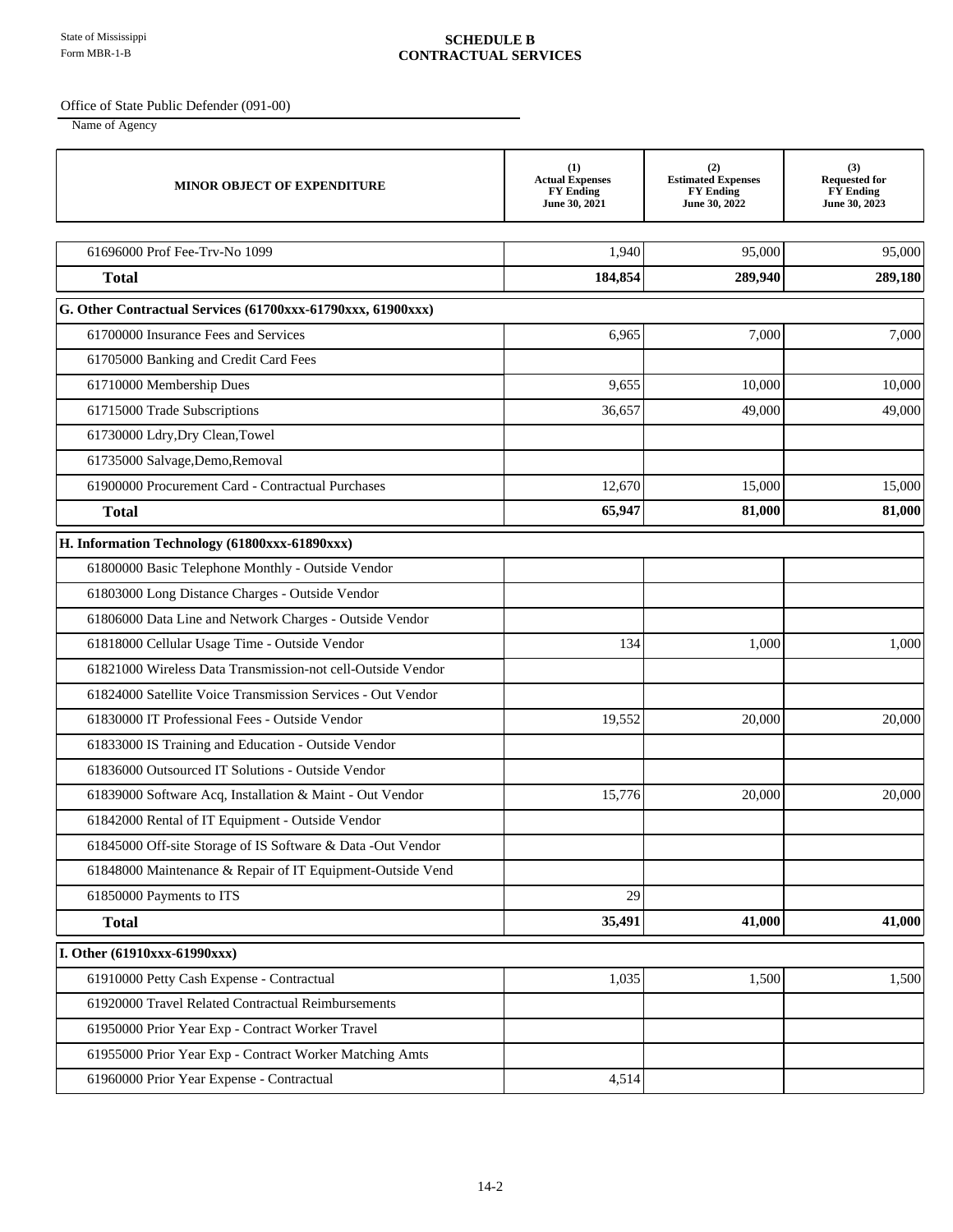State of Mississippi
Form MBR-1-B

**SCHEDULE B**
**CONTRACTUAL SERVICES**

Office of State Public Defender (091-00)
Name of Agency

| MINOR OBJECT OF EXPENDITURE | (1) Actual Expenses FY Ending June 30, 2021 | (2) Estimated Expenses FY Ending June 30, 2022 | (3) Requested for FY Ending June 30, 2023 |
|---|---|---|---|
| 61696000 Prof Fee-Trv-No 1099 | 1,940 | 95,000 | 95,000 |
| **Total** | **184,854** | **289,940** | **289,180** |
| **G. Other Contractual Services (61700xxx-61790xxx, 61900xxx)** | | | |
| 61700000 Insurance Fees and Services | 6,965 | 7,000 | 7,000 |
| 61705000 Banking and Credit Card Fees | | | |
| 61710000 Membership Dues | 9,655 | 10,000 | 10,000 |
| 61715000 Trade Subscriptions | 36,657 | 49,000 | 49,000 |
| 61730000 Ldry,Dry Clean,Towel | | | |
| 61735000 Salvage,Demo,Removal | | | |
| 61900000 Procurement Card - Contractual Purchases | 12,670 | 15,000 | 15,000 |
| **Total** | **65,947** | **81,000** | **81,000** |
| **H. Information Technology (61800xxx-61890xxx)** | | | |
| 61800000 Basic Telephone Monthly - Outside Vendor | | | |
| 61803000 Long Distance Charges - Outside Vendor | | | |
| 61806000 Data Line and Network Charges - Outside Vendor | | | |
| 61818000 Cellular Usage Time - Outside Vendor | 134 | 1,000 | 1,000 |
| 61821000 Wireless Data Transmission-not cell-Outside Vendor | | | |
| 61824000 Satellite Voice Transmission Services - Out Vendor | | | |
| 61830000 IT Professional Fees - Outside Vendor | 19,552 | 20,000 | 20,000 |
| 61833000 IS Training and Education - Outside Vendor | | | |
| 61836000 Outsourced IT Solutions - Outside Vendor | | | |
| 61839000 Software Acq, Installation & Maint - Out Vendor | 15,776 | 20,000 | 20,000 |
| 61842000 Rental of IT Equipment - Outside Vendor | | | |
| 61845000 Off-site Storage of IS Software & Data -Out Vendor | | | |
| 61848000 Maintenance & Repair of IT Equipment-Outside Vend | | | |
| 61850000 Payments to ITS | 29 | | |
| **Total** | **35,491** | **41,000** | **41,000** |
| **I. Other (61910xxx-61990xxx)** | | | |
| 61910000 Petty Cash Expense - Contractual | 1,035 | 1,500 | 1,500 |
| 61920000 Travel Related Contractual Reimbursements | | | |
| 61950000 Prior Year Exp - Contract Worker Travel | | | |
| 61955000 Prior Year Exp - Contract Worker Matching Amts | | | |
| 61960000 Prior Year Expense - Contractual | 4,514 | | |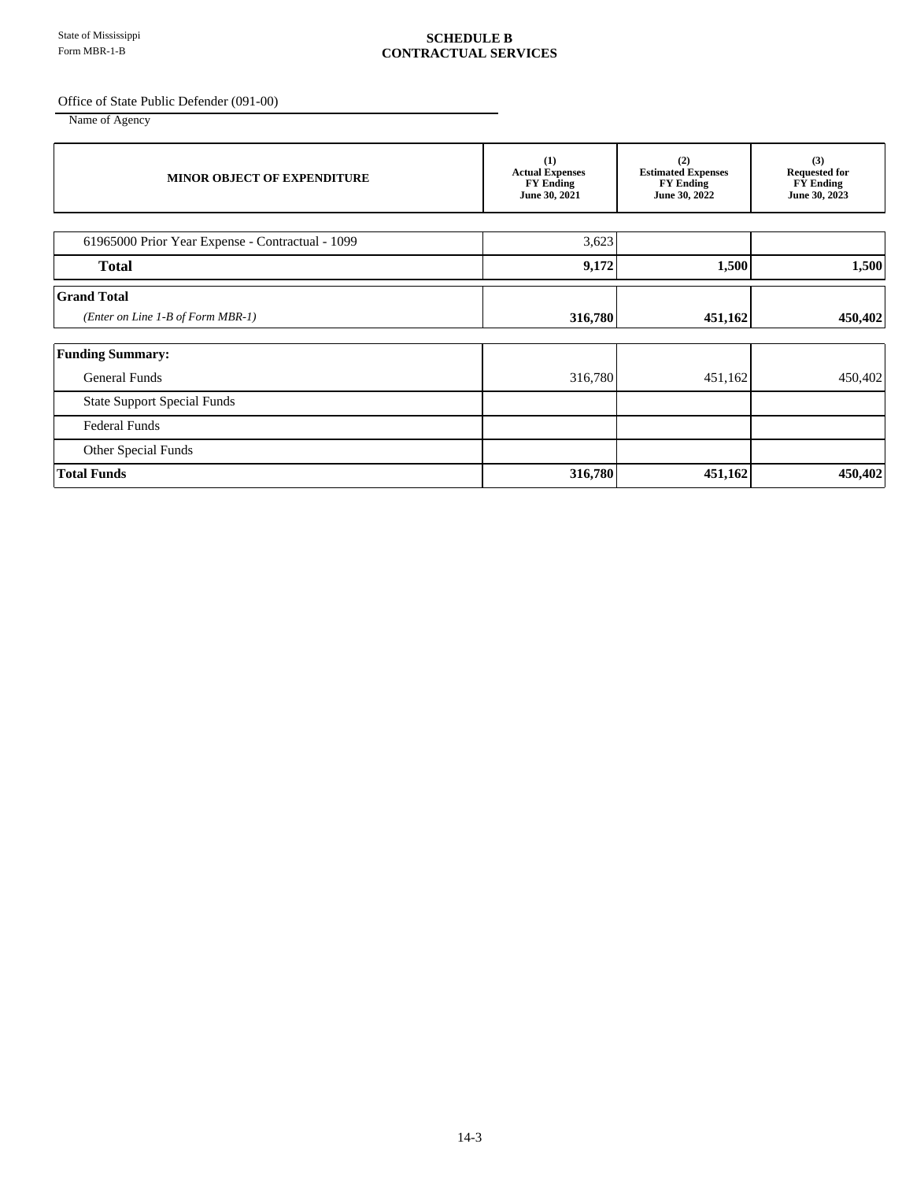State of Mississippi
Form MBR-1-B

**SCHEDULE B**
**CONTRACTUAL SERVICES**

Office of State Public Defender (091-00)
Name of Agency

| MINOR OBJECT OF EXPENDITURE | (1) Actual Expenses FY Ending June 30, 2021 | (2) Estimated Expenses FY Ending June 30, 2022 | (3) Requested for FY Ending June 30, 2023 |
|---|---|---|---|
| 61965000 Prior Year Expense - Contractual - 1099 | 3,623 | | |
| **Total** | **9,172** | **1,500** | **1,500** |
| **Grand Total** *(Enter on Line 1-B of Form MBR-1)* | **316,780** | **451,162** | **450,402** |
| **Funding Summary:** | | | |
| General Funds | 316,780 | 451,162 | 450,402 |
| State Support Special Funds | | | |
| Federal Funds | | | |
| Other Special Funds | | | |
| **Total Funds** | **316,780** | **451,162** | **450,402** |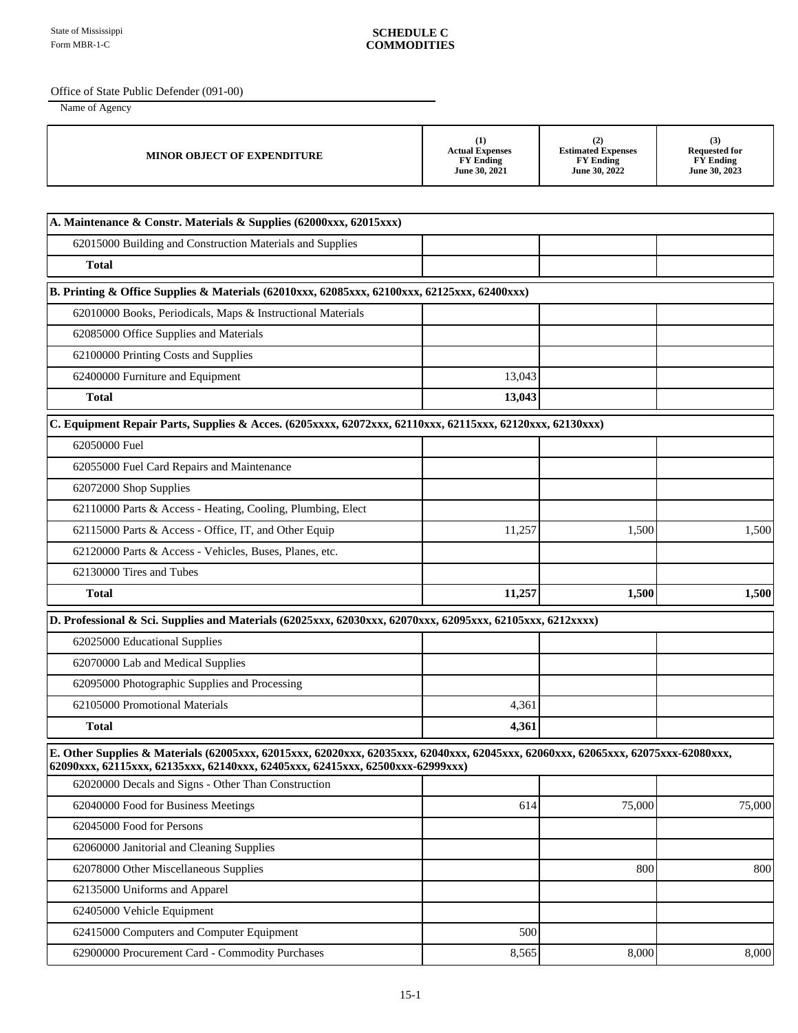State of Mississippi
Form MBR-1-C

# SCHEDULE C
# COMMODITIES

Office of State Public Defender (091-00)

Name of Agency

| MINOR OBJECT OF EXPENDITURE | (1) Actual Expenses FY Ending June 30, 2021 | (2) Estimated Expenses FY Ending June 30, 2022 | (3) Requested for FY Ending June 30, 2023 |
|---|---|---|---|
| **A. Maintenance & Constr. Materials & Supplies (62000xxx, 62015xxx)** | | | |
| 62015000 Building and Construction Materials and Supplies | | | |
| **Total** | | | |
| **B. Printing & Office Supplies & Materials (62010xxx, 62085xxx, 62100xxx, 62125xxx, 62400xxx)** | | | |
| 62010000 Books, Periodicals, Maps & Instructional Materials | | | |
| 62085000 Office Supplies and Materials | | | |
| 62100000 Printing Costs and Supplies | | | |
| 62400000 Furniture and Equipment | 13,043 | | |
| **Total** | **13,043** | | |
| **C. Equipment Repair Parts, Supplies & Acces. (6205xxxx, 62072xxx, 62110xxx, 62115xxx, 62120xxx, 62130xxx)** | | | |
| 62050000 Fuel | | | |
| 62055000 Fuel Card Repairs and Maintenance | | | |
| 62072000 Shop Supplies | | | |
| 62110000 Parts & Access - Heating, Cooling, Plumbing, Elect | | | |
| 62115000 Parts & Access - Office, IT, and Other Equip | 11,257 | 1,500 | 1,500 |
| 62120000 Parts & Access - Vehicles, Buses, Planes, etc. | | | |
| 62130000 Tires and Tubes | | | |
| **Total** | **11,257** | **1,500** | **1,500** |
| **D. Professional & Sci. Supplies and Materials (62025xxx, 62030xxx, 62070xxx, 62095xxx, 62105xxx, 6212xxxx)** | | | |
| 62025000 Educational Supplies | | | |
| 62070000 Lab and Medical Supplies | | | |
| 62095000 Photographic Supplies and Processing | | | |
| 62105000 Promotional Materials | 4,361 | | |
| **Total** | **4,361** | | |
| **E. Other Supplies & Materials (62005xxx, 62015xxx, 62020xxx, 62035xxx, 62040xxx, 62045xxx, 62060xxx, 62065xxx, 62075xxx-62080xxx, 62090xxx, 62115xxx, 62135xxx, 62140xxx, 62405xxx, 62415xxx, 62500xxx-62999xxx)** | | | |
| 62020000 Decals and Signs - Other Than Construction | | | |
| 62040000 Food for Business Meetings | 614 | 75,000 | 75,000 |
| 62045000 Food for Persons | | | |
| 62060000 Janitorial and Cleaning Supplies | | | |
| 62078000 Other Miscellaneous Supplies | | 800 | 800 |
| 62135000 Uniforms and Apparel | | | |
| 62405000 Vehicle Equipment | | | |
| 62415000 Computers and Computer Equipment | 500 | | |
| 62900000 Procurement Card - Commodity Purchases | 8,565 | 8,000 | 8,000 |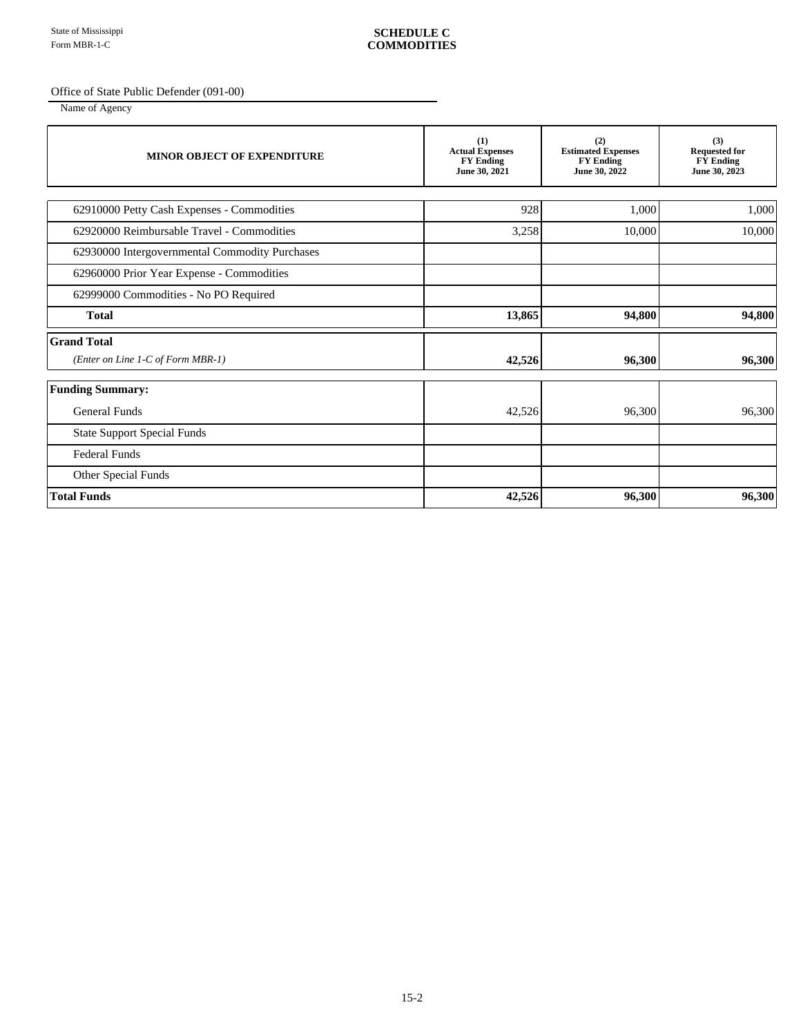State of Mississippi
Form MBR-1-C

**SCHEDULE C**
**COMMODITIES**

Office of State Public Defender (091-00)
Name of Agency

| MINOR OBJECT OF EXPENDITURE | (1) Actual Expenses FY Ending June 30, 2021 | (2) Estimated Expenses FY Ending June 30, 2022 | (3) Requested for FY Ending June 30, 2023 |
|---|---|---|---|
| 62910000 Petty Cash Expenses - Commodities | 928 | 1,000 | 1,000 |
| 62920000 Reimbursable Travel - Commodities | 3,258 | 10,000 | 10,000 |
| 62930000 Intergovernmental Commodity Purchases | | | |
| 62960000 Prior Year Expense - Commodities | | | |
| 62999000 Commodities - No PO Required | | | |
| **Total** | **13,865** | **94,800** | **94,800** |
| **Grand Total** *(Enter on Line 1-C of Form MBR-1)* | **42,526** | **96,300** | **96,300** |
| **Funding Summary:** | | | |
| General Funds | 42,526 | 96,300 | 96,300 |
| State Support Special Funds | | | |
| Federal Funds | | | |
| Other Special Funds | | | |
| **Total Funds** | **42,526** | **96,300** | **96,300** |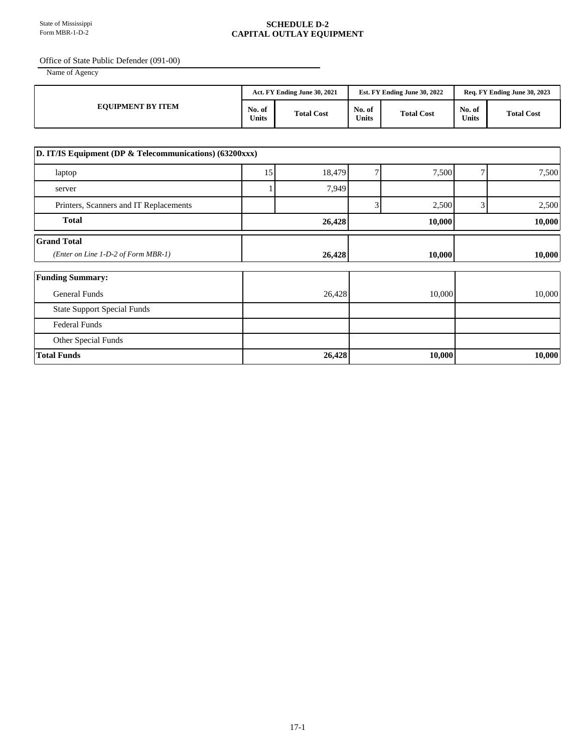State of Mississippi
Form MBR-1-D-2

# SCHEDULE D-2
# CAPITAL OUTLAY EQUIPMENT

Office of State Public Defender (091-00)
Name of Agency

| EQUIPMENT BY ITEM | Act. FY Ending June 30, 2021 | | Est. FY Ending June 30, 2022 | | Req. FY Ending June 30, 2023 | |
|---|---|---|---|---|---|---|
| | No. of Units | Total Cost | No. of Units | Total Cost | No. of Units | Total Cost |
| **D. IT/IS Equipment (DP & Telecommunications) (63200xxx)** | | | | | | |
| laptop | 15 | 18,479 | 7 | 7,500 | 7 | 7,500 |
| server | 1 | 7,949 | | | | |
| Printers, Scanners and IT Replacements | | | 3 | 2,500 | 3 | 2,500 |
| **Total** | | **26,428** | | **10,000** | | **10,000** |
| **Grand Total** *(Enter on Line 1-D-2 of Form MBR-1)* | | **26,428** | | **10,000** | | **10,000** |
| **Funding Summary:** | | | | | | |
| General Funds | | 26,428 | | 10,000 | | 10,000 |
| State Support Special Funds | | | | | | |
| Federal Funds | | | | | | |
| Other Special Funds | | | | | | |
| **Total Funds** | | **26,428** | | **10,000** | | **10,000** |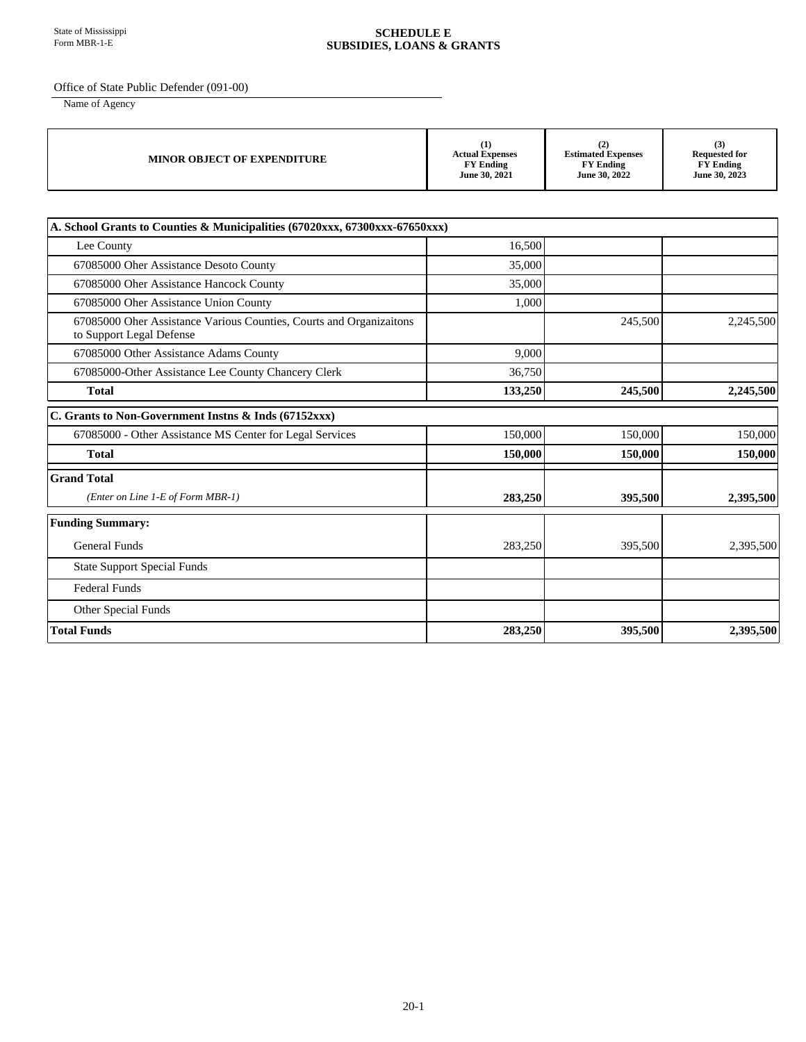State of Mississippi
Form MBR-1-E

**SCHEDULE E**
**SUBSIDIES, LOANS & GRANTS**

Office of State Public Defender (091-00)
Name of Agency

| MINOR OBJECT OF EXPENDITURE | (1) Actual Expenses FY Ending June 30, 2021 | (2) Estimated Expenses FY Ending June 30, 2022 | (3) Requested for FY Ending June 30, 2023 |
|---|---|---|---|
| **A. School Grants to Counties & Municipalities (67020xxx, 67300xxx-67650xxx)** | | | |
| Lee County | 16,500 | | |
| 67085000 Oher Assistance Desoto County | 35,000 | | |
| 67085000 Oher Assistance Hancock County | 35,000 | | |
| 67085000 Oher Assistance Union County | 1,000 | | |
| 67085000 Oher Assistance Various Counties, Courts and Organizaitons to Support Legal Defense | | 245,500 | 2,245,500 |
| 67085000 Other Assistance Adams County | 9,000 | | |
| 67085000-Other Assistance Lee County Chancery Clerk | 36,750 | | |
| **Total** | **133,250** | **245,500** | **2,245,500** |
| **C. Grants to Non-Government Instns & Inds (67152xxx)** | | | |
| 67085000 - Other Assistance MS Center for Legal Services | 150,000 | 150,000 | 150,000 |
| **Total** | **150,000** | **150,000** | **150,000** |
| **Grand Total** *(Enter on Line 1-E of Form MBR-1)* | **283,250** | **395,500** | **2,395,500** |
| **Funding Summary:** | | | |
| General Funds | 283,250 | 395,500 | 2,395,500 |
| State Support Special Funds | | | |
| Federal Funds | | | |
| Other Special Funds | | | |
| **Total Funds** | **283,250** | **395,500** | **2,395,500** |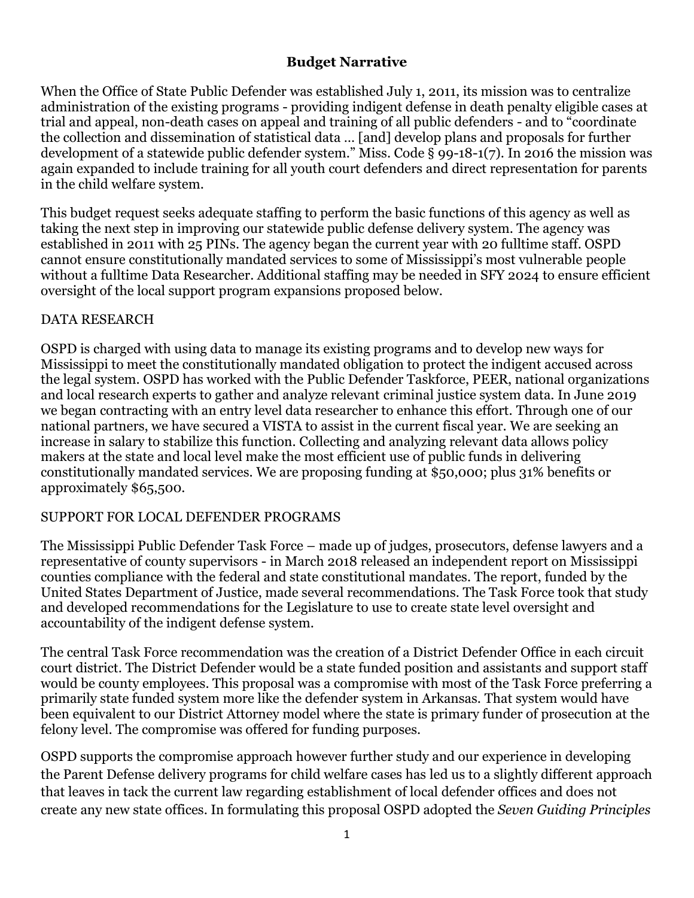## Budget Narrative

When the Office of State Public Defender was established July 1, 2011, its mission was to centralize administration of the existing programs - providing indigent defense in death penalty eligible cases at trial and appeal, non-death cases on appeal and training of all public defenders - and to "coordinate the collection and dissemination of statistical data … [and] develop plans and proposals for further development of a statewide public defender system." Miss. Code § 99-18-1(7). In 2016 the mission was again expanded to include training for all youth court defenders and direct representation for parents in the child welfare system.

This budget request seeks adequate staffing to perform the basic functions of this agency as well as taking the next step in improving our statewide public defense delivery system. The agency was established in 2011 with 25 PINs. The agency began the current year with 20 fulltime staff. OSPD cannot ensure constitutionally mandated services to some of Mississippi's most vulnerable people without a fulltime Data Researcher. Additional staffing may be needed in SFY 2024 to ensure efficient oversight of the local support program expansions proposed below.

DATA RESEARCH

OSPD is charged with using data to manage its existing programs and to develop new ways for Mississippi to meet the constitutionally mandated obligation to protect the indigent accused across the legal system. OSPD has worked with the Public Defender Taskforce, PEER, national organizations and local research experts to gather and analyze relevant criminal justice system data. In June 2019 we began contracting with an entry level data researcher to enhance this effort. Through one of our national partners, we have secured a VISTA to assist in the current fiscal year. We are seeking an increase in salary to stabilize this function. Collecting and analyzing relevant data allows policy makers at the state and local level make the most efficient use of public funds in delivering constitutionally mandated services. We are proposing funding at $50,000; plus 31% benefits or approximately $65,500.

SUPPORT FOR LOCAL DEFENDER PROGRAMS

The Mississippi Public Defender Task Force – made up of judges, prosecutors, defense lawyers and a representative of county supervisors - in March 2018 released an independent report on Mississippi counties compliance with the federal and state constitutional mandates. The report, funded by the United States Department of Justice, made several recommendations. The Task Force took that study and developed recommendations for the Legislature to use to create state level oversight and accountability of the indigent defense system.

The central Task Force recommendation was the creation of a District Defender Office in each circuit court district. The District Defender would be a state funded position and assistants and support staff would be county employees. This proposal was a compromise with most of the Task Force preferring a primarily state funded system more like the defender system in Arkansas. That system would have been equivalent to our District Attorney model where the state is primary funder of prosecution at the felony level. The compromise was offered for funding purposes.

OSPD supports the compromise approach however further study and our experience in developing the Parent Defense delivery programs for child welfare cases has led us to a slightly different approach that leaves in tack the current law regarding establishment of local defender offices and does not create any new state offices. In formulating this proposal OSPD adopted the *Seven Guiding Principles*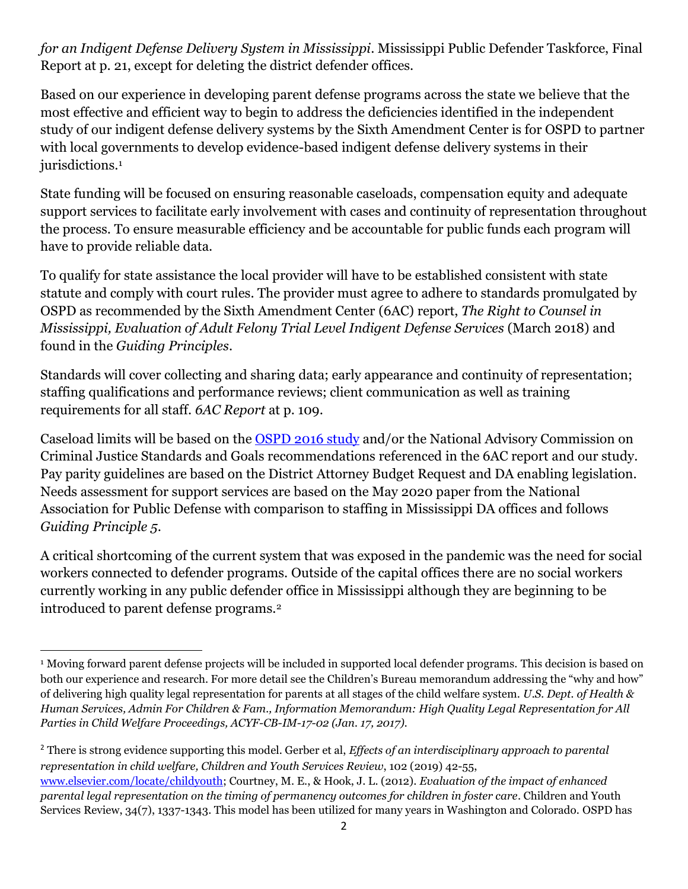*for an Indigent Defense Delivery System in Mississippi*. Mississippi Public Defender Taskforce, Final Report at p. 21, except for deleting the district defender offices.

Based on our experience in developing parent defense programs across the state we believe that the most effective and efficient way to begin to address the deficiencies identified in the independent study of our indigent defense delivery systems by the Sixth Amendment Center is for OSPD to partner with local governments to develop evidence-based indigent defense delivery systems in their jurisdictions.[1]

State funding will be focused on ensuring reasonable caseloads, compensation equity and adequate support services to facilitate early involvement with cases and continuity of representation throughout the process. To ensure measurable efficiency and be accountable for public funds each program will have to provide reliable data.

To qualify for state assistance the local provider will have to be established consistent with state statute and comply with court rules. The provider must agree to adhere to standards promulgated by OSPD as recommended by the Sixth Amendment Center (6AC) report, *The Right to Counsel in Mississippi, Evaluation of Adult Felony Trial Level Indigent Defense Services* (March 2018) and found in the *Guiding Principles*.

Standards will cover collecting and sharing data; early appearance and continuity of representation; staffing qualifications and performance reviews; client communication as well as training requirements for all staff. *6AC Report* at p. 109.

Caseload limits will be based on the OSPD 2016 study and/or the National Advisory Commission on Criminal Justice Standards and Goals recommendations referenced in the 6AC report and our study. Pay parity guidelines are based on the District Attorney Budget Request and DA enabling legislation. Needs assessment for support services are based on the May 2020 paper from the National Association for Public Defense with comparison to staffing in Mississippi DA offices and follows *Guiding Principle 5*.

A critical shortcoming of the current system that was exposed in the pandemic was the need for social workers connected to defender programs. Outside of the capital offices there are no social workers currently working in any public defender office in Mississippi although they are beginning to be introduced to parent defense programs.[2]

---

[1] Moving forward parent defense projects will be included in supported local defender programs. This decision is based on both our experience and research. For more detail see the Children's Bureau memorandum addressing the "why and how" of delivering high quality legal representation for parents at all stages of the child welfare system. *U.S. Dept. of Health & Human Services, Admin For Children & Fam., Information Memorandum: High Quality Legal Representation for All Parties in Child Welfare Proceedings, ACYF-CB-IM-17-02 (Jan. 17, 2017).*

[2] There is strong evidence supporting this model. Gerber et al, *Effects of an interdisciplinary approach to parental representation in child welfare, Children and Youth Services Review*, 102 (2019) 42-55, www.elsevier.com/locate/childyouth; Courtney, M. E., & Hook, J. L. (2012). *Evaluation of the impact of enhanced parental legal representation on the timing of permanency outcomes for children in foster care*. Children and Youth Services Review, 34(7), 1337-1343. This model has been utilized for many years in Washington and Colorado. OSPD has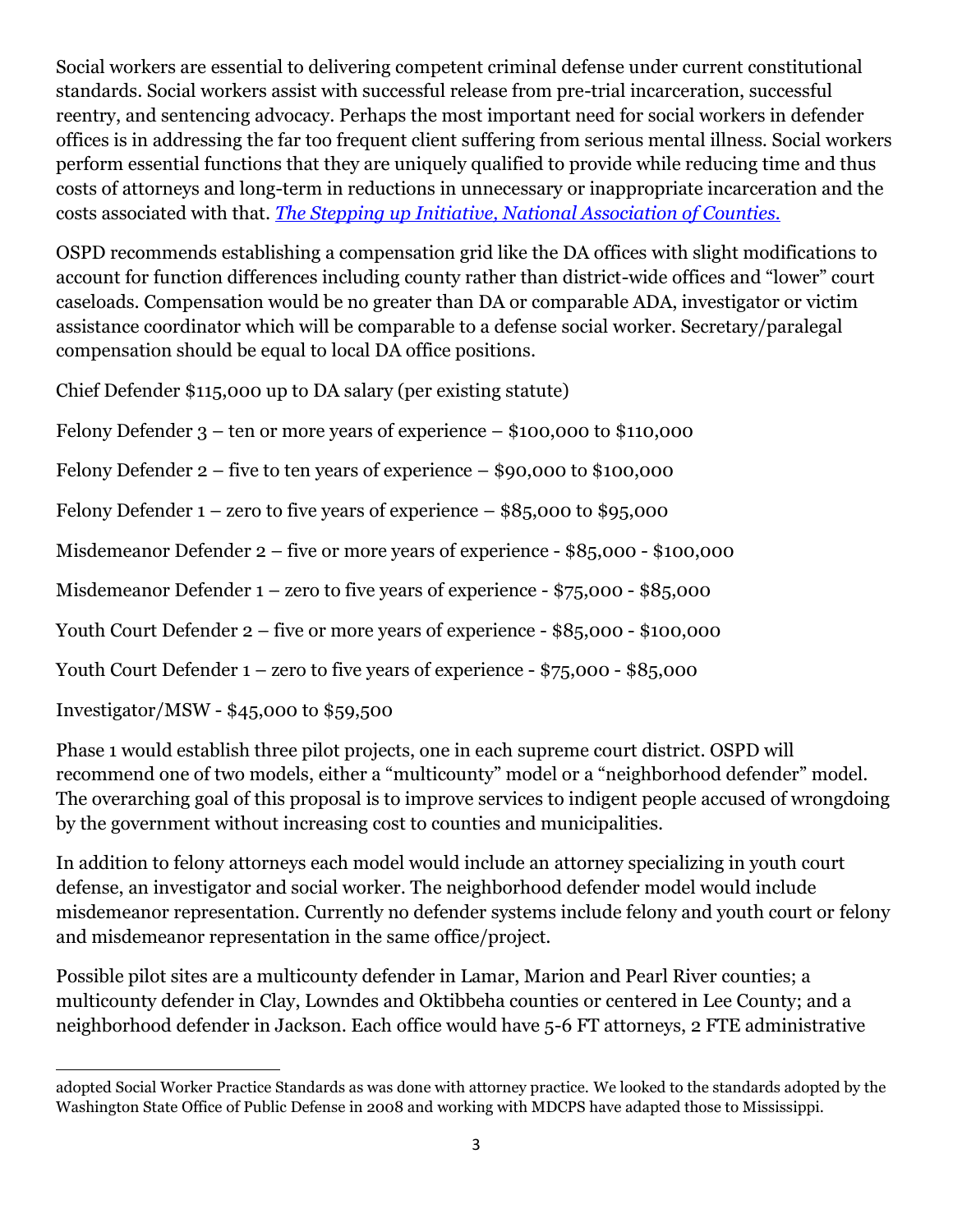Social workers are essential to delivering competent criminal defense under current constitutional standards. Social workers assist with successful release from pre-trial incarceration, successful reentry, and sentencing advocacy. Perhaps the most important need for social workers in defender offices is in addressing the far too frequent client suffering from serious mental illness. Social workers perform essential functions that they are uniquely qualified to provide while reducing time and thus costs of attorneys and long-term in reductions in unnecessary or inappropriate incarceration and the costs associated with that. *[The Stepping up Initiative, National Association of Counties.](#)*

OSPD recommends establishing a compensation grid like the DA offices with slight modifications to account for function differences including county rather than district-wide offices and "lower" court caseloads. Compensation would be no greater than DA or comparable ADA, investigator or victim assistance coordinator which will be comparable to a defense social worker. Secretary/paralegal compensation should be equal to local DA office positions.

Chief Defender $115,000 up to DA salary (per existing statute)

Felony Defender 3 – ten or more years of experience – $100,000 to $110,000

Felony Defender 2 – five to ten years of experience – $90,000 to $100,000

Felony Defender 1 – zero to five years of experience – $85,000 to $95,000

Misdemeanor Defender 2 – five or more years of experience - $85,000 - $100,000

Misdemeanor Defender 1 – zero to five years of experience - $75,000 - $85,000

Youth Court Defender 2 – five or more years of experience - $85,000 - $100,000

Youth Court Defender 1 – zero to five years of experience - $75,000 - $85,000

Investigator/MSW - $45,000 to $59,500

Phase 1 would establish three pilot projects, one in each supreme court district. OSPD will recommend one of two models, either a "multicounty" model or a "neighborhood defender" model. The overarching goal of this proposal is to improve services to indigent people accused of wrongdoing by the government without increasing cost to counties and municipalities.

In addition to felony attorneys each model would include an attorney specializing in youth court defense, an investigator and social worker. The neighborhood defender model would include misdemeanor representation. Currently no defender systems include felony and youth court or felony and misdemeanor representation in the same office/project.

Possible pilot sites are a multicounty defender in Lamar, Marion and Pearl River counties; a multicounty defender in Clay, Lowndes and Oktibbeha counties or centered in Lee County; and a neighborhood defender in Jackson. Each office would have 5-6 FT attorneys, 2 FTE administrative

---

adopted Social Worker Practice Standards as was done with attorney practice. We looked to the standards adopted by the Washington State Office of Public Defense in 2008 and working with MDCPS have adapted those to Mississippi.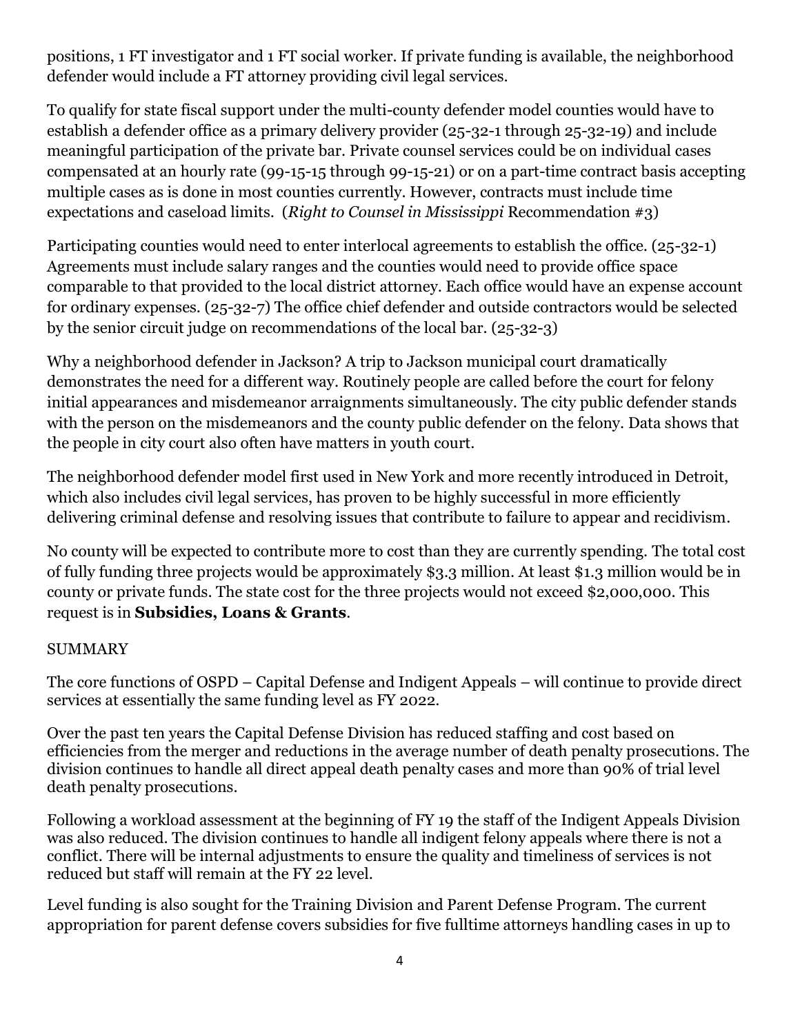positions, 1 FT investigator and 1 FT social worker. If private funding is available, the neighborhood defender would include a FT attorney providing civil legal services.

To qualify for state fiscal support under the multi-county defender model counties would have to establish a defender office as a primary delivery provider (25-32-1 through 25-32-19) and include meaningful participation of the private bar. Private counsel services could be on individual cases compensated at an hourly rate (99-15-15 through 99-15-21) or on a part-time contract basis accepting multiple cases as is done in most counties currently. However, contracts must include time expectations and caseload limits. (*Right to Counsel in Mississippi* Recommendation #3)

Participating counties would need to enter interlocal agreements to establish the office. (25-32-1) Agreements must include salary ranges and the counties would need to provide office space comparable to that provided to the local district attorney. Each office would have an expense account for ordinary expenses. (25-32-7) The office chief defender and outside contractors would be selected by the senior circuit judge on recommendations of the local bar. (25-32-3)

Why a neighborhood defender in Jackson? A trip to Jackson municipal court dramatically demonstrates the need for a different way. Routinely people are called before the court for felony initial appearances and misdemeanor arraignments simultaneously. The city public defender stands with the person on the misdemeanors and the county public defender on the felony. Data shows that the people in city court also often have matters in youth court.

The neighborhood defender model first used in New York and more recently introduced in Detroit, which also includes civil legal services, has proven to be highly successful in more efficiently delivering criminal defense and resolving issues that contribute to failure to appear and recidivism.

No county will be expected to contribute more to cost than they are currently spending. The total cost of fully funding three projects would be approximately $3.3 million. At least $1.3 million would be in county or private funds. The state cost for the three projects would not exceed $2,000,000. This request is in **Subsidies, Loans & Grants**.

SUMMARY

The core functions of OSPD – Capital Defense and Indigent Appeals – will continue to provide direct services at essentially the same funding level as FY 2022.

Over the past ten years the Capital Defense Division has reduced staffing and cost based on efficiencies from the merger and reductions in the average number of death penalty prosecutions. The division continues to handle all direct appeal death penalty cases and more than 90% of trial level death penalty prosecutions.

Following a workload assessment at the beginning of FY 19 the staff of the Indigent Appeals Division was also reduced. The division continues to handle all indigent felony appeals where there is not a conflict. There will be internal adjustments to ensure the quality and timeliness of services is not reduced but staff will remain at the FY 22 level.

Level funding is also sought for the Training Division and Parent Defense Program. The current appropriation for parent defense covers subsidies for five fulltime attorneys handling cases in up to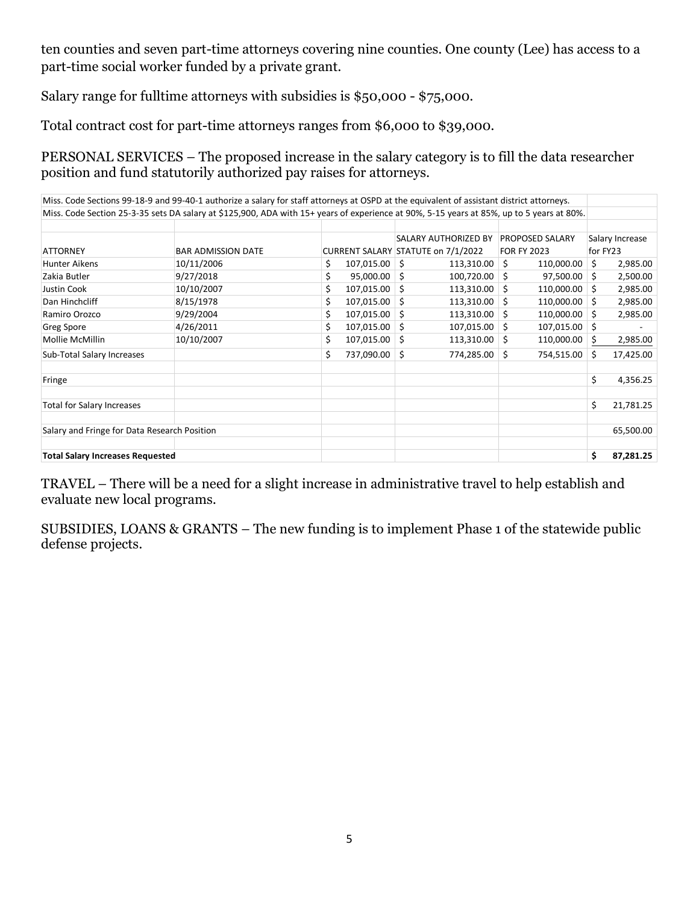ten counties and seven part-time attorneys covering nine counties. One county (Lee) has access to a part-time social worker funded by a private grant.

Salary range for fulltime attorneys with subsidies is $50,000 - $75,000.

Total contract cost for part-time attorneys ranges from $6,000 to $39,000.

PERSONAL SERVICES – The proposed increase in the salary category is to fill the data researcher position and fund statutorily authorized pay raises for attorneys.

| | | | | | |
|---|---|---|---|---|---|
| Miss. Code Sections 99-18-9 and 99-40-1 authorize a salary for staff attorneys at OSPD at the equivalent of assistant district attorneys. | | | | | |
| Miss. Code Section 25-3-35 sets DA salary at $125,900, ADA with 15+ years of experience at 90%, 5-15 years at 85%, up to 5 years at 80%. | | | | | |
| ATTORNEY | BAR ADMISSION DATE | CURRENT SALARY | SALARY AUTHORIZED BY STATUTE on 7/1/2022 | PROPOSED SALARY FOR FY 2023 | Salary Increase for FY23 |
| Hunter Aikens | 10/11/2006 | $ 107,015.00 | $ 113,310.00 | $ 110,000.00 | $ 2,985.00 |
| Zakia Butler | 9/27/2018 | $ 95,000.00 | $ 100,720.00 | $ 97,500.00 | $ 2,500.00 |
| Justin Cook | 10/10/2007 | $ 107,015.00 | $ 113,310.00 | $ 110,000.00 | $ 2,985.00 |
| Dan Hinchcliff | 8/15/1978 | $ 107,015.00 | $ 113,310.00 | $ 110,000.00 | $ 2,985.00 |
| Ramiro Orozco | 9/29/2004 | $ 107,015.00 | $ 113,310.00 | $ 110,000.00 | $ 2,985.00 |
| Greg Spore | 4/26/2011 | $ 107,015.00 | $ 107,015.00 | $ 107,015.00 | $ - |
| Mollie McMillin | 10/10/2007 | $ 107,015.00 | $ 113,310.00 | $ 110,000.00 | $ 2,985.00 |
| Sub-Total Salary Increases | | $ 737,090.00 | $ 774,285.00 | $ 754,515.00 | $ 17,425.00 |
| Fringe | | | | | $ 4,356.25 |
| Total for Salary Increases | | | | | $ 21,781.25 |
| Salary and Fringe for Data Research Position | | | | | 65,500.00 |
| **Total Salary Increases Requested** | | | | | **$ 87,281.25** |

TRAVEL – There will be a need for a slight increase in administrative travel to help establish and evaluate new local programs.

SUBSIDIES, LOANS & GRANTS – The new funding is to implement Phase 1 of the statewide public defense projects.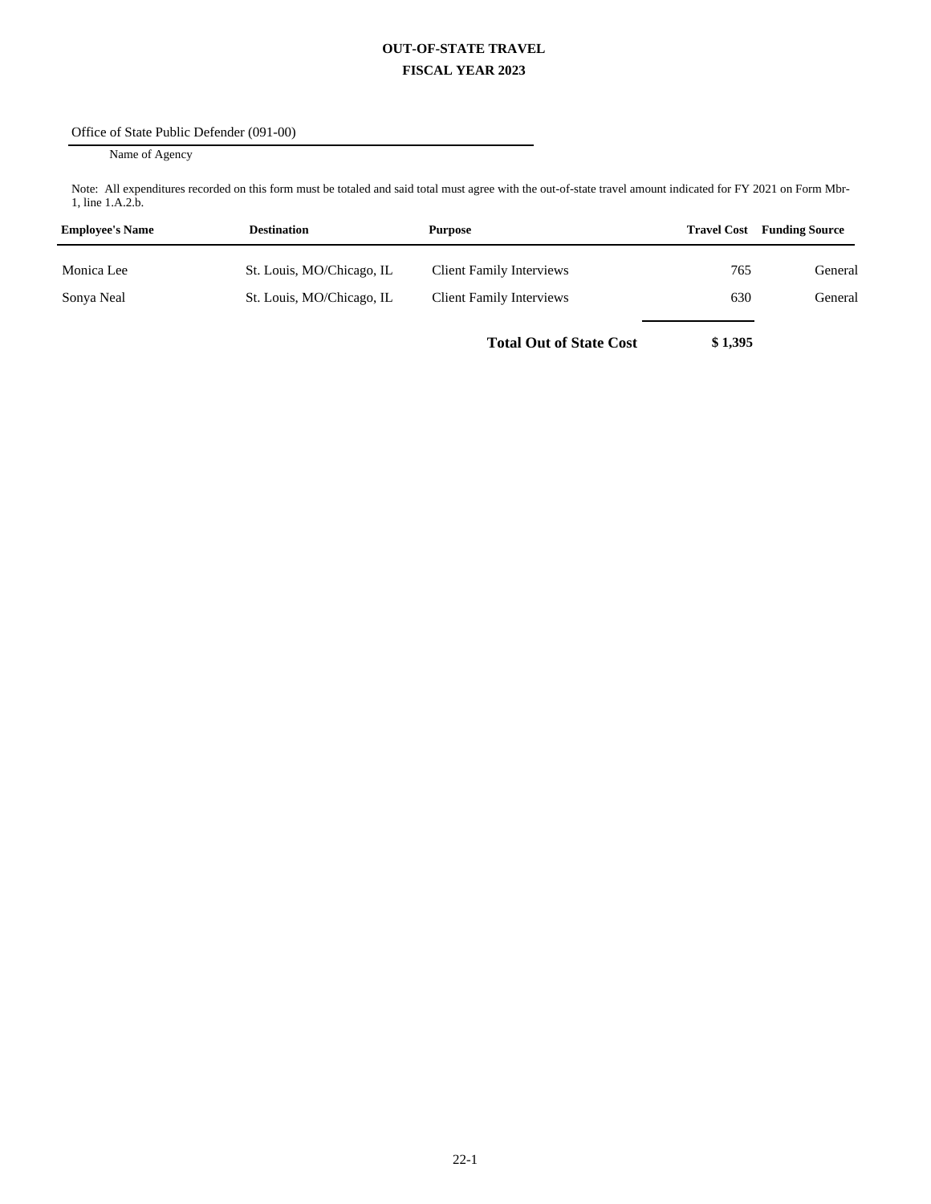**OUT-OF-STATE TRAVEL**

**FISCAL YEAR 2023**

Office of State Public Defender (091-00)

Name of Agency

Note: All expenditures recorded on this form must be totaled and said total must agree with the out-of-state travel amount indicated for FY 2021 on Form Mbr-1, line 1.A.2.b.

| Employee's Name | Destination | Purpose | Travel Cost | Funding Source |
|---|---|---|---|---|
| Monica Lee | St. Louis, MO/Chicago, IL | Client Family Interviews | 765 | General |
| Sonya Neal | St. Louis, MO/Chicago, IL | Client Family Interviews | 630 | General |
| | | **Total Out of State Cost** | **$ 1,395** | |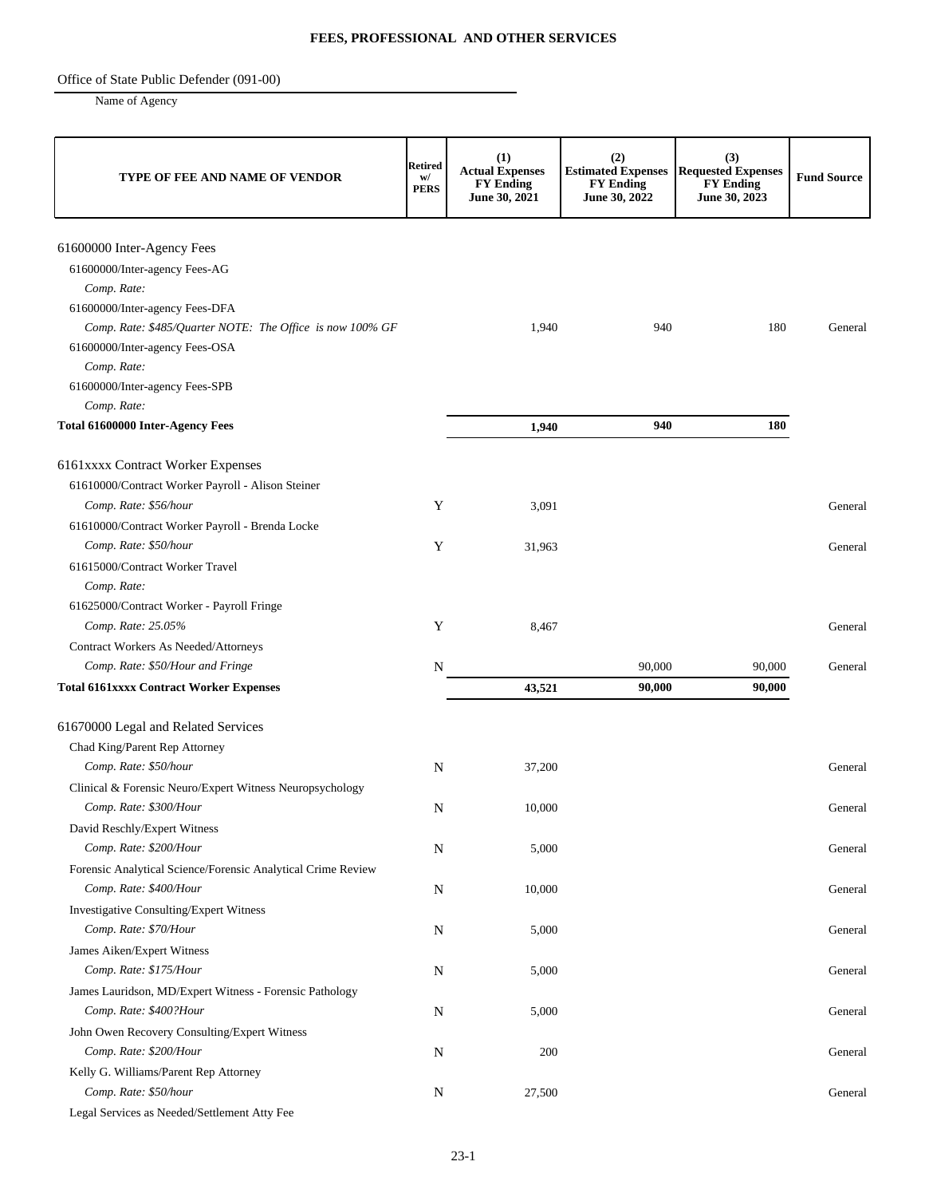**FEES, PROFESSIONAL AND OTHER SERVICES**

Office of State Public Defender (091-00)

Name of Agency

| TYPE OF FEE AND NAME OF VENDOR | Retired w/ PERS | (1) Actual Expenses FY Ending June 30, 2021 | (2) Estimated Expenses FY Ending June 30, 2022 | (3) Requested Expenses FY Ending June 30, 2023 | Fund Source |
|---|---|---|---|---|---|
| 61600000 Inter-Agency Fees | | | | | |
| 61600000/Inter-agency Fees-AG | | | | | |
| *Comp. Rate:* | | | | | |
| 61600000/Inter-agency Fees-DFA | | | | | |
| *Comp. Rate: $485/Quarter NOTE: The Office is now 100% GF* | | 1,940 | 940 | 180 | General |
| 61600000/Inter-agency Fees-OSA | | | | | |
| *Comp. Rate:* | | | | | |
| 61600000/Inter-agency Fees-SPB | | | | | |
| *Comp. Rate:* | | | | | |
| **Total 61600000 Inter-Agency Fees** | | **1,940** | **940** | **180** | |
| 6161xxxx Contract Worker Expenses | | | | | |
| 61610000/Contract Worker Payroll - Alison Steiner | | | | | |
| *Comp. Rate: $56/hour* | Y | 3,091 | | | General |
| 61610000/Contract Worker Payroll - Brenda Locke | | | | | |
| *Comp. Rate: $50/hour* | Y | 31,963 | | | General |
| 61615000/Contract Worker Travel | | | | | |
| *Comp. Rate:* | | | | | |
| 61625000/Contract Worker - Payroll Fringe | | | | | |
| *Comp. Rate: 25.05%* | Y | 8,467 | | | General |
| Contract Workers As Needed/Attorneys | | | | | |
| *Comp. Rate: $50/Hour and Fringe* | N | | 90,000 | 90,000 | General |
| **Total 6161xxxx Contract Worker Expenses** | | **43,521** | **90,000** | **90,000** | |
| 61670000 Legal and Related Services | | | | | |
| Chad King/Parent Rep Attorney | | | | | |
| *Comp. Rate: $50/hour* | N | 37,200 | | | General |
| Clinical & Forensic Neuro/Expert Witness Neuropsychology | | | | | |
| *Comp. Rate: $300/Hour* | N | 10,000 | | | General |
| David Reschly/Expert Witness | | | | | |
| *Comp. Rate: $200/Hour* | N | 5,000 | | | General |
| Forensic Analytical Science/Forensic Analytical Crime Review | | | | | |
| *Comp. Rate: $400/Hour* | N | 10,000 | | | General |
| Investigative Consulting/Expert Witness | | | | | |
| *Comp. Rate: $70/Hour* | N | 5,000 | | | General |
| James Aiken/Expert Witness | | | | | |
| *Comp. Rate: $175/Hour* | N | 5,000 | | | General |
| James Lauridson, MD/Expert Witness - Forensic Pathology | | | | | |
| *Comp. Rate: $400?Hour* | N | 5,000 | | | General |
| John Owen Recovery Consulting/Expert Witness | | | | | |
| *Comp. Rate: $200/Hour* | N | 200 | | | General |
| Kelly G. Williams/Parent Rep Attorney | | | | | |
| *Comp. Rate: $50/hour* | N | 27,500 | | | General |
| Legal Services as Needed/Settlement Atty Fee | | | | | |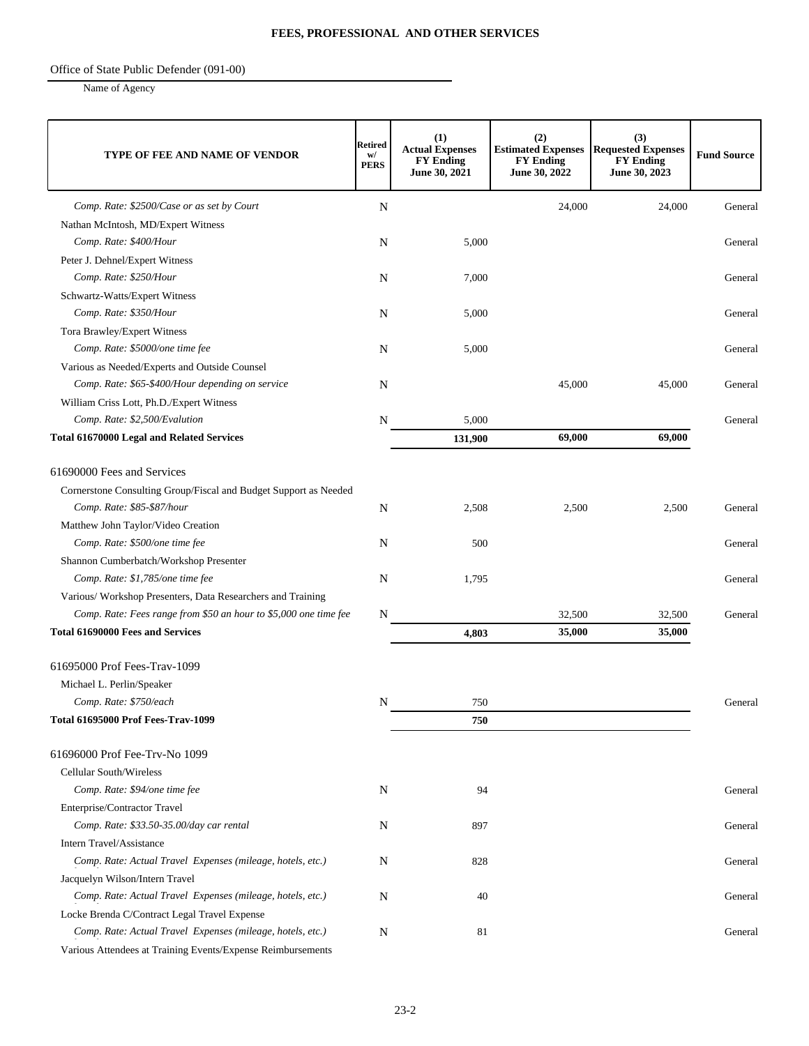**FEES, PROFESSIONAL AND OTHER SERVICES**

Office of State Public Defender (091-00)

Name of Agency

| TYPE OF FEE AND NAME OF VENDOR | Retired w/ PERS | (1) Actual Expenses FY Ending June 30, 2021 | (2) Estimated Expenses FY Ending June 30, 2022 | (3) Requested Expenses FY Ending June 30, 2023 | Fund Source |
|---|---|---|---|---|---|
| *Comp. Rate: $2500/Case or as set by Court* | N | | 24,000 | 24,000 | General |
| Nathan McIntosh, MD/Expert Witness | | | | | |
| *Comp. Rate: $400/Hour* | N | 5,000 | | | General |
| Peter J. Dehnel/Expert Witness | | | | | |
| *Comp. Rate: $250/Hour* | N | 7,000 | | | General |
| Schwartz-Watts/Expert Witness | | | | | |
| *Comp. Rate: $350/Hour* | N | 5,000 | | | General |
| Tora Brawley/Expert Witness | | | | | |
| *Comp. Rate: $5000/one time fee* | N | 5,000 | | | General |
| Various as Needed/Experts and Outside Counsel | | | | | |
| *Comp. Rate: $65-$400/Hour depending on service* | N | | 45,000 | 45,000 | General |
| William Criss Lott, Ph.D./Expert Witness | | | | | |
| *Comp. Rate: $2,500/Evalution* | N | 5,000 | | | General |
| **Total 61670000 Legal and Related Services** | | **131,900** | **69,000** | **69,000** | |
| | | | | | |
| 61690000 Fees and Services | | | | | |
| Cornerstone Consulting Group/Fiscal and Budget Support as Needed | | | | | |
| *Comp. Rate: $85-$87/hour* | N | 2,508 | 2,500 | 2,500 | General |
| Matthew John Taylor/Video Creation | | | | | |
| *Comp. Rate: $500/one time fee* | N | 500 | | | General |
| Shannon Cumberbatch/Workshop Presenter | | | | | |
| *Comp. Rate: $1,785/one time fee* | N | 1,795 | | | General |
| Various/ Workshop Presenters, Data Researchers and Training | | | | | |
| *Comp. Rate: Fees range from $50 an hour to $5,000 one time fee* | N | | 32,500 | 32,500 | General |
| **Total 61690000 Fees and Services** | | **4,803** | **35,000** | **35,000** | |
| | | | | | |
| 61695000 Prof Fees-Trav-1099 | | | | | |
| Michael L. Perlin/Speaker | | | | | |
| *Comp. Rate: $750/each* | N | 750 | | | General |
| **Total 61695000 Prof Fees-Trav-1099** | | **750** | | | |
| | | | | | |
| 61696000 Prof Fee-Trv-No 1099 | | | | | |
| Cellular South/Wireless | | | | | |
| *Comp. Rate: $94/one time fee* | N | 94 | | | General |
| Enterprise/Contractor Travel | | | | | |
| *Comp. Rate: $33.50-35.00/day car rental* | N | 897 | | | General |
| Intern Travel/Assistance | | | | | |
| *Comp. Rate: Actual Travel Expenses (mileage, hotels, etc.)* | N | 828 | | | General |
| Jacquelyn Wilson/Intern Travel | | | | | |
| *Comp. Rate: Actual Travel Expenses (mileage, hotels, etc.)* | N | 40 | | | General |
| Locke Brenda C/Contract Legal Travel Expense | | | | | |
| *Comp. Rate: Actual Travel Expenses (mileage, hotels, etc.)* | N | 81 | | | General |
| Various Attendees at Training Events/Expense Reimbursements | | | | | |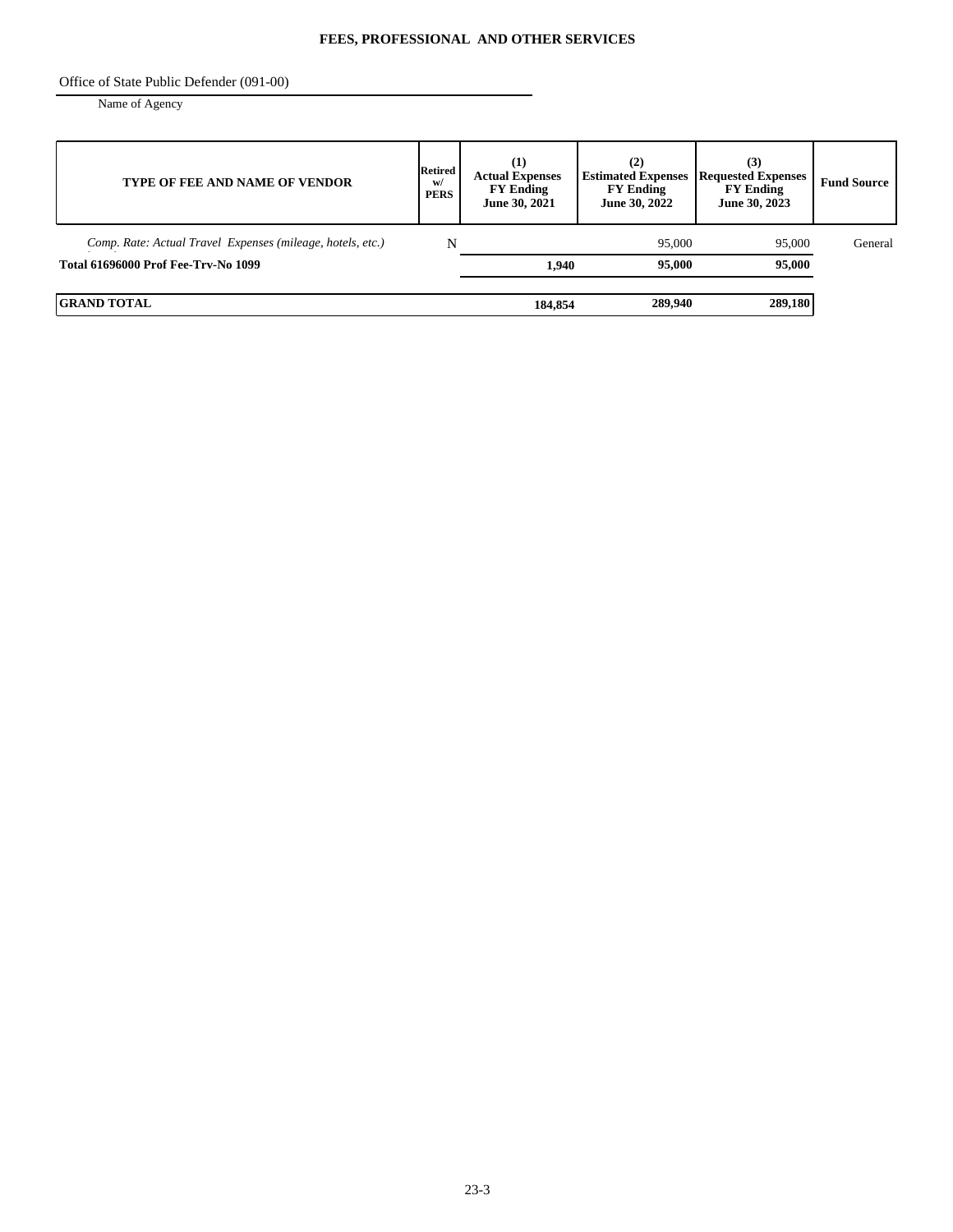## FEES, PROFESSIONAL AND OTHER SERVICES

Office of State Public Defender (091-00)

Name of Agency

| TYPE OF FEE AND NAME OF VENDOR | Retired w/ PERS | (1) Actual Expenses FY Ending June 30, 2021 | (2) Estimated Expenses FY Ending June 30, 2022 | (3) Requested Expenses FY Ending June 30, 2023 | Fund Source |
|---|---|---|---|---|---|
| *Comp. Rate: Actual Travel Expenses (mileage, hotels, etc.)* | N | | 95,000 | 95,000 | General |
| **Total 61696000 Prof Fee-Trv-No 1099** | | **1,940** | **95,000** | **95,000** | |
| **GRAND TOTAL** | | **184,854** | **289,940** | **289,180** | |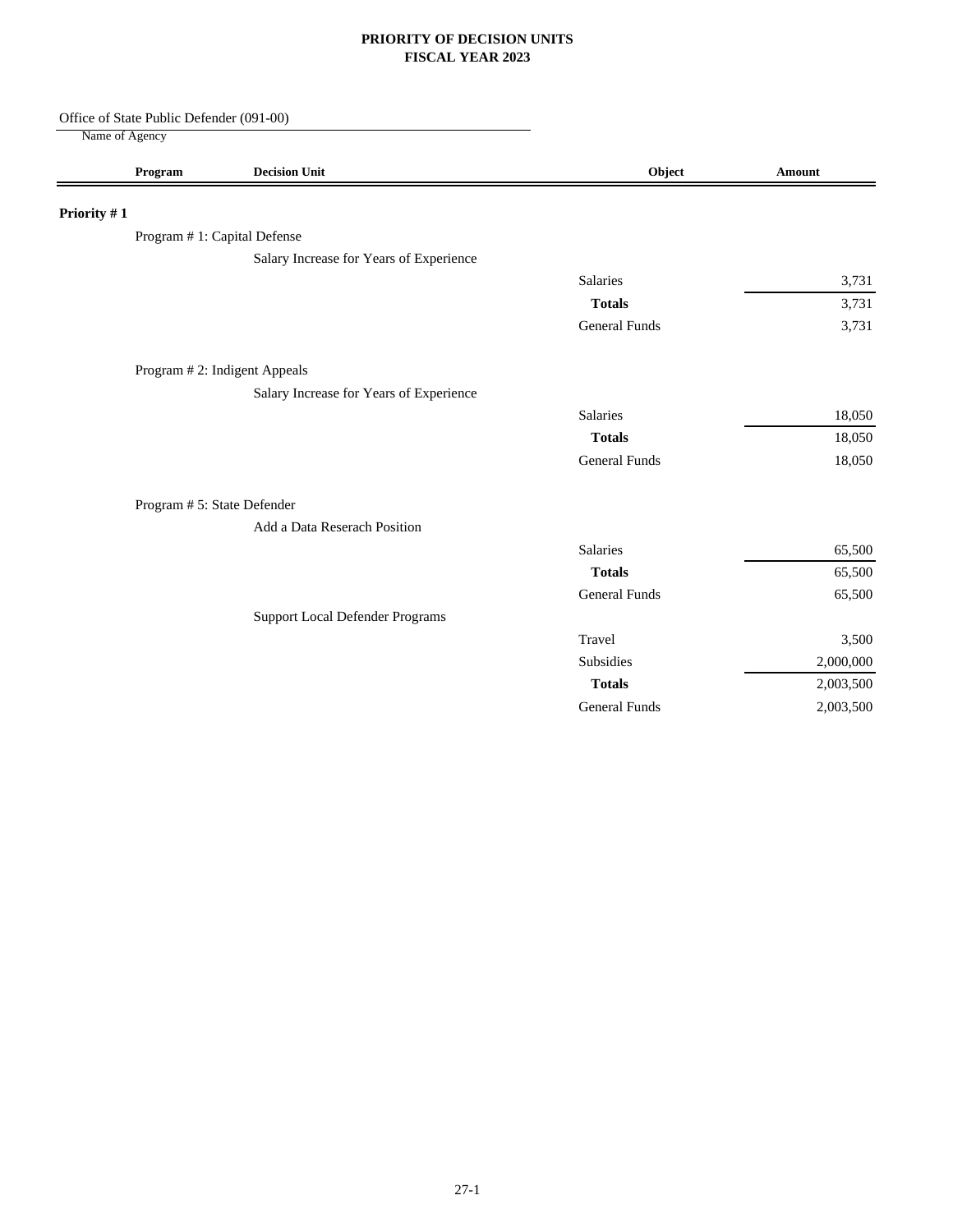**PRIORITY OF DECISION UNITS**
**FISCAL YEAR 2023**

Office of State Public Defender (091-00)
Name of Agency

| Program | Decision Unit | Object | Amount |
|---|---|---|---|
| **Priority # 1** | | | |
| Program # 1: Capital Defense | | | |
| | Salary Increase for Years of Experience | | |
| | | Salaries | 3,731 |
| | | **Totals** | 3,731 |
| | | General Funds | 3,731 |
| Program # 2: Indigent Appeals | | | |
| | Salary Increase for Years of Experience | | |
| | | Salaries | 18,050 |
| | | **Totals** | 18,050 |
| | | General Funds | 18,050 |
| Program # 5: State Defender | | | |
| | Add a Data Reserach Position | | |
| | | Salaries | 65,500 |
| | | **Totals** | 65,500 |
| | | General Funds | 65,500 |
| | Support Local Defender Programs | | |
| | | Travel | 3,500 |
| | | Subsidies | 2,000,000 |
| | | **Totals** | 2,003,500 |
| | | General Funds | 2,003,500 |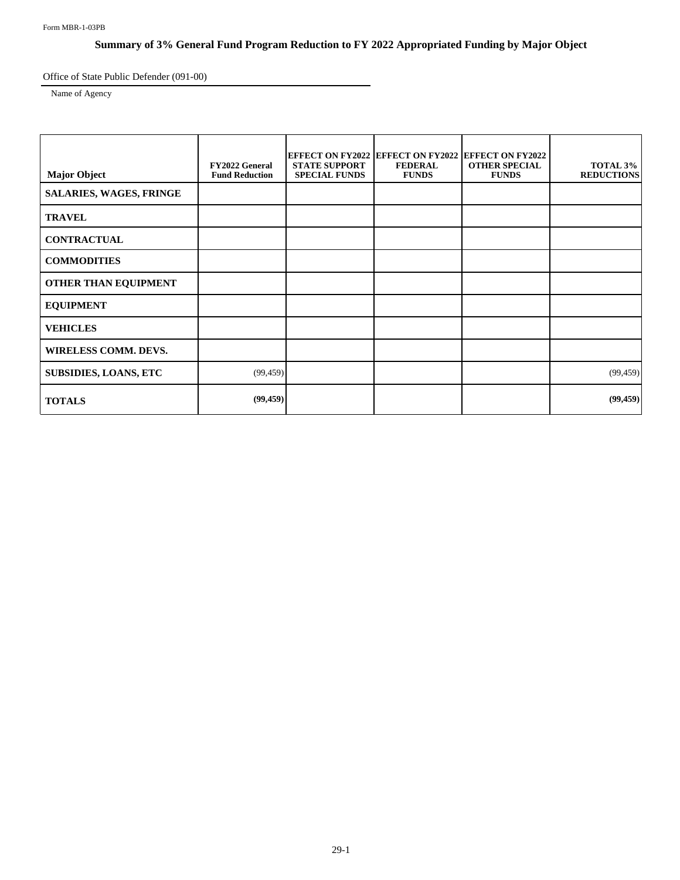Form MBR-1-03PB

# Summary of 3% General Fund Program Reduction to FY 2022 Appropriated Funding by Major Object

Office of State Public Defender (091-00)

Name of Agency

| Major Object | FY2022 General Fund Reduction | EFFECT ON FY2022 STATE SUPPORT SPECIAL FUNDS | EFFECT ON FY2022 FEDERAL FUNDS | EFFECT ON FY2022 OTHER SPECIAL FUNDS | TOTAL 3% REDUCTIONS |
|---|---|---|---|---|---|
| SALARIES, WAGES, FRINGE | | | | | |
| TRAVEL | | | | | |
| CONTRACTUAL | | | | | |
| COMMODITIES | | | | | |
| OTHER THAN EQUIPMENT | | | | | |
| EQUIPMENT | | | | | |
| VEHICLES | | | | | |
| WIRELESS COMM. DEVS. | | | | | |
| SUBSIDIES, LOANS, ETC | (99,459) | | | | (99,459) |
| **TOTALS** | **(99,459)** | | | | **(99,459)** |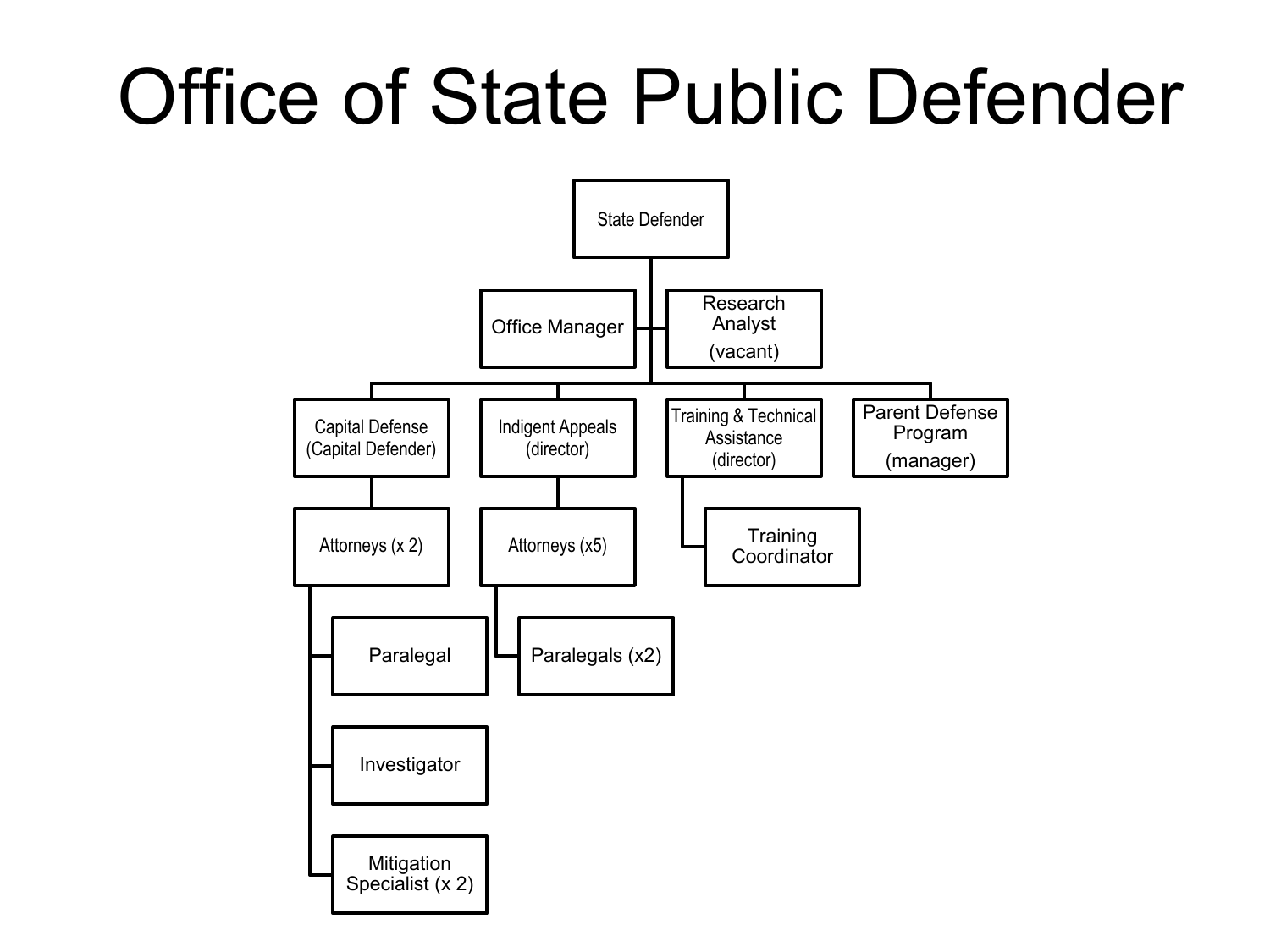# Office of State Public Defender

State Defender

Office Manager

Research Analyst
(vacant)

Capital Defense
(Capital Defender)

Indigent Appeals
(director)

Training & Technical Assistance
(director)

Parent Defense Program
(manager)

Attorneys (x 2)

Attorneys (x5)

Training Coordinator

Paralegal

Paralegals (x2)

Investigator

Mitigation Specialist (x 2)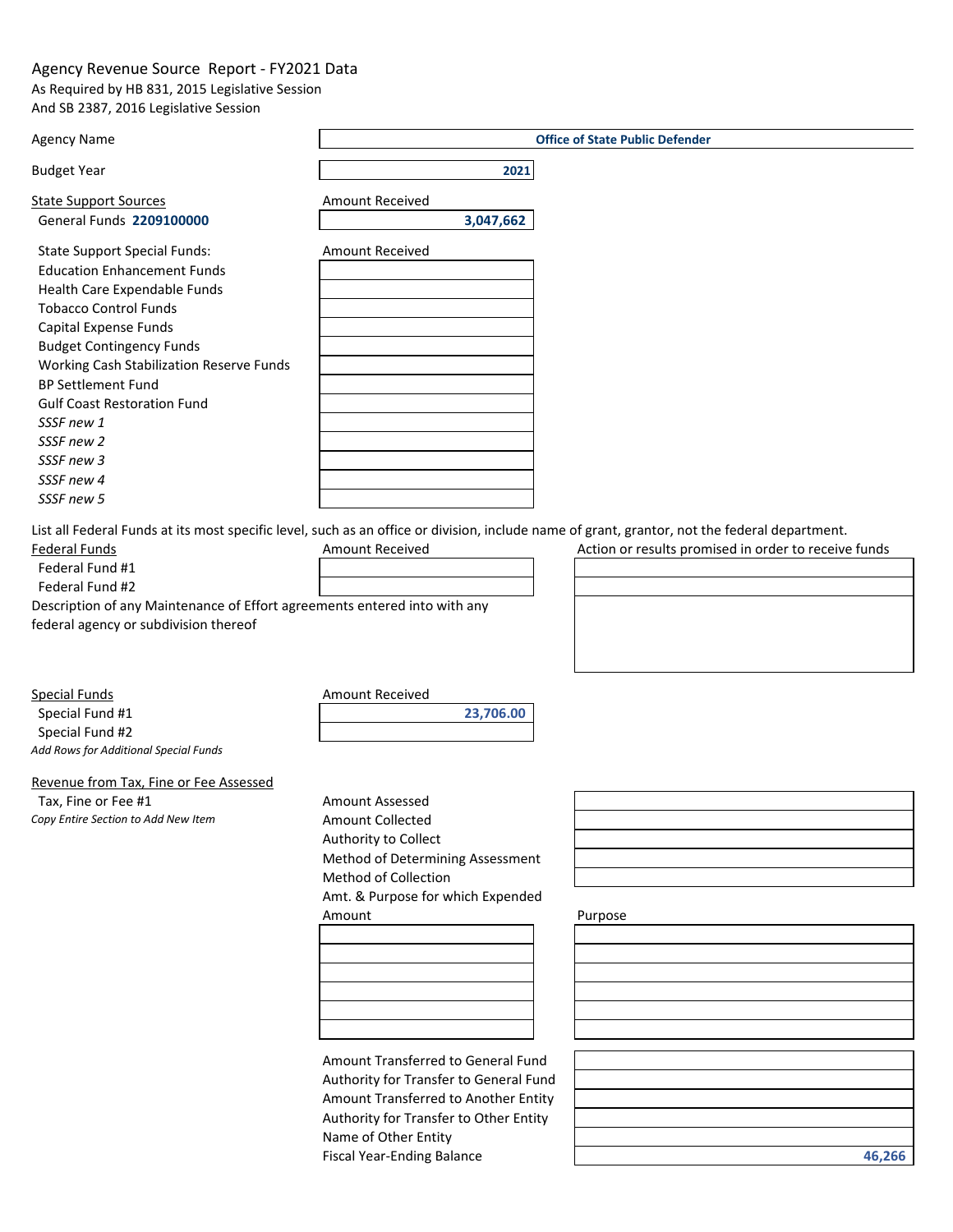Agency Revenue Source Report - FY2021 Data
As Required by HB 831, 2015 Legislative Session
And SB 2387, 2016 Legislative Session

| | |
|---|---|
| Agency Name | **Office of State Public Defender** |
| Budget Year | **2021** |

| State Support Sources | Amount Received |
|---|---|
| General Funds **2209100000** | **3,047,662** |

| State Support Special Funds: | Amount Received |
|---|---|
| Education Enhancement Funds | |
| Health Care Expendable Funds | |
| Tobacco Control Funds | |
| Capital Expense Funds | |
| Budget Contingency Funds | |
| Working Cash Stabilization Reserve Funds | |
| BP Settlement Fund | |
| Gulf Coast Restoration Fund | |
| *SSSF new 1* | |
| *SSSF new 2* | |
| *SSSF new 3* | |
| *SSSF new 4* | |
| *SSSF new 5* | |

List all Federal Funds at its most specific level, such as an office or division, include name of grant, grantor, not the federal department.

| Federal Funds | Amount Received | Action or results promised in order to receive funds |
|---|---|---|
| Federal Fund #1 | | |
| Federal Fund #2 | | |

Description of any Maintenance of Effort agreements entered into with any federal agency or subdivision thereof

| Special Funds | Amount Received |
|---|---|
| Special Fund #1 | **23,706.00** |
| Special Fund #2 | |

*Add Rows for Additional Special Funds*

Revenue from Tax, Fine or Fee Assessed

Tax, Fine or Fee #1

*Copy Entire Section to Add New Item*

| | |
|---|---|
| Amount Assessed | |
| Amount Collected | |
| Authority to Collect | |
| Method of Determining Assessment | |
| Method of Collection | |

Amt. & Purpose for which Expended

| Amount | Purpose |
|---|---|
| | |
| | |
| | |
| | |
| | |
| | |

| | |
|---|---|
| Amount Transferred to General Fund | |
| Authority for Transfer to General Fund | |
| Amount Transferred to Another Entity | |
| Authority for Transfer to Other Entity | |
| Name of Other Entity | |
| Fiscal Year-Ending Balance | **46,266** |